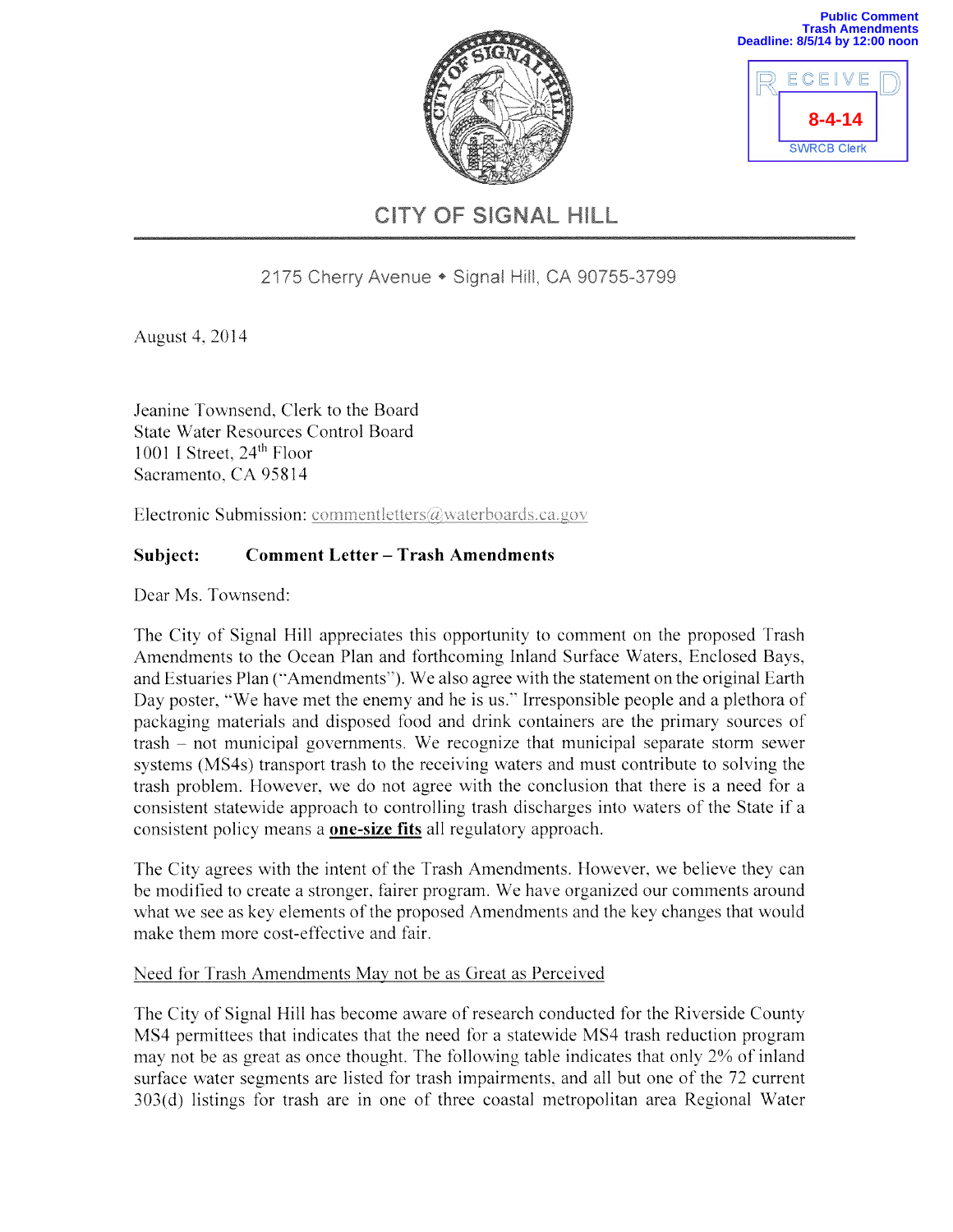Public Comment
Trash Amendments
Deadline: 8/5/14 by 12:00 noon

RECEIVED
8-4-14
SWRCB Clerk

# CITY OF SIGNAL HILL

2175 Cherry Avenue • Signal Hill, CA 90755-3799

August 4, 2014

Jeanine Townsend, Clerk to the Board
State Water Resources Control Board
1001 I Street, 24th Floor
Sacramento, CA 95814

Electronic Submission: commentletters@waterboards.ca.gov

**Subject: Comment Letter – Trash Amendments**

Dear Ms. Townsend:

The City of Signal Hill appreciates this opportunity to comment on the proposed Trash Amendments to the Ocean Plan and forthcoming Inland Surface Waters, Enclosed Bays, and Estuaries Plan ("Amendments"). We also agree with the statement on the original Earth Day poster, "We have met the enemy and he is us." Irresponsible people and a plethora of packaging materials and disposed food and drink containers are the primary sources of trash – not municipal governments. We recognize that municipal separate storm sewer systems (MS4s) transport trash to the receiving waters and must contribute to solving the trash problem. However, we do not agree with the conclusion that there is a need for a consistent statewide approach to controlling trash discharges into waters of the State if a consistent policy means a **one-size fits** all regulatory approach.

The City agrees with the intent of the Trash Amendments. However, we believe they can be modified to create a stronger, fairer program. We have organized our comments around what we see as key elements of the proposed Amendments and the key changes that would make them more cost-effective and fair.

Need for Trash Amendments May not be as Great as Perceived

The City of Signal Hill has become aware of research conducted for the Riverside County MS4 permittees that indicates that the need for a statewide MS4 trash reduction program may not be as great as once thought. The following table indicates that only 2% of inland surface water segments are listed for trash impairments, and all but one of the 72 current 303(d) listings for trash are in one of three coastal metropolitan area Regional Water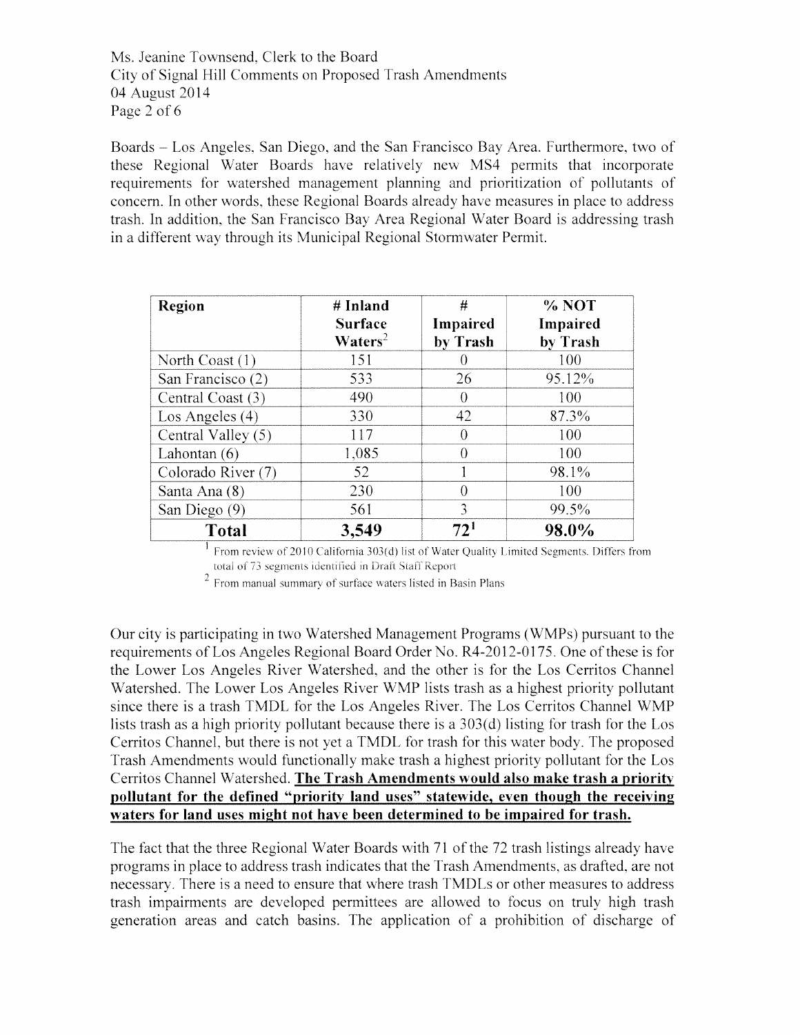Boards – Los Angeles, San Diego, and the San Francisco Bay Area. Furthermore, two of these Regional Water Boards have relatively new MS4 permits that incorporate requirements for watershed management planning and prioritization of pollutants of concern. In other words, these Regional Boards already have measures in place to address trash. In addition, the San Francisco Bay Area Regional Water Board is addressing trash in a different way through its Municipal Regional Stormwater Permit.

| Region | # Inland Surface Waters[2] | # Impaired by Trash | % NOT Impaired by Trash |
|---|---|---|---|
| North Coast (1) | 151 | 0 | 100 |
| San Francisco (2) | 533 | 26 | 95.12% |
| Central Coast (3) | 490 | 0 | 100 |
| Los Angeles (4) | 330 | 42 | 87.3% |
| Central Valley (5) | 117 | 0 | 100 |
| Lahontan (6) | 1,085 | 0 | 100 |
| Colorado River (7) | 52 | 1 | 98.1% |
| Santa Ana (8) | 230 | 0 | 100 |
| San Diego (9) | 561 | 3 | 99.5% |
| **Total** | **3,549** | **72[1]** | **98.0%** |

[1] From review of 2010 California 303(d) list of Water Quality Limited Segments. Differs from total of 73 segments identified in Draft Staff Report

[2] From manual summary of surface waters listed in Basin Plans

Our city is participating in two Watershed Management Programs (WMPs) pursuant to the requirements of Los Angeles Regional Board Order No. R4-2012-0175. One of these is for the Lower Los Angeles River Watershed, and the other is for the Los Cerritos Channel Watershed. The Lower Los Angeles River WMP lists trash as a highest priority pollutant since there is a trash TMDL for the Los Angeles River. The Los Cerritos Channel WMP lists trash as a high priority pollutant because there is a 303(d) listing for trash for the Los Cerritos Channel, but there is not yet a TMDL for trash for this water body. The proposed Trash Amendments would functionally make trash a highest priority pollutant for the Los Cerritos Channel Watershed. **The Trash Amendments would also make trash a priority pollutant for the defined "priority land uses" statewide, even though the receiving waters for land uses might not have been determined to be impaired for trash.**

The fact that the three Regional Water Boards with 71 of the 72 trash listings already have programs in place to address trash indicates that the Trash Amendments, as drafted, are not necessary. There is a need to ensure that where trash TMDLs or other measures to address trash impairments are developed permittees are allowed to focus on truly high trash generation areas and catch basins. The application of a prohibition of discharge of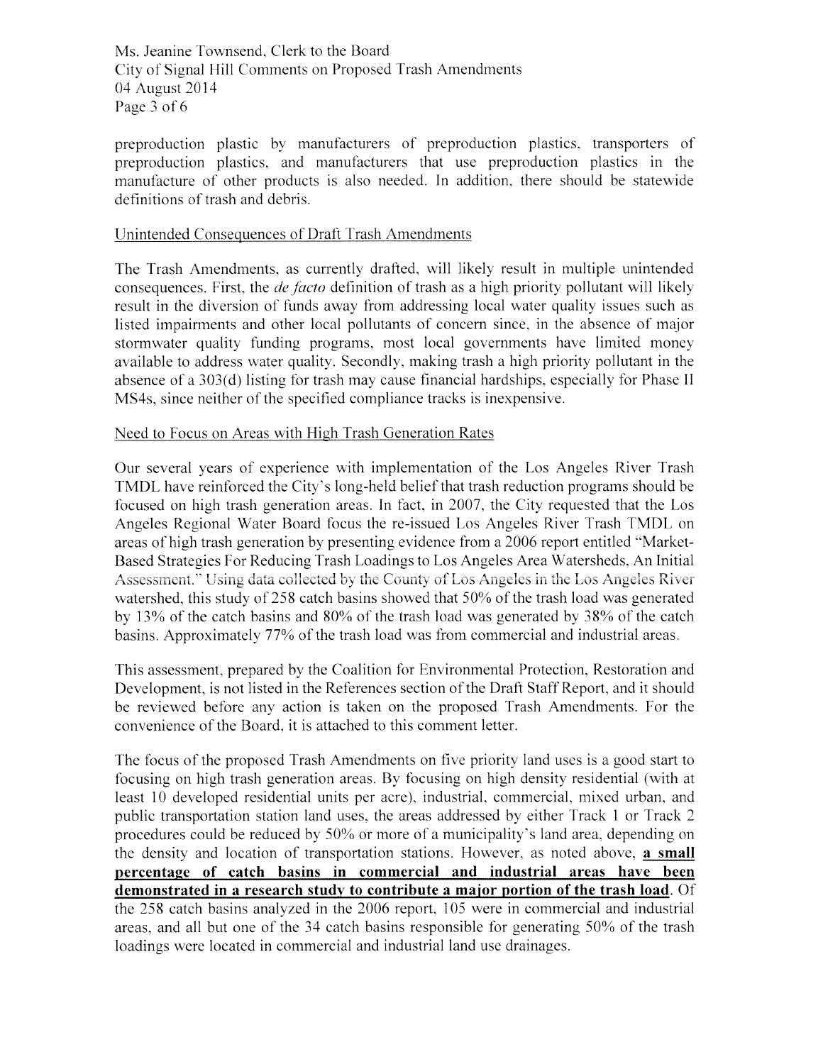preproduction plastic by manufacturers of preproduction plastics, transporters of preproduction plastics, and manufacturers that use preproduction plastics in the manufacture of other products is also needed. In addition, there should be statewide definitions of trash and debris.

## Unintended Consequences of Draft Trash Amendments

The Trash Amendments, as currently drafted, will likely result in multiple unintended consequences. First, the *de facto* definition of trash as a high priority pollutant will likely result in the diversion of funds away from addressing local water quality issues such as listed impairments and other local pollutants of concern since, in the absence of major stormwater quality funding programs, most local governments have limited money available to address water quality. Secondly, making trash a high priority pollutant in the absence of a 303(d) listing for trash may cause financial hardships, especially for Phase II MS4s, since neither of the specified compliance tracks is inexpensive.

## Need to Focus on Areas with High Trash Generation Rates

Our several years of experience with implementation of the Los Angeles River Trash TMDL have reinforced the City's long-held belief that trash reduction programs should be focused on high trash generation areas. In fact, in 2007, the City requested that the Los Angeles Regional Water Board focus the re-issued Los Angeles River Trash TMDL on areas of high trash generation by presenting evidence from a 2006 report entitled "Market-Based Strategies For Reducing Trash Loadings to Los Angeles Area Watersheds, An Initial Assessment." Using data collected by the County of Los Angeles in the Los Angeles River watershed, this study of 258 catch basins showed that 50% of the trash load was generated by 13% of the catch basins and 80% of the trash load was generated by 38% of the catch basins. Approximately 77% of the trash load was from commercial and industrial areas.

This assessment, prepared by the Coalition for Environmental Protection, Restoration and Development, is not listed in the References section of the Draft Staff Report, and it should be reviewed before any action is taken on the proposed Trash Amendments. For the convenience of the Board, it is attached to this comment letter.

The focus of the proposed Trash Amendments on five priority land uses is a good start to focusing on high trash generation areas. By focusing on high density residential (with at least 10 developed residential units per acre), industrial, commercial, mixed urban, and public transportation station land uses, the areas addressed by either Track 1 or Track 2 procedures could be reduced by 50% or more of a municipality's land area, depending on the density and location of transportation stations. However, as noted above, **a small percentage of catch basins in commercial and industrial areas have been demonstrated in a research study to contribute a major portion of the trash load**. Of the 258 catch basins analyzed in the 2006 report, 105 were in commercial and industrial areas, and all but one of the 34 catch basins responsible for generating 50% of the trash loadings were located in commercial and industrial land use drainages.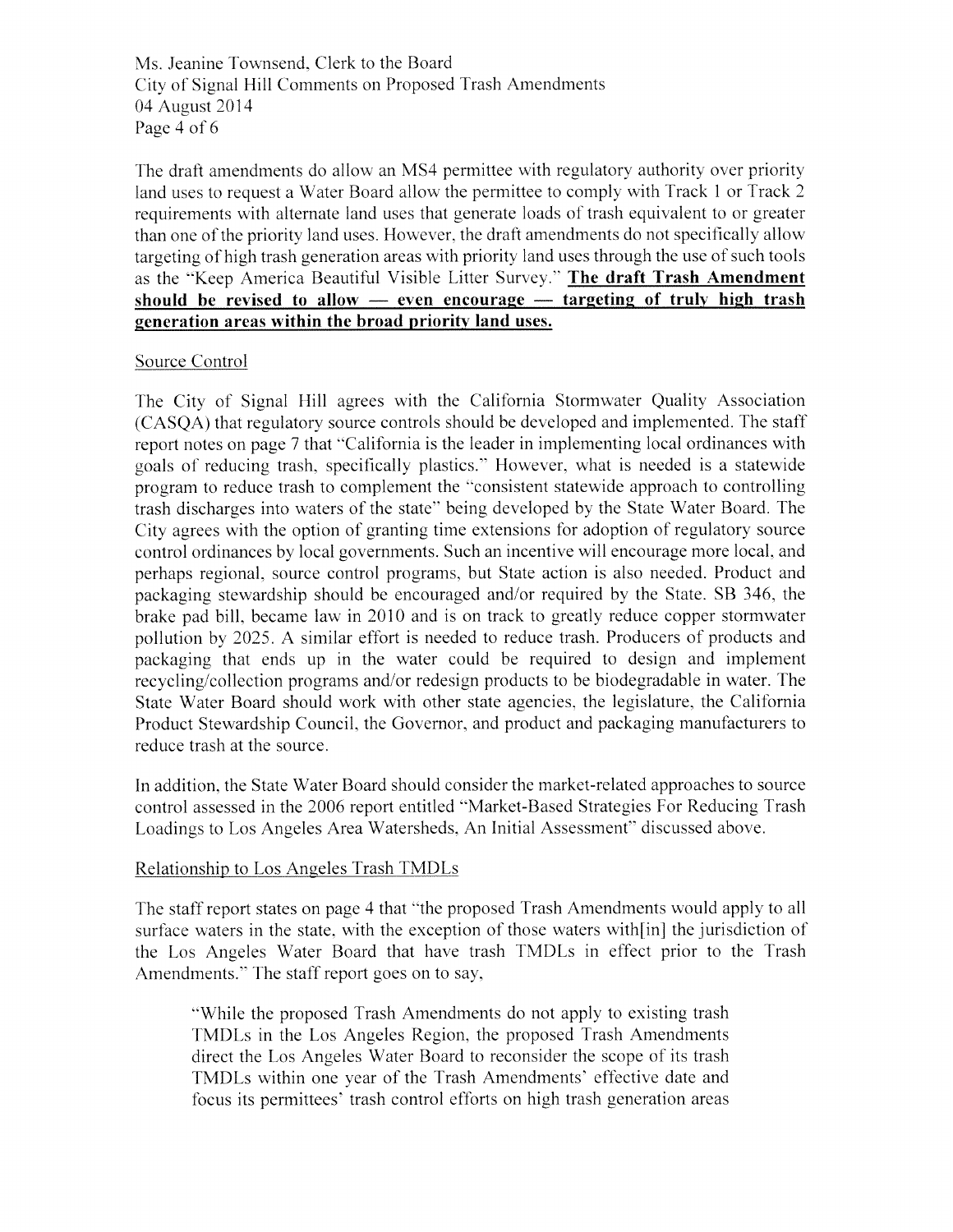The draft amendments do allow an MS4 permittee with regulatory authority over priority land uses to request a Water Board allow the permittee to comply with Track 1 or Track 2 requirements with alternate land uses that generate loads of trash equivalent to or greater than one of the priority land uses. However, the draft amendments do not specifically allow targeting of high trash generation areas with priority land uses through the use of such tools as the "Keep America Beautiful Visible Litter Survey." **<u>The draft Trash Amendment should be revised to allow — even encourage — targeting of truly high trash generation areas within the broad priority land uses.</u>**

<u>Source Control</u>

The City of Signal Hill agrees with the California Stormwater Quality Association (CASQA) that regulatory source controls should be developed and implemented. The staff report notes on page 7 that "California is the leader in implementing local ordinances with goals of reducing trash, specifically plastics." However, what is needed is a statewide program to reduce trash to complement the "consistent statewide approach to controlling trash discharges into waters of the state" being developed by the State Water Board. The City agrees with the option of granting time extensions for adoption of regulatory source control ordinances by local governments. Such an incentive will encourage more local, and perhaps regional, source control programs, but State action is also needed. Product and packaging stewardship should be encouraged and/or required by the State. SB 346, the brake pad bill, became law in 2010 and is on track to greatly reduce copper stormwater pollution by 2025. A similar effort is needed to reduce trash. Producers of products and packaging that ends up in the water could be required to design and implement recycling/collection programs and/or redesign products to be biodegradable in water. The State Water Board should work with other state agencies, the legislature, the California Product Stewardship Council, the Governor, and product and packaging manufacturers to reduce trash at the source.

In addition, the State Water Board should consider the market-related approaches to source control assessed in the 2006 report entitled "Market-Based Strategies For Reducing Trash Loadings to Los Angeles Area Watersheds, An Initial Assessment" discussed above.

<u>Relationship to Los Angeles Trash TMDLs</u>

The staff report states on page 4 that "the proposed Trash Amendments would apply to all surface waters in the state, with the exception of those waters with[in] the jurisdiction of the Los Angeles Water Board that have trash TMDLs in effect prior to the Trash Amendments." The staff report goes on to say,

> "While the proposed Trash Amendments do not apply to existing trash TMDLs in the Los Angeles Region, the proposed Trash Amendments direct the Los Angeles Water Board to reconsider the scope of its trash TMDLs within one year of the Trash Amendments' effective date and focus its permittees' trash control efforts on high trash generation areas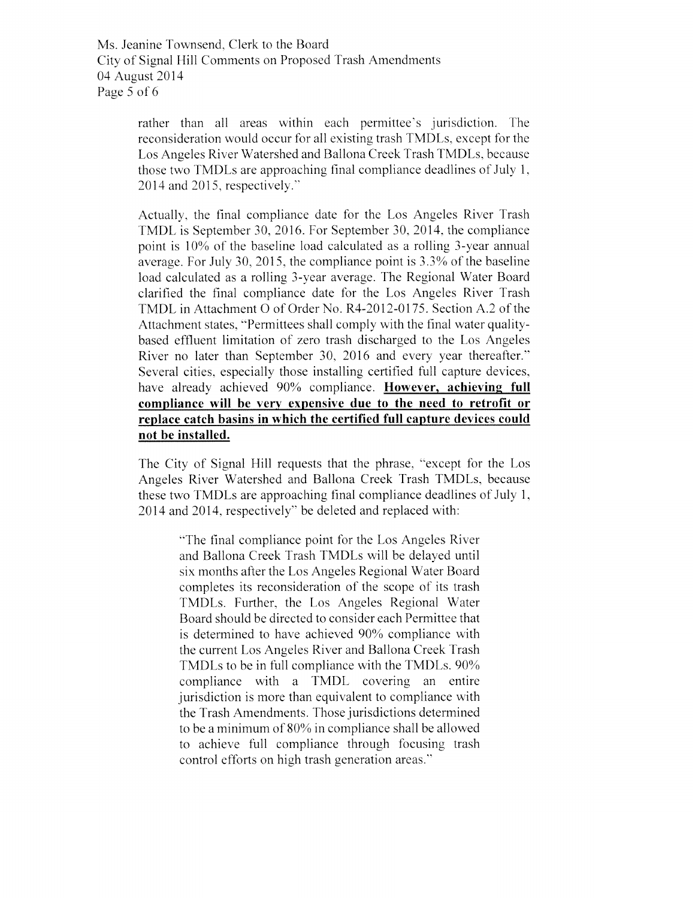rather than all areas within each permittee's jurisdiction. The reconsideration would occur for all existing trash TMDLs, except for the Los Angeles River Watershed and Ballona Creek Trash TMDLs, because those two TMDLs are approaching final compliance deadlines of July 1, 2014 and 2015, respectively."

Actually, the final compliance date for the Los Angeles River Trash TMDL is September 30, 2016. For September 30, 2014, the compliance point is 10% of the baseline load calculated as a rolling 3-year annual average. For July 30, 2015, the compliance point is 3.3% of the baseline load calculated as a rolling 3-year average. The Regional Water Board clarified the final compliance date for the Los Angeles River Trash TMDL in Attachment O of Order No. R4-2012-0175. Section A.2 of the Attachment states, "Permittees shall comply with the final water quality-based effluent limitation of zero trash discharged to the Los Angeles River no later than September 30, 2016 and every year thereafter." Several cities, especially those installing certified full capture devices, have already achieved 90% compliance. **However, achieving full compliance will be very expensive due to the need to retrofit or replace catch basins in which the certified full capture devices could not be installed.**

The City of Signal Hill requests that the phrase, "except for the Los Angeles River Watershed and Ballona Creek Trash TMDLs, because these two TMDLs are approaching final compliance deadlines of July 1, 2014 and 2014, respectively" be deleted and replaced with:

> "The final compliance point for the Los Angeles River and Ballona Creek Trash TMDLs will be delayed until six months after the Los Angeles Regional Water Board completes its reconsideration of the scope of its trash TMDLs. Further, the Los Angeles Regional Water Board should be directed to consider each Permittee that is determined to have achieved 90% compliance with the current Los Angeles River and Ballona Creek Trash TMDLs to be in full compliance with the TMDLs. 90% compliance with a TMDL covering an entire jurisdiction is more than equivalent to compliance with the Trash Amendments. Those jurisdictions determined to be a minimum of 80% in compliance shall be allowed to achieve full compliance through focusing trash control efforts on high trash generation areas."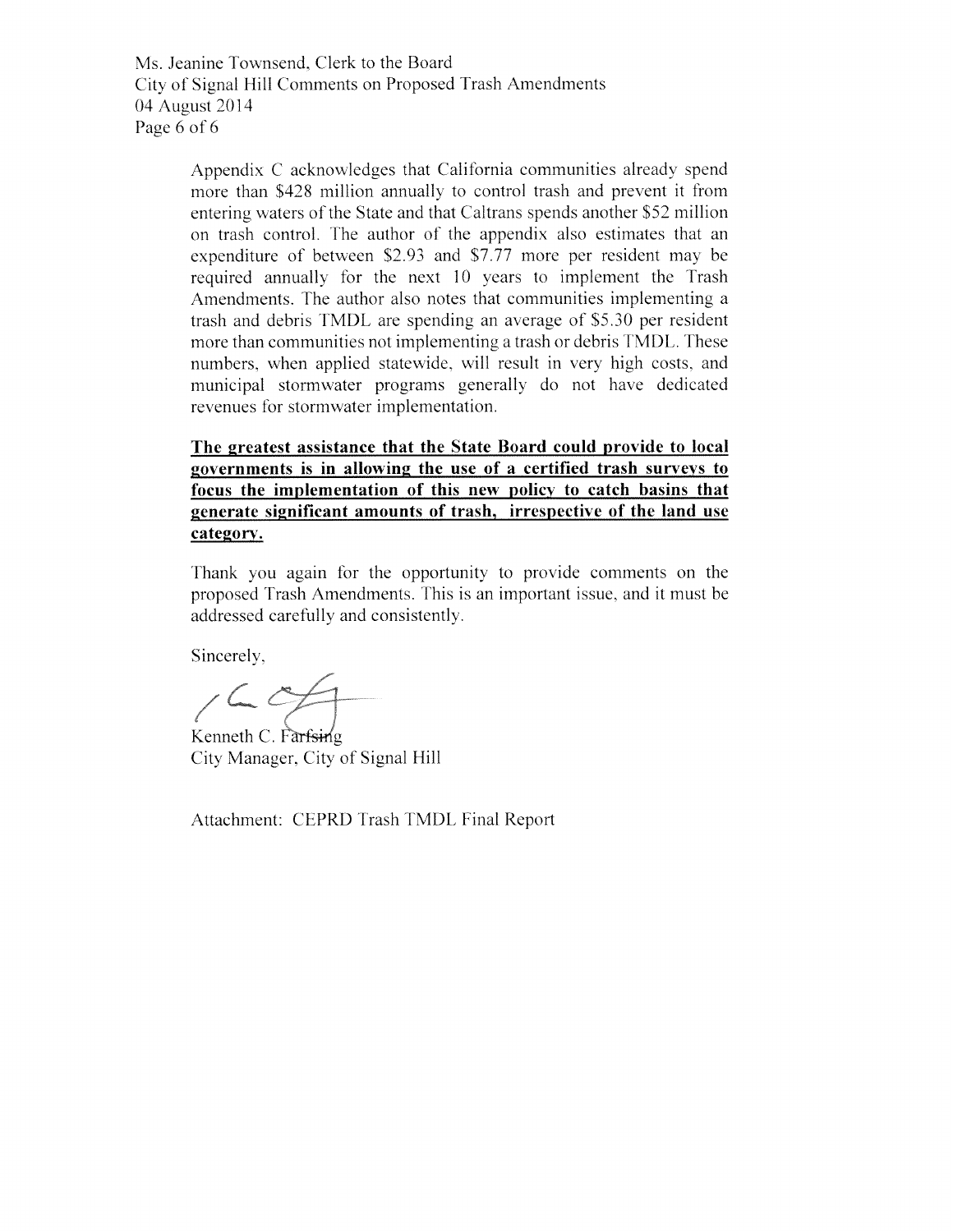Appendix C acknowledges that California communities already spend more than $428 million annually to control trash and prevent it from entering waters of the State and that Caltrans spends another $52 million on trash control. The author of the appendix also estimates that an expenditure of between $2.93 and $7.77 more per resident may be required annually for the next 10 years to implement the Trash Amendments. The author also notes that communities implementing a trash and debris TMDL are spending an average of $5.30 per resident more than communities not implementing a trash or debris TMDL. These numbers, when applied statewide, will result in very high costs, and municipal stormwater programs generally do not have dedicated revenues for stormwater implementation.

**<u>The greatest assistance that the State Board could provide to local governments is in allowing the use of a certified trash surveys to focus the implementation of this new policy to catch basins that generate significant amounts of trash, irrespective of the land use category.</u>**

Thank you again for the opportunity to provide comments on the proposed Trash Amendments. This is an important issue, and it must be addressed carefully and consistently.

Sincerely,

Kenneth C. Farfsing
City Manager, City of Signal Hill

Attachment: CEPRD Trash TMDL Final Report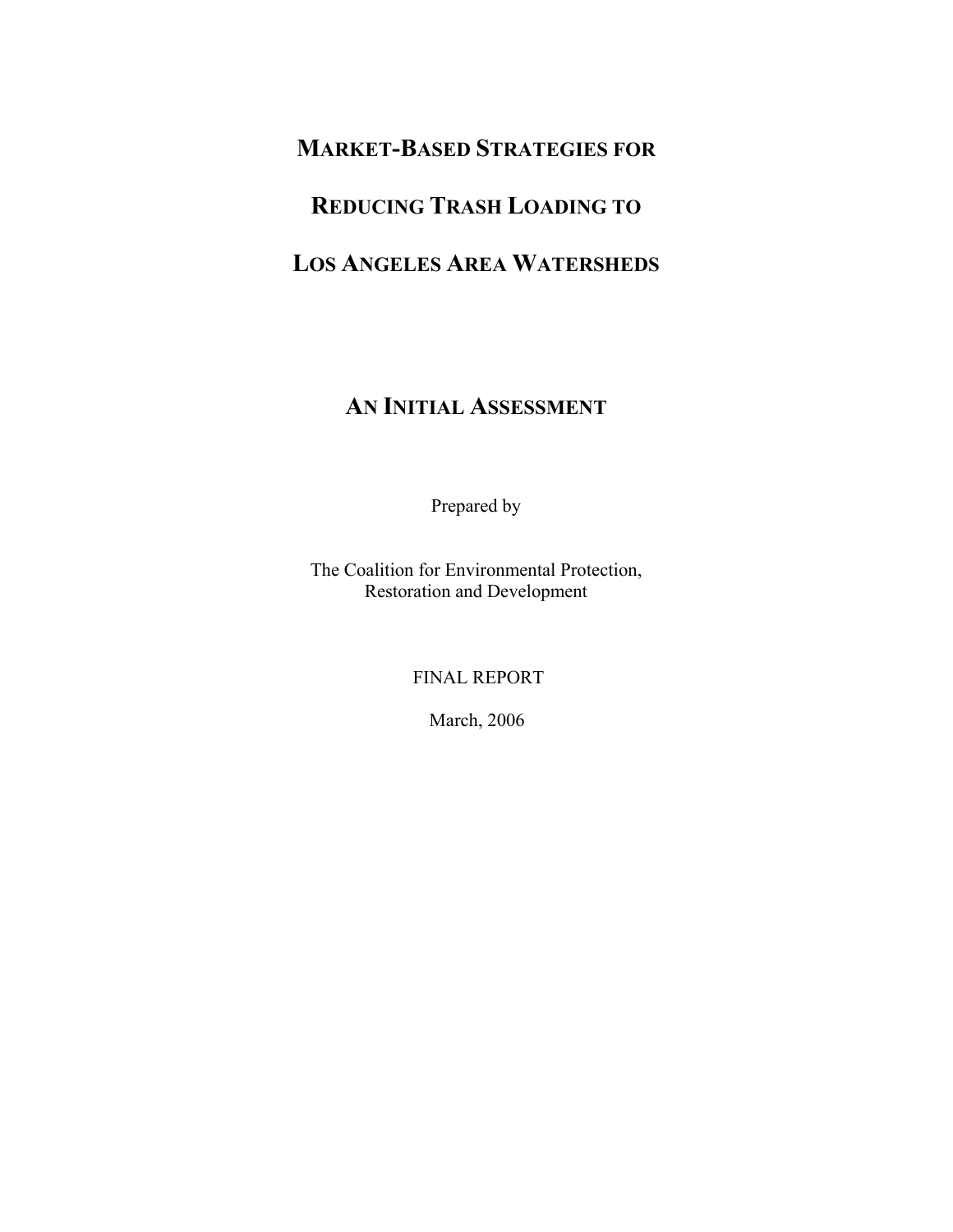# Market-Based Strategies for

# Reducing Trash Loading to

# Los Angeles Area Watersheds

## An Initial Assessment

Prepared by

The Coalition for Environmental Protection,
Restoration and Development

FINAL REPORT

March, 2006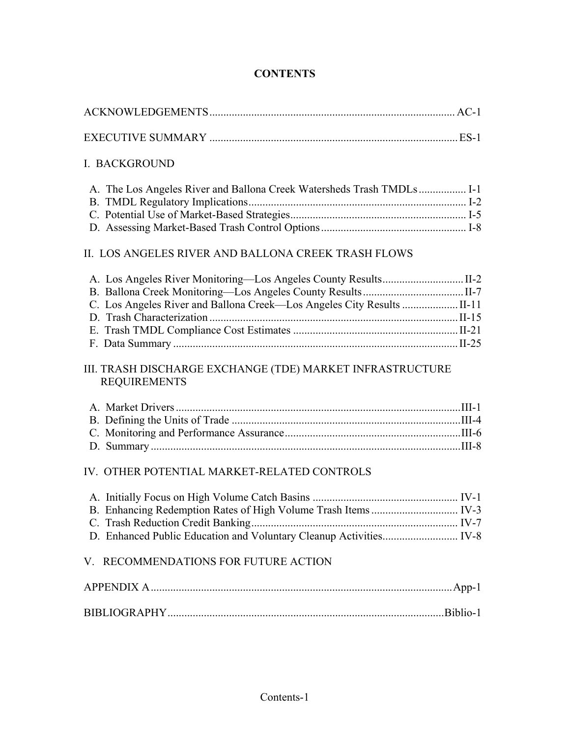# CONTENTS

ACKNOWLEDGEMENTS ........................................................................................ AC-1

EXECUTIVE SUMMARY ......................................................................................... ES-1

I. BACKGROUND

- A. The Los Angeles River and Ballona Creek Watersheds Trash TMDLs ................. I-1
- B. TMDL Regulatory Implications.............................................................................. I-2
- C. Potential Use of Market-Based Strategies................................................................ I-5
- D. Assessing Market-Based Trash Control Options..................................................... I-8

II. LOS ANGELES RIVER AND BALLONA CREEK TRASH FLOWS

- A. Los Angeles River Monitoring—Los Angeles County Results............................. II-2
- B. Ballona Creek Monitoring—Los Angeles County Results.................................... II-7
- C. Los Angeles River and Ballona Creek—Los Angeles City Results .................... II-11
- D. Trash Characterization ......................................................................................... II-15
- E. Trash TMDL Compliance Cost Estimates ........................................................... II-21
- F. Data Summary ...................................................................................................... II-25

III. TRASH DISCHARGE EXCHANGE (TDE) MARKET INFRASTRUCTURE REQUIREMENTS

- A. Market Drivers ......................................................................................................III-1
- B. Defining the Units of Trade ..................................................................................III-4
- C. Monitoring and Performance Assurance...............................................................III-6
- D. Summary ...............................................................................................................III-8

IV. OTHER POTENTIAL MARKET-RELATED CONTROLS

- A. Initially Focus on High Volume Catch Basins .................................................... IV-1
- B. Enhancing Redemption Rates of High Volume Trash Items ............................... IV-3
- C. Trash Reduction Credit Banking.......................................................................... IV-7
- D. Enhanced Public Education and Voluntary Cleanup Activities........................... IV-8

V. RECOMMENDATIONS FOR FUTURE ACTION

APPENDIX A ............................................................................................................App-1

BIBLIOGRAPHY...................................................................................................Biblio-1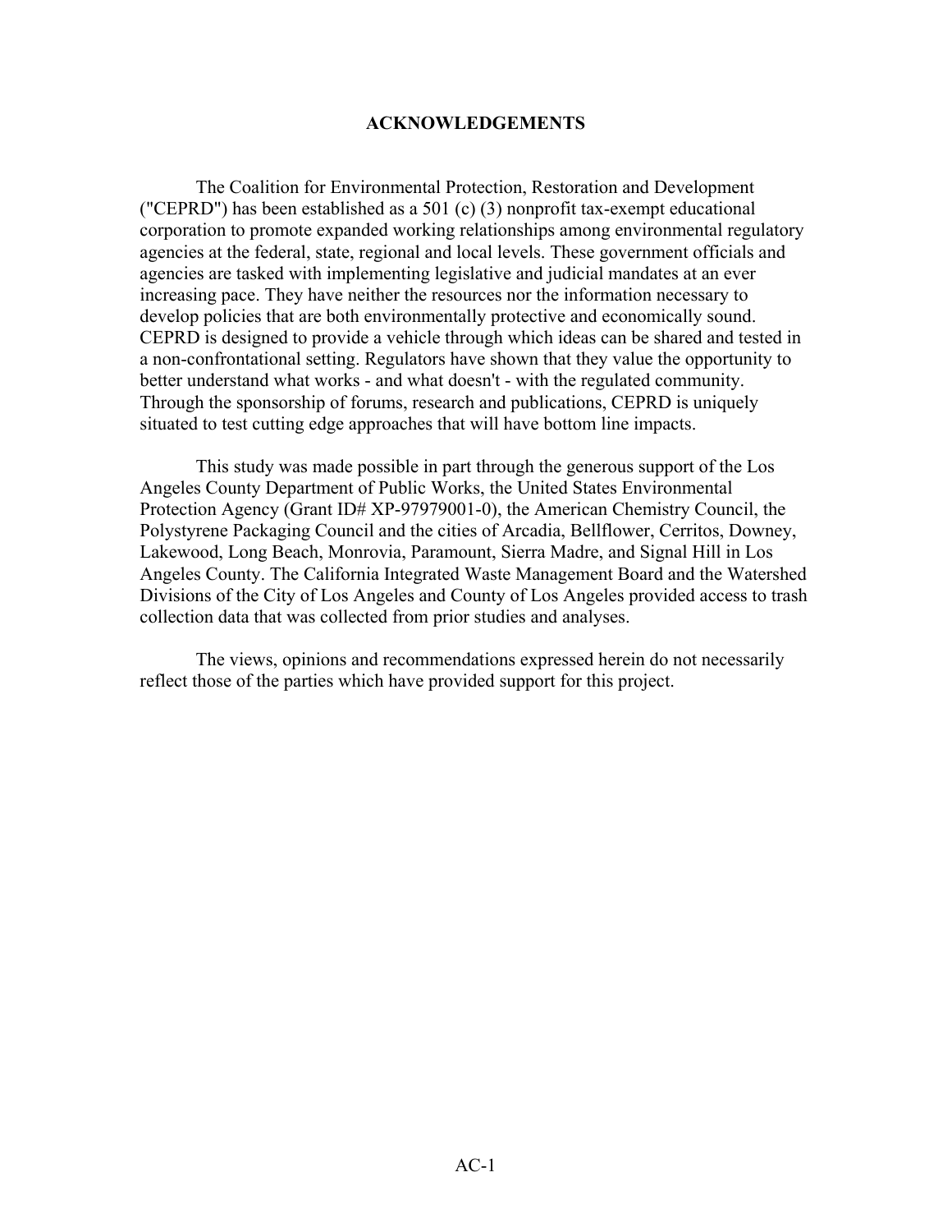## ACKNOWLEDGEMENTS

The Coalition for Environmental Protection, Restoration and Development ("CEPRD") has been established as a 501 (c) (3) nonprofit tax-exempt educational corporation to promote expanded working relationships among environmental regulatory agencies at the federal, state, regional and local levels. These government officials and agencies are tasked with implementing legislative and judicial mandates at an ever increasing pace. They have neither the resources nor the information necessary to develop policies that are both environmentally protective and economically sound. CEPRD is designed to provide a vehicle through which ideas can be shared and tested in a non-confrontational setting. Regulators have shown that they value the opportunity to better understand what works - and what doesn't - with the regulated community. Through the sponsorship of forums, research and publications, CEPRD is uniquely situated to test cutting edge approaches that will have bottom line impacts.

This study was made possible in part through the generous support of the Los Angeles County Department of Public Works, the United States Environmental Protection Agency (Grant ID# XP-97979001-0), the American Chemistry Council, the Polystyrene Packaging Council and the cities of Arcadia, Bellflower, Cerritos, Downey, Lakewood, Long Beach, Monrovia, Paramount, Sierra Madre, and Signal Hill in Los Angeles County. The California Integrated Waste Management Board and the Watershed Divisions of the City of Los Angeles and County of Los Angeles provided access to trash collection data that was collected from prior studies and analyses.

The views, opinions and recommendations expressed herein do not necessarily reflect those of the parties which have provided support for this project.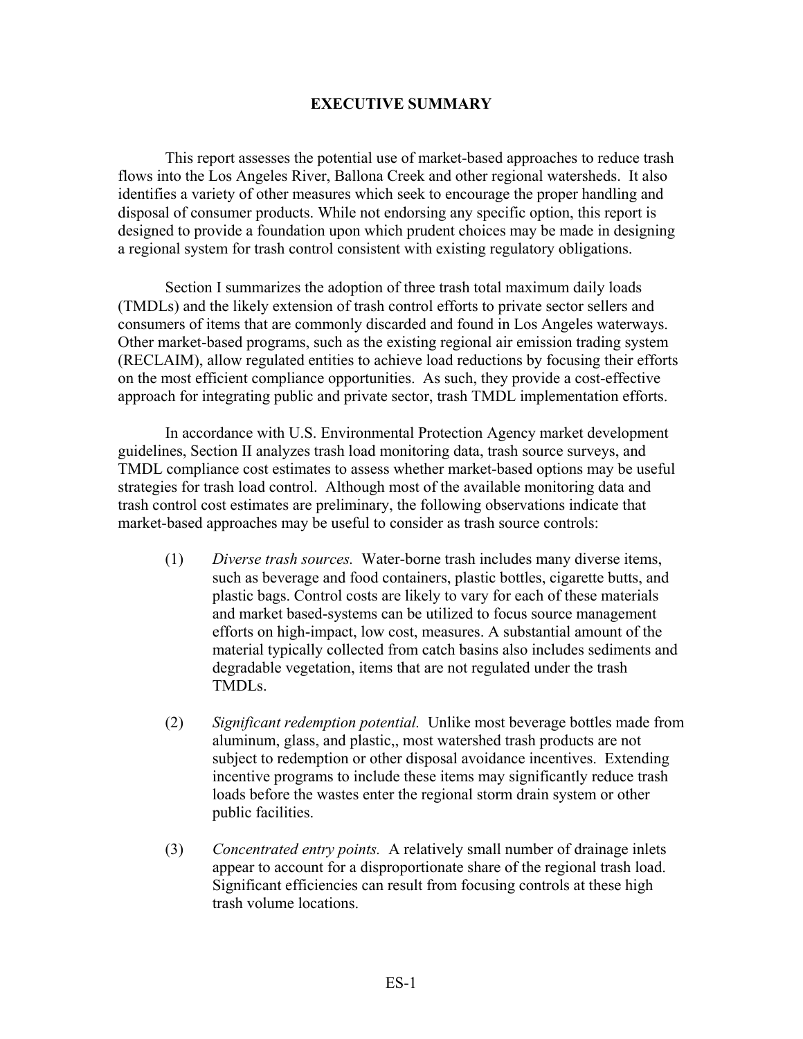## EXECUTIVE SUMMARY

This report assesses the potential use of market-based approaches to reduce trash flows into the Los Angeles River, Ballona Creek and other regional watersheds. It also identifies a variety of other measures which seek to encourage the proper handling and disposal of consumer products. While not endorsing any specific option, this report is designed to provide a foundation upon which prudent choices may be made in designing a regional system for trash control consistent with existing regulatory obligations.

Section I summarizes the adoption of three trash total maximum daily loads (TMDLs) and the likely extension of trash control efforts to private sector sellers and consumers of items that are commonly discarded and found in Los Angeles waterways. Other market-based programs, such as the existing regional air emission trading system (RECLAIM), allow regulated entities to achieve load reductions by focusing their efforts on the most efficient compliance opportunities. As such, they provide a cost-effective approach for integrating public and private sector, trash TMDL implementation efforts.

In accordance with U.S. Environmental Protection Agency market development guidelines, Section II analyzes trash load monitoring data, trash source surveys, and TMDL compliance cost estimates to assess whether market-based options may be useful strategies for trash load control. Although most of the available monitoring data and trash control cost estimates are preliminary, the following observations indicate that market-based approaches may be useful to consider as trash source controls:

(1) *Diverse trash sources.* Water-borne trash includes many diverse items, such as beverage and food containers, plastic bottles, cigarette butts, and plastic bags. Control costs are likely to vary for each of these materials and market based-systems can be utilized to focus source management efforts on high-impact, low cost, measures. A substantial amount of the material typically collected from catch basins also includes sediments and degradable vegetation, items that are not regulated under the trash TMDLs.

(2) *Significant redemption potential.* Unlike most beverage bottles made from aluminum, glass, and plastic,, most watershed trash products are not subject to redemption or other disposal avoidance incentives. Extending incentive programs to include these items may significantly reduce trash loads before the wastes enter the regional storm drain system or other public facilities.

(3) *Concentrated entry points.* A relatively small number of drainage inlets appear to account for a disproportionate share of the regional trash load. Significant efficiencies can result from focusing controls at these high trash volume locations.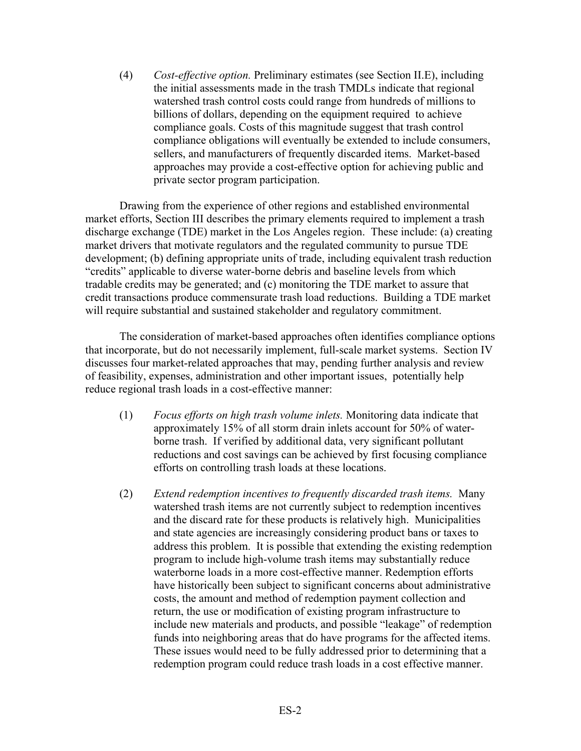(4) *Cost-effective option.* Preliminary estimates (see Section II.E), including the initial assessments made in the trash TMDLs indicate that regional watershed trash control costs could range from hundreds of millions to billions of dollars, depending on the equipment required to achieve compliance goals. Costs of this magnitude suggest that trash control compliance obligations will eventually be extended to include consumers, sellers, and manufacturers of frequently discarded items. Market-based approaches may provide a cost-effective option for achieving public and private sector program participation.

Drawing from the experience of other regions and established environmental market efforts, Section III describes the primary elements required to implement a trash discharge exchange (TDE) market in the Los Angeles region. These include: (a) creating market drivers that motivate regulators and the regulated community to pursue TDE development; (b) defining appropriate units of trade, including equivalent trash reduction "credits" applicable to diverse water-borne debris and baseline levels from which tradable credits may be generated; and (c) monitoring the TDE market to assure that credit transactions produce commensurate trash load reductions. Building a TDE market will require substantial and sustained stakeholder and regulatory commitment.

The consideration of market-based approaches often identifies compliance options that incorporate, but do not necessarily implement, full-scale market systems. Section IV discusses four market-related approaches that may, pending further analysis and review of feasibility, expenses, administration and other important issues, potentially help reduce regional trash loads in a cost-effective manner:

(1) *Focus efforts on high trash volume inlets.* Monitoring data indicate that approximately 15% of all storm drain inlets account for 50% of water-borne trash. If verified by additional data, very significant pollutant reductions and cost savings can be achieved by first focusing compliance efforts on controlling trash loads at these locations.

(2) *Extend redemption incentives to frequently discarded trash items.* Many watershed trash items are not currently subject to redemption incentives and the discard rate for these products is relatively high. Municipalities and state agencies are increasingly considering product bans or taxes to address this problem. It is possible that extending the existing redemption program to include high-volume trash items may substantially reduce waterborne loads in a more cost-effective manner. Redemption efforts have historically been subject to significant concerns about administrative costs, the amount and method of redemption payment collection and return, the use or modification of existing program infrastructure to include new materials and products, and possible "leakage" of redemption funds into neighboring areas that do have programs for the affected items. These issues would need to be fully addressed prior to determining that a redemption program could reduce trash loads in a cost effective manner.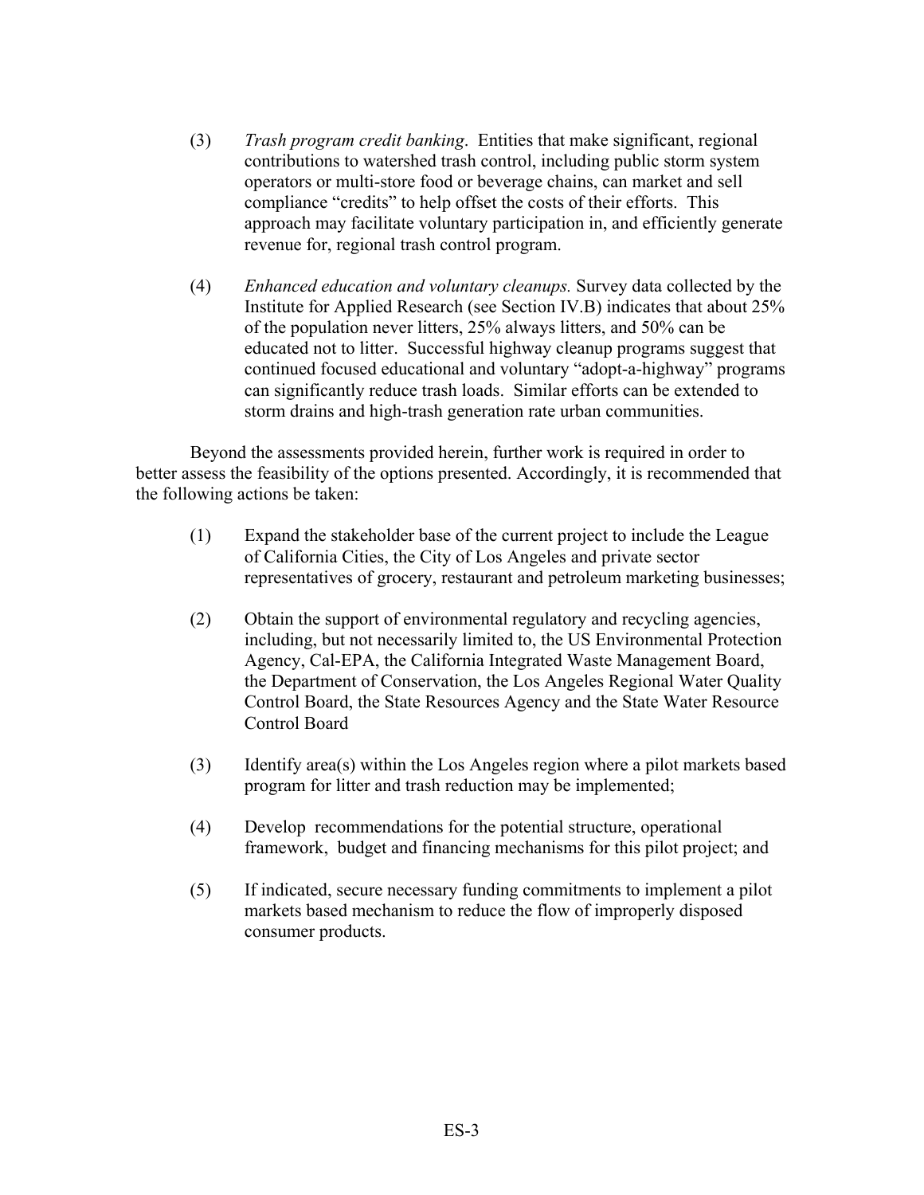(3) *Trash program credit banking*. Entities that make significant, regional contributions to watershed trash control, including public storm system operators or multi-store food or beverage chains, can market and sell compliance "credits" to help offset the costs of their efforts. This approach may facilitate voluntary participation in, and efficiently generate revenue for, regional trash control program.

(4) *Enhanced education and voluntary cleanups.* Survey data collected by the Institute for Applied Research (see Section IV.B) indicates that about 25% of the population never litters, 25% always litters, and 50% can be educated not to litter. Successful highway cleanup programs suggest that continued focused educational and voluntary "adopt-a-highway" programs can significantly reduce trash loads. Similar efforts can be extended to storm drains and high-trash generation rate urban communities.

Beyond the assessments provided herein, further work is required in order to better assess the feasibility of the options presented. Accordingly, it is recommended that the following actions be taken:

(1) Expand the stakeholder base of the current project to include the League of California Cities, the City of Los Angeles and private sector representatives of grocery, restaurant and petroleum marketing businesses;

(2) Obtain the support of environmental regulatory and recycling agencies, including, but not necessarily limited to, the US Environmental Protection Agency, Cal-EPA, the California Integrated Waste Management Board, the Department of Conservation, the Los Angeles Regional Water Quality Control Board, the State Resources Agency and the State Water Resource Control Board

(3) Identify area(s) within the Los Angeles region where a pilot markets based program for litter and trash reduction may be implemented;

(4) Develop recommendations for the potential structure, operational framework, budget and financing mechanisms for this pilot project; and

(5) If indicated, secure necessary funding commitments to implement a pilot markets based mechanism to reduce the flow of improperly disposed consumer products.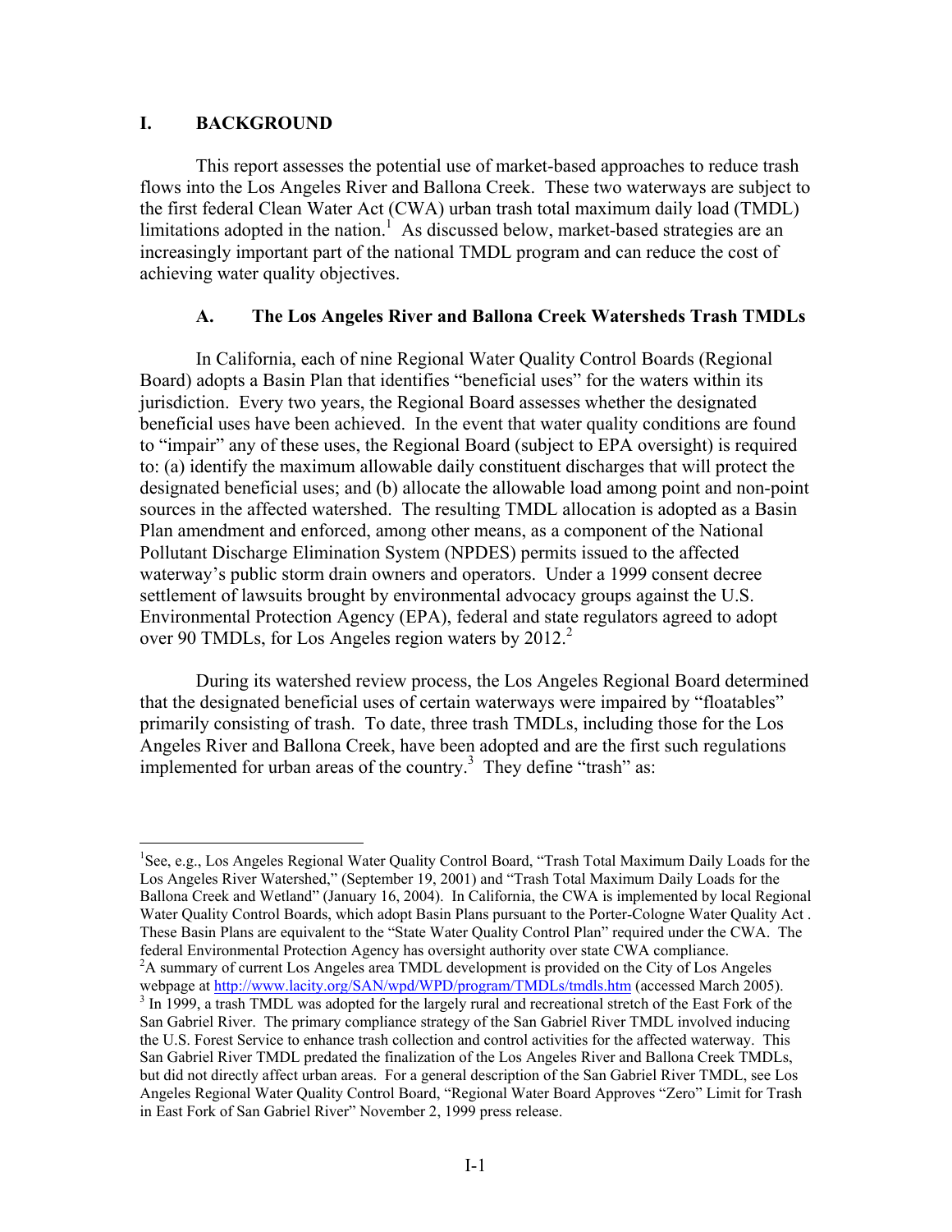## I. BACKGROUND

This report assesses the potential use of market-based approaches to reduce trash flows into the Los Angeles River and Ballona Creek. These two waterways are subject to the first federal Clean Water Act (CWA) urban trash total maximum daily load (TMDL) limitations adopted in the nation.[1] As discussed below, market-based strategies are an increasingly important part of the national TMDL program and can reduce the cost of achieving water quality objectives.

### A. The Los Angeles River and Ballona Creek Watersheds Trash TMDLs

In California, each of nine Regional Water Quality Control Boards (Regional Board) adopts a Basin Plan that identifies "beneficial uses" for the waters within its jurisdiction. Every two years, the Regional Board assesses whether the designated beneficial uses have been achieved. In the event that water quality conditions are found to "impair" any of these uses, the Regional Board (subject to EPA oversight) is required to: (a) identify the maximum allowable daily constituent discharges that will protect the designated beneficial uses; and (b) allocate the allowable load among point and non-point sources in the affected watershed. The resulting TMDL allocation is adopted as a Basin Plan amendment and enforced, among other means, as a component of the National Pollutant Discharge Elimination System (NPDES) permits issued to the affected waterway's public storm drain owners and operators. Under a 1999 consent decree settlement of lawsuits brought by environmental advocacy groups against the U.S. Environmental Protection Agency (EPA), federal and state regulators agreed to adopt over 90 TMDLs, for Los Angeles region waters by 2012.[2]

During its watershed review process, the Los Angeles Regional Board determined that the designated beneficial uses of certain waterways were impaired by "floatables" primarily consisting of trash. To date, three trash TMDLs, including those for the Los Angeles River and Ballona Creek, have been adopted and are the first such regulations implemented for urban areas of the country.[3] They define "trash" as:

---

[1] See, e.g., Los Angeles Regional Water Quality Control Board, "Trash Total Maximum Daily Loads for the Los Angeles River Watershed," (September 19, 2001) and "Trash Total Maximum Daily Loads for the Ballona Creek and Wetland" (January 16, 2004). In California, the CWA is implemented by local Regional Water Quality Control Boards, which adopt Basin Plans pursuant to the Porter-Cologne Water Quality Act . These Basin Plans are equivalent to the "State Water Quality Control Plan" required under the CWA. The federal Environmental Protection Agency has oversight authority over state CWA compliance.

[2] A summary of current Los Angeles area TMDL development is provided on the City of Los Angeles webpage at http://www.lacity.org/SAN/wpd/WPD/program/TMDLs/tmdls.htm (accessed March 2005).

[3] In 1999, a trash TMDL was adopted for the largely rural and recreational stretch of the East Fork of the San Gabriel River. The primary compliance strategy of the San Gabriel River TMDL involved inducing the U.S. Forest Service to enhance trash collection and control activities for the affected waterway. This San Gabriel River TMDL predated the finalization of the Los Angeles River and Ballona Creek TMDLs, but did not directly affect urban areas. For a general description of the San Gabriel River TMDL, see Los Angeles Regional Water Quality Control Board, "Regional Water Board Approves "Zero" Limit for Trash in East Fork of San Gabriel River" November 2, 1999 press release.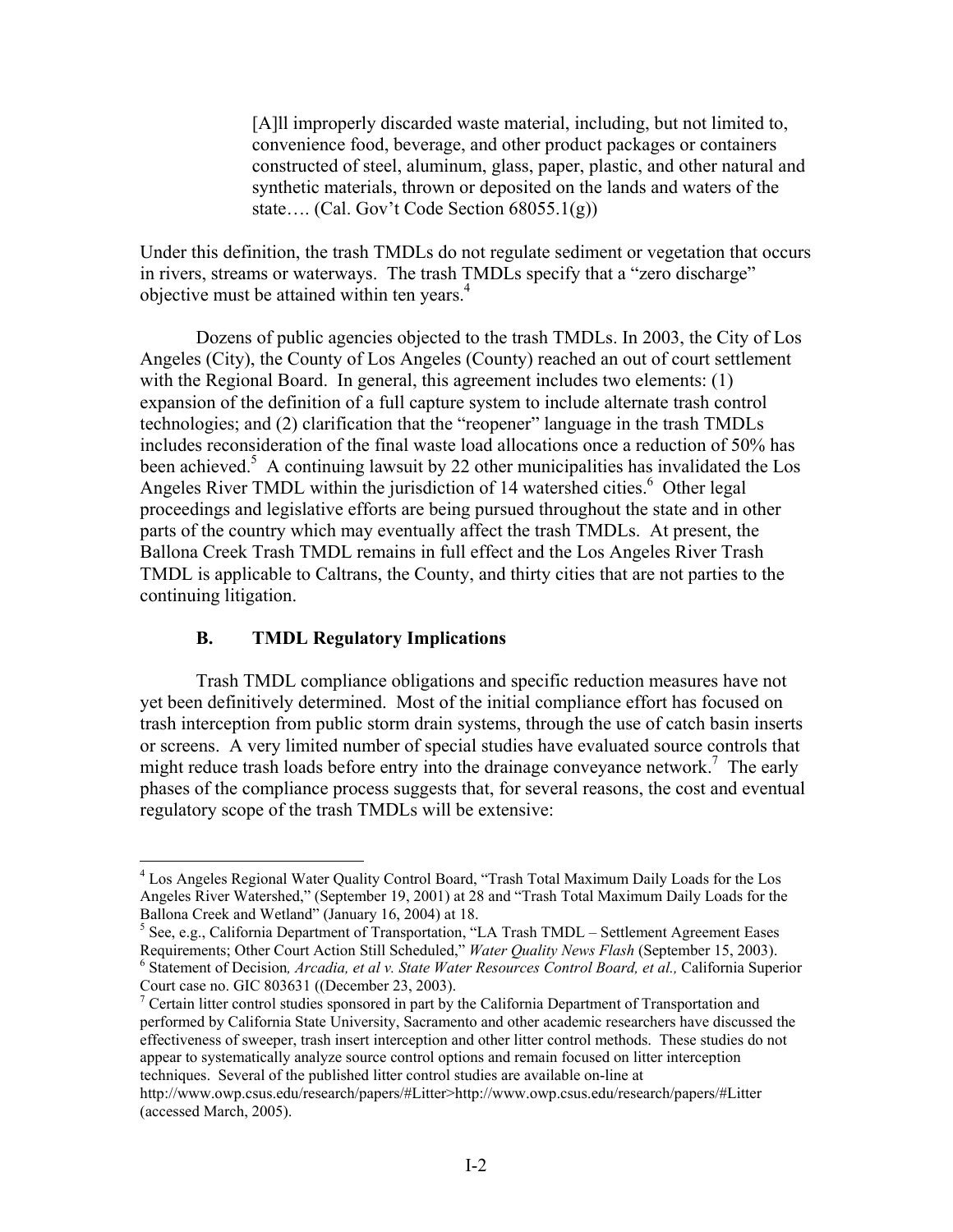> [A]ll improperly discarded waste material, including, but not limited to, convenience food, beverage, and other product packages or containers constructed of steel, aluminum, glass, paper, plastic, and other natural and synthetic materials, thrown or deposited on the lands and waters of the state…. (Cal. Gov't Code Section 68055.1(g))

Under this definition, the trash TMDLs do not regulate sediment or vegetation that occurs in rivers, streams or waterways. The trash TMDLs specify that a "zero discharge" objective must be attained within ten years.[4]

Dozens of public agencies objected to the trash TMDLs. In 2003, the City of Los Angeles (City), the County of Los Angeles (County) reached an out of court settlement with the Regional Board. In general, this agreement includes two elements: (1) expansion of the definition of a full capture system to include alternate trash control technologies; and (2) clarification that the "reopener" language in the trash TMDLs includes reconsideration of the final waste load allocations once a reduction of 50% has been achieved.[5] A continuing lawsuit by 22 other municipalities has invalidated the Los Angeles River TMDL within the jurisdiction of 14 watershed cities.[6] Other legal proceedings and legislative efforts are being pursued throughout the state and in other parts of the country which may eventually affect the trash TMDLs. At present, the Ballona Creek Trash TMDL remains in full effect and the Los Angeles River Trash TMDL is applicable to Caltrans, the County, and thirty cities that are not parties to the continuing litigation.

### B. TMDL Regulatory Implications

Trash TMDL compliance obligations and specific reduction measures have not yet been definitively determined. Most of the initial compliance effort has focused on trash interception from public storm drain systems, through the use of catch basin inserts or screens. A very limited number of special studies have evaluated source controls that might reduce trash loads before entry into the drainage conveyance network.[7] The early phases of the compliance process suggests that, for several reasons, the cost and eventual regulatory scope of the trash TMDLs will be extensive:

---

[4] Los Angeles Regional Water Quality Control Board, "Trash Total Maximum Daily Loads for the Los Angeles River Watershed," (September 19, 2001) at 28 and "Trash Total Maximum Daily Loads for the Ballona Creek and Wetland" (January 16, 2004) at 18.

[5] See, e.g., California Department of Transportation, "LA Trash TMDL – Settlement Agreement Eases Requirements; Other Court Action Still Scheduled," *Water Quality News Flash* (September 15, 2003).

[6] Statement of Decision*, Arcadia, et al v. State Water Resources Control Board, et al.,* California Superior Court case no. GIC 803631 ((December 23, 2003).

[7] Certain litter control studies sponsored in part by the California Department of Transportation and performed by California State University, Sacramento and other academic researchers have discussed the effectiveness of sweeper, trash insert interception and other litter control methods. These studies do not appear to systematically analyze source control options and remain focused on litter interception techniques. Several of the published litter control studies are available on-line at http://www.owp.csus.edu/research/papers/#Litter>http://www.owp.csus.edu/research/papers/#Litter (accessed March, 2005).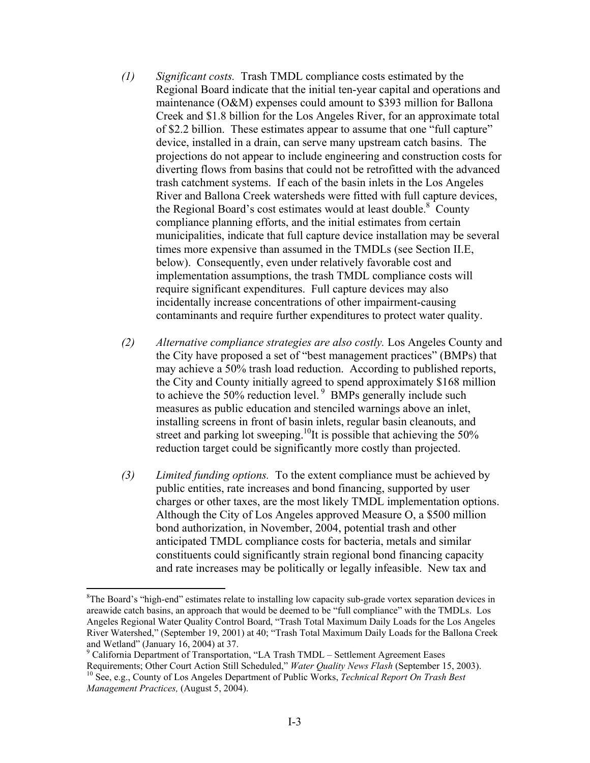*(1) Significant costs.* Trash TMDL compliance costs estimated by the Regional Board indicate that the initial ten-year capital and operations and maintenance (O&M) expenses could amount to $393 million for Ballona Creek and $1.8 billion for the Los Angeles River, for an approximate total of $2.2 billion. These estimates appear to assume that one "full capture" device, installed in a drain, can serve many upstream catch basins. The projections do not appear to include engineering and construction costs for diverting flows from basins that could not be retrofitted with the advanced trash catchment systems. If each of the basin inlets in the Los Angeles River and Ballona Creek watersheds were fitted with full capture devices, the Regional Board's cost estimates would at least double.[8] County compliance planning efforts, and the initial estimates from certain municipalities, indicate that full capture device installation may be several times more expensive than assumed in the TMDLs (see Section II.E, below). Consequently, even under relatively favorable cost and implementation assumptions, the trash TMDL compliance costs will require significant expenditures. Full capture devices may also incidentally increase concentrations of other impairment-causing contaminants and require further expenditures to protect water quality.

*(2) Alternative compliance strategies are also costly.* Los Angeles County and the City have proposed a set of "best management practices" (BMPs) that may achieve a 50% trash load reduction. According to published reports, the City and County initially agreed to spend approximately $168 million to achieve the 50% reduction level.[9] BMPs generally include such measures as public education and stenciled warnings above an inlet, installing screens in front of basin inlets, regular basin cleanouts, and street and parking lot sweeping.[10] It is possible that achieving the 50% reduction target could be significantly more costly than projected.

*(3) Limited funding options.* To the extent compliance must be achieved by public entities, rate increases and bond financing, supported by user charges or other taxes, are the most likely TMDL implementation options. Although the City of Los Angeles approved Measure O, a $500 million bond authorization, in November, 2004, potential trash and other anticipated TMDL compliance costs for bacteria, metals and similar constituents could significantly strain regional bond financing capacity and rate increases may be politically or legally infeasible. New tax and

---

[8] The Board's "high-end" estimates relate to installing low capacity sub-grade vortex separation devices in areawide catch basins, an approach that would be deemed to be "full compliance" with the TMDLs. Los Angeles Regional Water Quality Control Board, "Trash Total Maximum Daily Loads for the Los Angeles River Watershed," (September 19, 2001) at 40; "Trash Total Maximum Daily Loads for the Ballona Creek and Wetland" (January 16, 2004) at 37.

[9] California Department of Transportation, "LA Trash TMDL – Settlement Agreement Eases Requirements; Other Court Action Still Scheduled," *Water Quality News Flash* (September 15, 2003).

[10] See, e.g., County of Los Angeles Department of Public Works, *Technical Report On Trash Best Management Practices,* (August 5, 2004).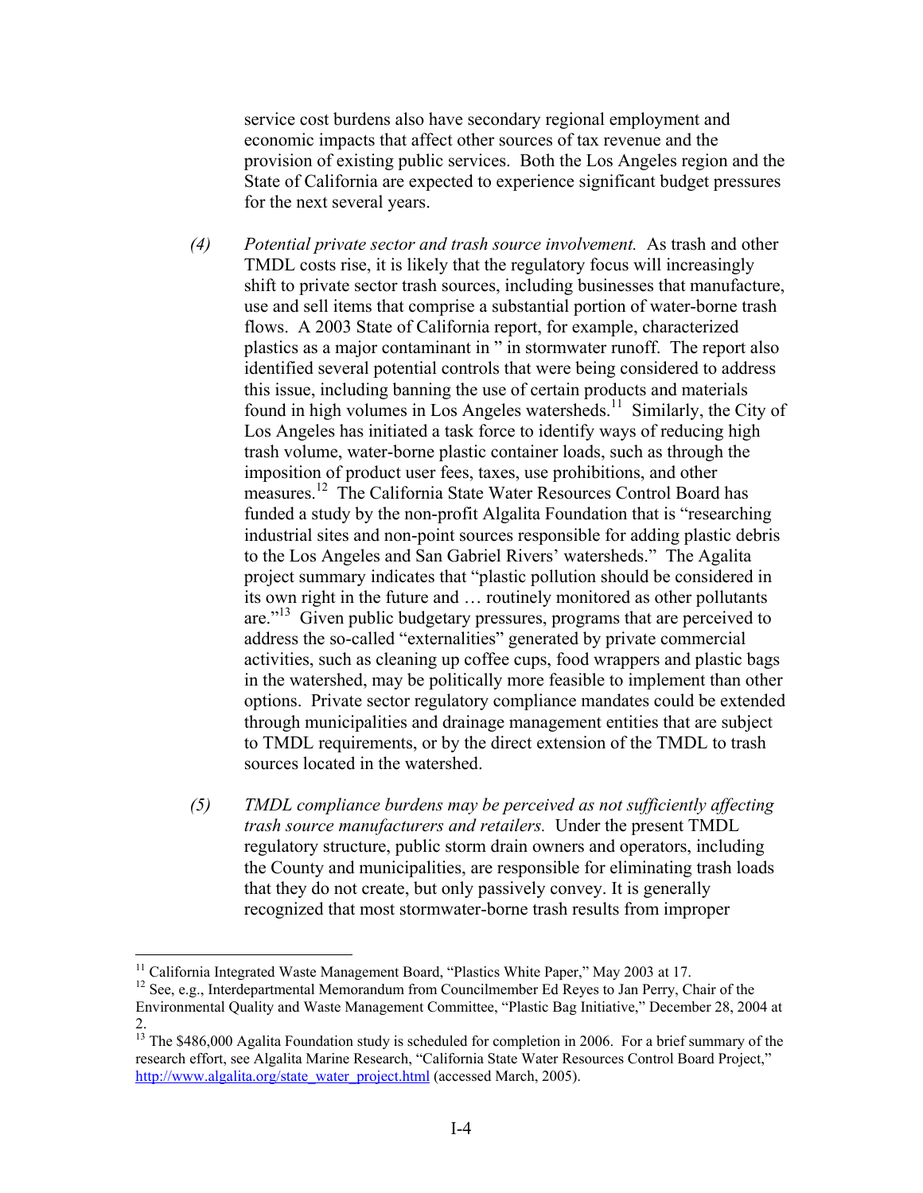service cost burdens also have secondary regional employment and economic impacts that affect other sources of tax revenue and the provision of existing public services. Both the Los Angeles region and the State of California are expected to experience significant budget pressures for the next several years.

(4) *Potential private sector and trash source involvement.* As trash and other TMDL costs rise, it is likely that the regulatory focus will increasingly shift to private sector trash sources, including businesses that manufacture, use and sell items that comprise a substantial portion of water-borne trash flows. A 2003 State of California report, for example, characterized plastics as a major contaminant in " in stormwater runoff. The report also identified several potential controls that were being considered to address this issue, including banning the use of certain products and materials found in high volumes in Los Angeles watersheds.[11] Similarly, the City of Los Angeles has initiated a task force to identify ways of reducing high trash volume, water-borne plastic container loads, such as through the imposition of product user fees, taxes, use prohibitions, and other measures.[12] The California State Water Resources Control Board has funded a study by the non-profit Algalita Foundation that is "researching industrial sites and non-point sources responsible for adding plastic debris to the Los Angeles and San Gabriel Rivers' watersheds." The Agalita project summary indicates that "plastic pollution should be considered in its own right in the future and … routinely monitored as other pollutants are."[13] Given public budgetary pressures, programs that are perceived to address the so-called "externalities" generated by private commercial activities, such as cleaning up coffee cups, food wrappers and plastic bags in the watershed, may be politically more feasible to implement than other options. Private sector regulatory compliance mandates could be extended through municipalities and drainage management entities that are subject to TMDL requirements, or by the direct extension of the TMDL to trash sources located in the watershed.

(5) *TMDL compliance burdens may be perceived as not sufficiently affecting trash source manufacturers and retailers.* Under the present TMDL regulatory structure, public storm drain owners and operators, including the County and municipalities, are responsible for eliminating trash loads that they do not create, but only passively convey. It is generally recognized that most stormwater-borne trash results from improper

---

[11] California Integrated Waste Management Board, "Plastics White Paper," May 2003 at 17.

[12] See, e.g., Interdepartmental Memorandum from Councilmember Ed Reyes to Jan Perry, Chair of the Environmental Quality and Waste Management Committee, "Plastic Bag Initiative," December 28, 2004 at 2.

[13] The $486,000 Agalita Foundation study is scheduled for completion in 2006. For a brief summary of the research effort, see Algalita Marine Research, "California State Water Resources Control Board Project," http://www.algalita.org/state_water_project.html (accessed March, 2005).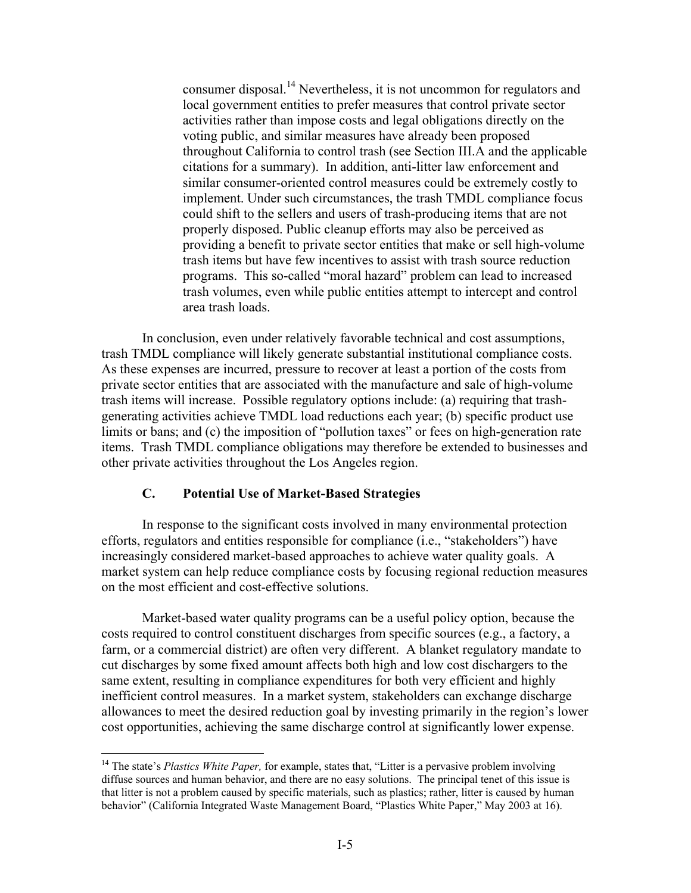consumer disposal.[14] Nevertheless, it is not uncommon for regulators and local government entities to prefer measures that control private sector activities rather than impose costs and legal obligations directly on the voting public, and similar measures have already been proposed throughout California to control trash (see Section III.A and the applicable citations for a summary). In addition, anti-litter law enforcement and similar consumer-oriented control measures could be extremely costly to implement. Under such circumstances, the trash TMDL compliance focus could shift to the sellers and users of trash-producing items that are not properly disposed. Public cleanup efforts may also be perceived as providing a benefit to private sector entities that make or sell high-volume trash items but have few incentives to assist with trash source reduction programs. This so-called "moral hazard" problem can lead to increased trash volumes, even while public entities attempt to intercept and control area trash loads.

In conclusion, even under relatively favorable technical and cost assumptions, trash TMDL compliance will likely generate substantial institutional compliance costs. As these expenses are incurred, pressure to recover at least a portion of the costs from private sector entities that are associated with the manufacture and sale of high-volume trash items will increase. Possible regulatory options include: (a) requiring that trash-generating activities achieve TMDL load reductions each year; (b) specific product use limits or bans; and (c) the imposition of "pollution taxes" or fees on high-generation rate items. Trash TMDL compliance obligations may therefore be extended to businesses and other private activities throughout the Los Angeles region.

### C. Potential Use of Market-Based Strategies

In response to the significant costs involved in many environmental protection efforts, regulators and entities responsible for compliance (i.e., "stakeholders") have increasingly considered market-based approaches to achieve water quality goals. A market system can help reduce compliance costs by focusing regional reduction measures on the most efficient and cost-effective solutions.

Market-based water quality programs can be a useful policy option, because the costs required to control constituent discharges from specific sources (e.g., a factory, a farm, or a commercial district) are often very different. A blanket regulatory mandate to cut discharges by some fixed amount affects both high and low cost dischargers to the same extent, resulting in compliance expenditures for both very efficient and highly inefficient control measures. In a market system, stakeholders can exchange discharge allowances to meet the desired reduction goal by investing primarily in the region's lower cost opportunities, achieving the same discharge control at significantly lower expense.

---

[14] The state's *Plastics White Paper,* for example, states that, "Litter is a pervasive problem involving diffuse sources and human behavior, and there are no easy solutions. The principal tenet of this issue is that litter is not a problem caused by specific materials, such as plastics; rather, litter is caused by human behavior" (California Integrated Waste Management Board, "Plastics White Paper," May 2003 at 16).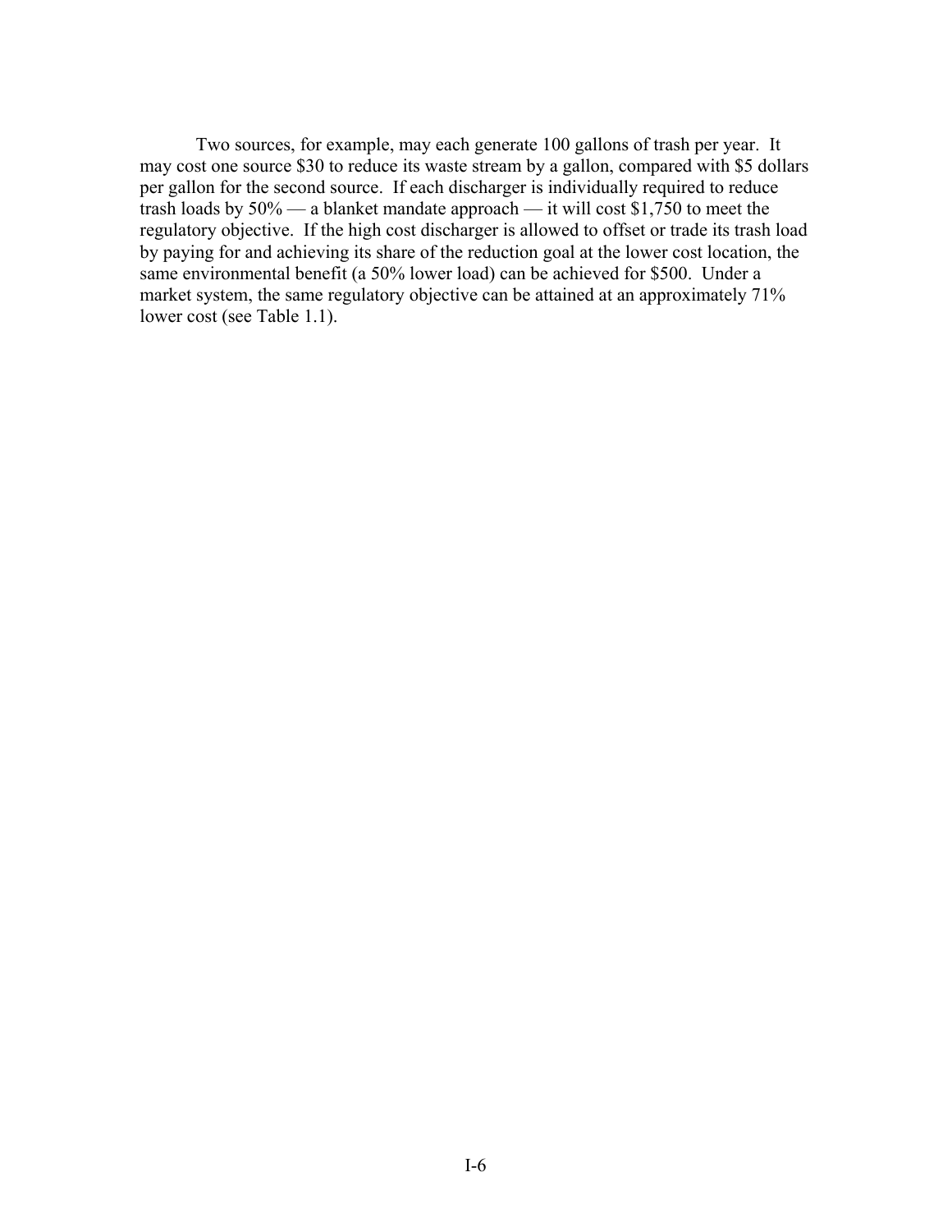Two sources, for example, may each generate 100 gallons of trash per year. It may cost one source $30 to reduce its waste stream by a gallon, compared with $5 dollars per gallon for the second source. If each discharger is individually required to reduce trash loads by 50% — a blanket mandate approach — it will cost $1,750 to meet the regulatory objective. If the high cost discharger is allowed to offset or trade its trash load by paying for and achieving its share of the reduction goal at the lower cost location, the same environmental benefit (a 50% lower load) can be achieved for $500. Under a market system, the same regulatory objective can be attained at an approximately 71% lower cost (see Table 1.1).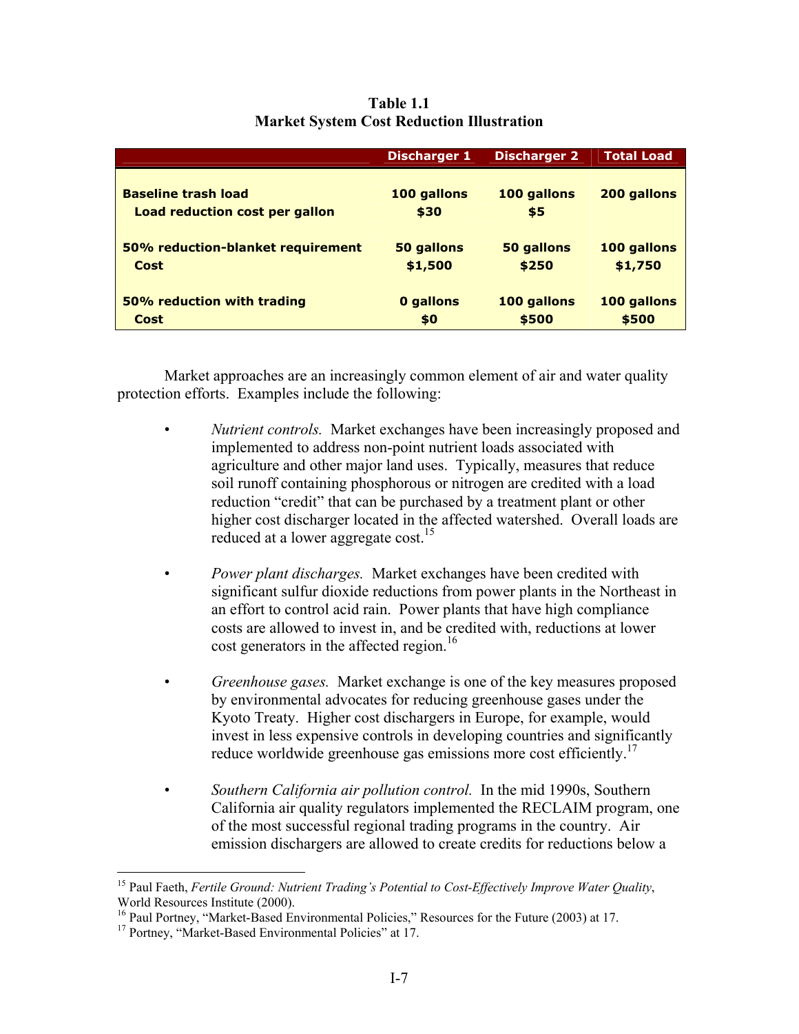**Table 1.1**
**Market System Cost Reduction Illustration**

| | Discharger 1 | Discharger 2 | Total Load |
|---|---|---|---|
| **Baseline trash load** | **100 gallons** | **100 gallons** | **200 gallons** |
| **Load reduction cost per gallon** | **$30** | **$5** | |
| **50% reduction-blanket requirement** | **50 gallons** | **50 gallons** | **100 gallons** |
| **Cost** | **$1,500** | **$250** | **$1,750** |
| **50% reduction with trading** | **0 gallons** | **100 gallons** | **100 gallons** |
| **Cost** | **$0** | **$500** | **$500** |

Market approaches are an increasingly common element of air and water quality protection efforts. Examples include the following:

- *Nutrient controls.* Market exchanges have been increasingly proposed and implemented to address non-point nutrient loads associated with agriculture and other major land uses. Typically, measures that reduce soil runoff containing phosphorous or nitrogen are credited with a load reduction "credit" that can be purchased by a treatment plant or other higher cost discharger located in the affected watershed. Overall loads are reduced at a lower aggregate cost.[15]

- *Power plant discharges.* Market exchanges have been credited with significant sulfur dioxide reductions from power plants in the Northeast in an effort to control acid rain. Power plants that have high compliance costs are allowed to invest in, and be credited with, reductions at lower cost generators in the affected region.[16]

- *Greenhouse gases.* Market exchange is one of the key measures proposed by environmental advocates for reducing greenhouse gases under the Kyoto Treaty. Higher cost dischargers in Europe, for example, would invest in less expensive controls in developing countries and significantly reduce worldwide greenhouse gas emissions more cost efficiently.[17]

- *Southern California air pollution control.* In the mid 1990s, Southern California air quality regulators implemented the RECLAIM program, one of the most successful regional trading programs in the country. Air emission dischargers are allowed to create credits for reductions below a

---

[15] Paul Faeth, *Fertile Ground: Nutrient Trading's Potential to Cost-Effectively Improve Water Quality*, World Resources Institute (2000).

[16] Paul Portney, "Market-Based Environmental Policies," Resources for the Future (2003) at 17.

[17] Portney, "Market-Based Environmental Policies" at 17.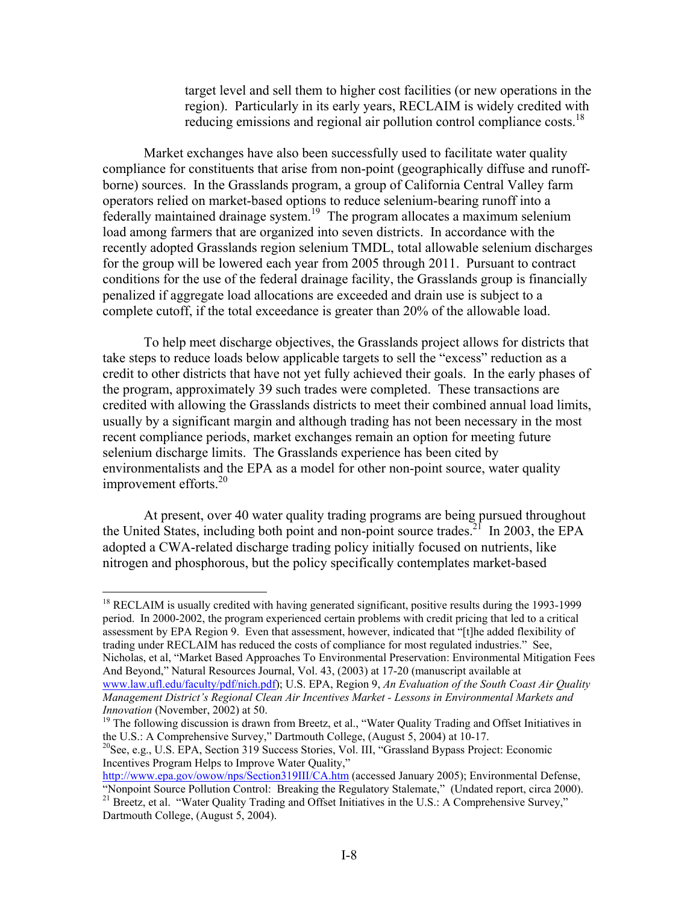> target level and sell them to higher cost facilities (or new operations in the region). Particularly in its early years, RECLAIM is widely credited with reducing emissions and regional air pollution control compliance costs.[18]

Market exchanges have also been successfully used to facilitate water quality compliance for constituents that arise from non-point (geographically diffuse and runoff-borne) sources. In the Grasslands program, a group of California Central Valley farm operators relied on market-based options to reduce selenium-bearing runoff into a federally maintained drainage system.[19] The program allocates a maximum selenium load among farmers that are organized into seven districts. In accordance with the recently adopted Grasslands region selenium TMDL, total allowable selenium discharges for the group will be lowered each year from 2005 through 2011. Pursuant to contract conditions for the use of the federal drainage facility, the Grasslands group is financially penalized if aggregate load allocations are exceeded and drain use is subject to a complete cutoff, if the total exceedance is greater than 20% of the allowable load.

To help meet discharge objectives, the Grasslands project allows for districts that take steps to reduce loads below applicable targets to sell the "excess" reduction as a credit to other districts that have not yet fully achieved their goals. In the early phases of the program, approximately 39 such trades were completed. These transactions are credited with allowing the Grasslands districts to meet their combined annual load limits, usually by a significant margin and although trading has not been necessary in the most recent compliance periods, market exchanges remain an option for meeting future selenium discharge limits. The Grasslands experience has been cited by environmentalists and the EPA as a model for other non-point source, water quality improvement efforts.[20]

At present, over 40 water quality trading programs are being pursued throughout the United States, including both point and non-point source trades.[21] In 2003, the EPA adopted a CWA-related discharge trading policy initially focused on nutrients, like nitrogen and phosphorous, but the policy specifically contemplates market-based

---

[18] RECLAIM is usually credited with having generated significant, positive results during the 1993-1999 period. In 2000-2002, the program experienced certain problems with credit pricing that led to a critical assessment by EPA Region 9. Even that assessment, however, indicated that "[t]he added flexibility of trading under RECLAIM has reduced the costs of compliance for most regulated industries." See, Nicholas, et al, "Market Based Approaches To Environmental Preservation: Environmental Mitigation Fees And Beyond," Natural Resources Journal, Vol. 43, (2003) at 17-20 (manuscript available at www.law.ufl.edu/faculty/pdf/nich.pdf); U.S. EPA, Region 9, *An Evaluation of the South Coast Air Quality Management District's Regional Clean Air Incentives Market - Lessons in Environmental Markets and Innovation* (November, 2002) at 50.

[19] The following discussion is drawn from Breetz, et al., "Water Quality Trading and Offset Initiatives in the U.S.: A Comprehensive Survey," Dartmouth College, (August 5, 2004) at 10-17.

[20] See, e.g., U.S. EPA, Section 319 Success Stories, Vol. III, "Grassland Bypass Project: Economic Incentives Program Helps to Improve Water Quality," http://www.epa.gov/owow/nps/Section319III/CA.htm (accessed January 2005); Environmental Defense, "Nonpoint Source Pollution Control: Breaking the Regulatory Stalemate," (Undated report, circa 2000).

[21] Breetz, et al. "Water Quality Trading and Offset Initiatives in the U.S.: A Comprehensive Survey," Dartmouth College, (August 5, 2004).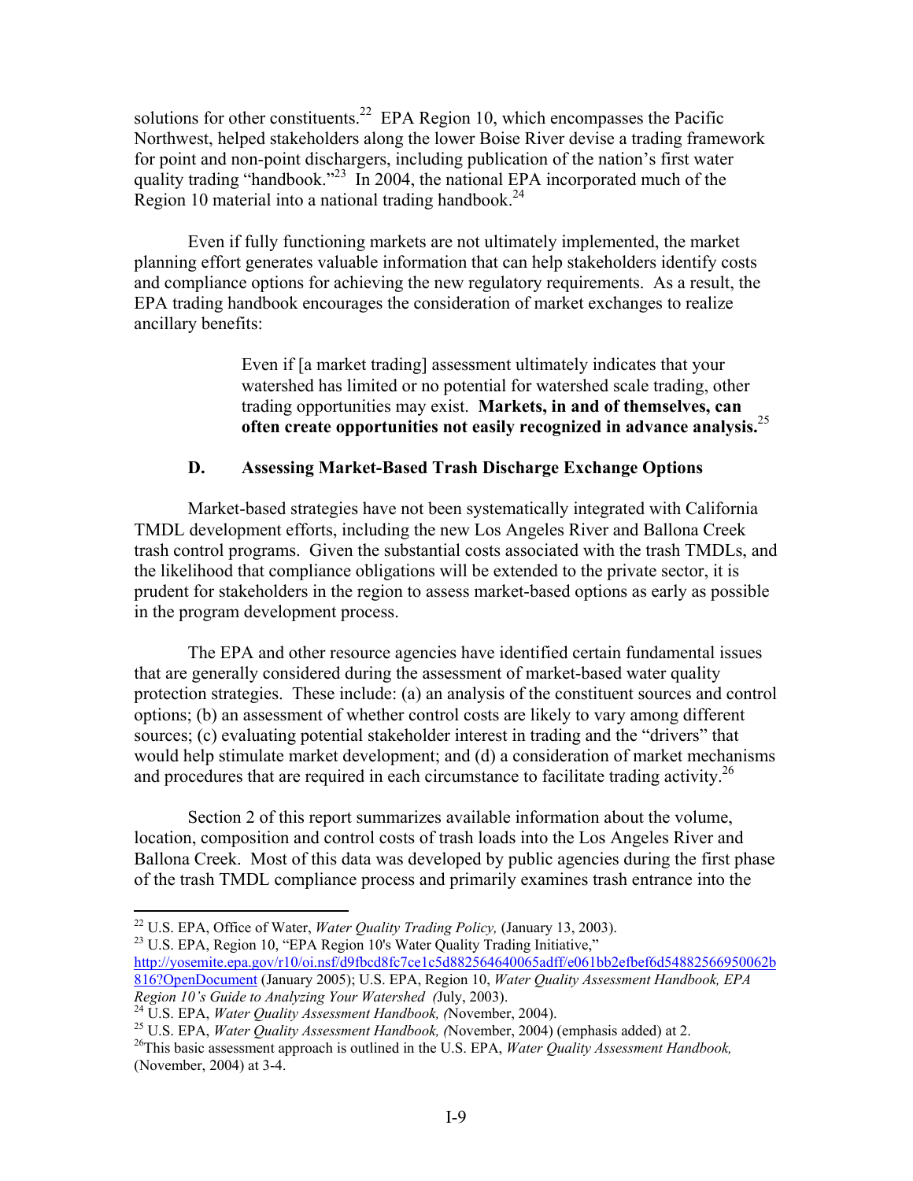solutions for other constituents.[22] EPA Region 10, which encompasses the Pacific Northwest, helped stakeholders along the lower Boise River devise a trading framework for point and non-point dischargers, including publication of the nation's first water quality trading "handbook."[23] In 2004, the national EPA incorporated much of the Region 10 material into a national trading handbook.[24]

Even if fully functioning markets are not ultimately implemented, the market planning effort generates valuable information that can help stakeholders identify costs and compliance options for achieving the new regulatory requirements. As a result, the EPA trading handbook encourages the consideration of market exchanges to realize ancillary benefits:

> Even if [a market trading] assessment ultimately indicates that your watershed has limited or no potential for watershed scale trading, other trading opportunities may exist. **Markets, in and of themselves, can often create opportunities not easily recognized in advance analysis.**[25]

### D. Assessing Market-Based Trash Discharge Exchange Options

Market-based strategies have not been systematically integrated with California TMDL development efforts, including the new Los Angeles River and Ballona Creek trash control programs. Given the substantial costs associated with the trash TMDLs, and the likelihood that compliance obligations will be extended to the private sector, it is prudent for stakeholders in the region to assess market-based options as early as possible in the program development process.

The EPA and other resource agencies have identified certain fundamental issues that are generally considered during the assessment of market-based water quality protection strategies. These include: (a) an analysis of the constituent sources and control options; (b) an assessment of whether control costs are likely to vary among different sources; (c) evaluating potential stakeholder interest in trading and the "drivers" that would help stimulate market development; and (d) a consideration of market mechanisms and procedures that are required in each circumstance to facilitate trading activity.[26]

Section 2 of this report summarizes available information about the volume, location, composition and control costs of trash loads into the Los Angeles River and Ballona Creek. Most of this data was developed by public agencies during the first phase of the trash TMDL compliance process and primarily examines trash entrance into the

---

[22] U.S. EPA, Office of Water, *Water Quality Trading Policy,* (January 13, 2003).

[23] U.S. EPA, Region 10, "EPA Region 10's Water Quality Trading Initiative," http://yosemite.epa.gov/r10/oi.nsf/d9fbcd8fc7ce1c5d882564640065adff/e061bb2efbef6d54882566950062b816?OpenDocument (January 2005); U.S. EPA, Region 10, *Water Quality Assessment Handbook, EPA Region 10's Guide to Analyzing Your Watershed (*July, 2003).

[24] U.S. EPA, *Water Quality Assessment Handbook, (*November, 2004).

[25] U.S. EPA, *Water Quality Assessment Handbook, (*November, 2004) (emphasis added) at 2.

[26] This basic assessment approach is outlined in the U.S. EPA, *Water Quality Assessment Handbook,* (November, 2004) at 3-4.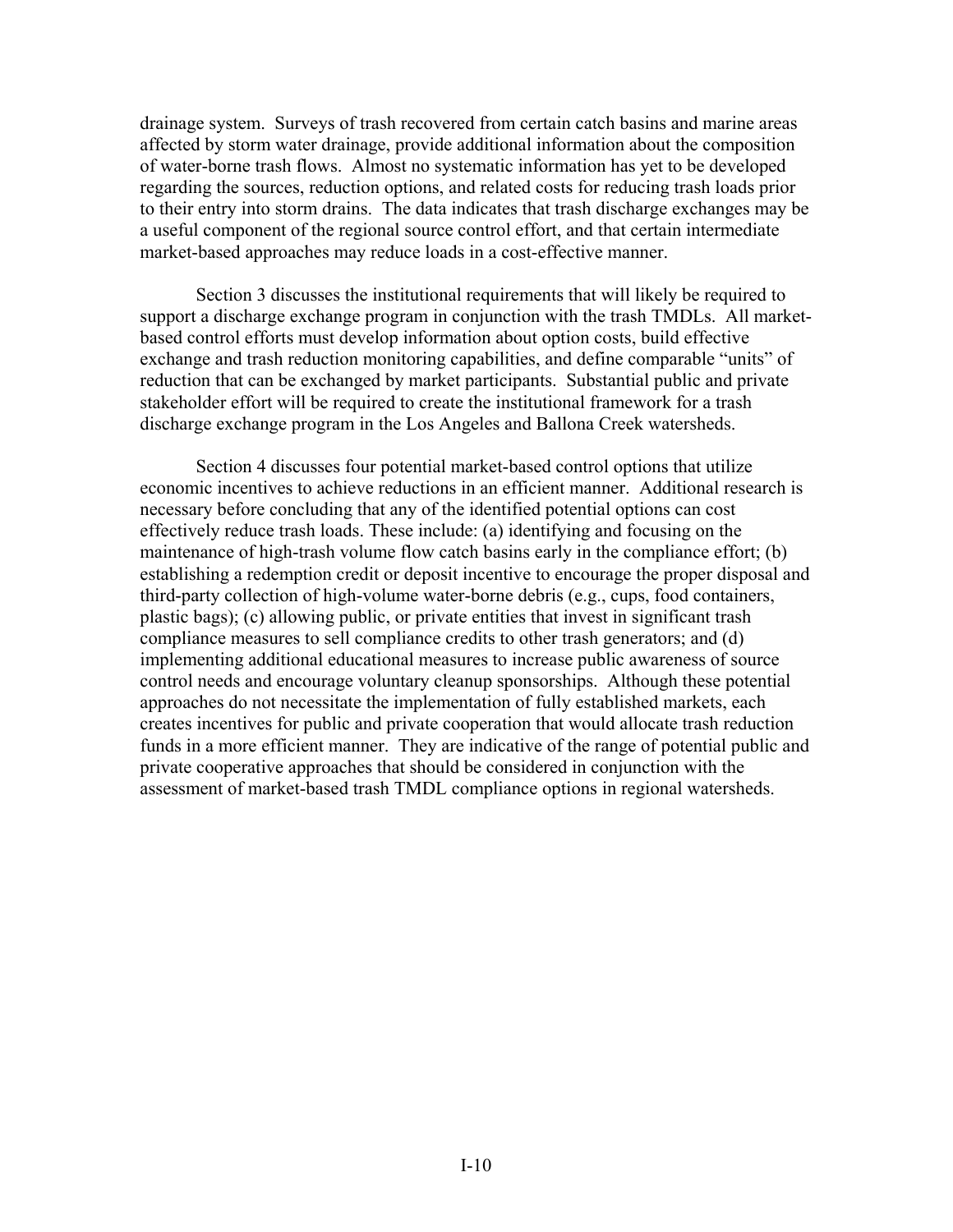drainage system. Surveys of trash recovered from certain catch basins and marine areas affected by storm water drainage, provide additional information about the composition of water-borne trash flows. Almost no systematic information has yet to be developed regarding the sources, reduction options, and related costs for reducing trash loads prior to their entry into storm drains. The data indicates that trash discharge exchanges may be a useful component of the regional source control effort, and that certain intermediate market-based approaches may reduce loads in a cost-effective manner.

Section 3 discusses the institutional requirements that will likely be required to support a discharge exchange program in conjunction with the trash TMDLs. All market-based control efforts must develop information about option costs, build effective exchange and trash reduction monitoring capabilities, and define comparable "units" of reduction that can be exchanged by market participants. Substantial public and private stakeholder effort will be required to create the institutional framework for a trash discharge exchange program in the Los Angeles and Ballona Creek watersheds.

Section 4 discusses four potential market-based control options that utilize economic incentives to achieve reductions in an efficient manner. Additional research is necessary before concluding that any of the identified potential options can cost effectively reduce trash loads. These include: (a) identifying and focusing on the maintenance of high-trash volume flow catch basins early in the compliance effort; (b) establishing a redemption credit or deposit incentive to encourage the proper disposal and third-party collection of high-volume water-borne debris (e.g., cups, food containers, plastic bags); (c) allowing public, or private entities that invest in significant trash compliance measures to sell compliance credits to other trash generators; and (d) implementing additional educational measures to increase public awareness of source control needs and encourage voluntary cleanup sponsorships. Although these potential approaches do not necessitate the implementation of fully established markets, each creates incentives for public and private cooperation that would allocate trash reduction funds in a more efficient manner. They are indicative of the range of potential public and private cooperative approaches that should be considered in conjunction with the assessment of market-based trash TMDL compliance options in regional watersheds.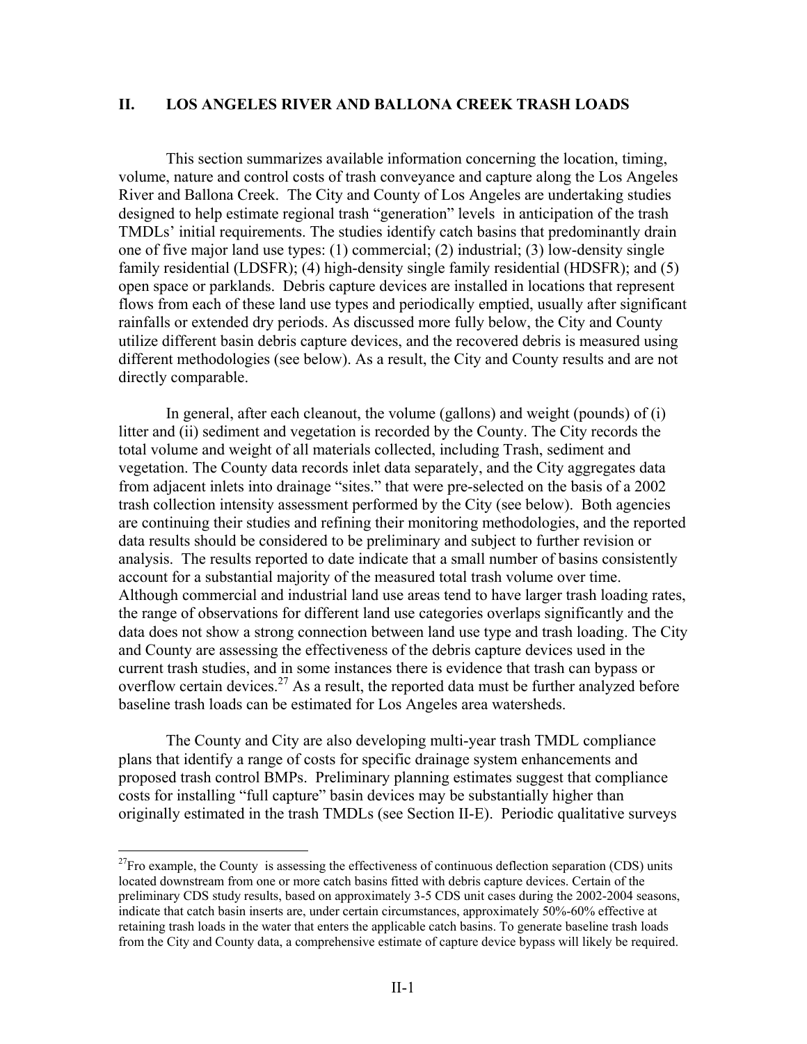## II. LOS ANGELES RIVER AND BALLONA CREEK TRASH LOADS

This section summarizes available information concerning the location, timing, volume, nature and control costs of trash conveyance and capture along the Los Angeles River and Ballona Creek. The City and County of Los Angeles are undertaking studies designed to help estimate regional trash "generation" levels in anticipation of the trash TMDLs' initial requirements. The studies identify catch basins that predominantly drain one of five major land use types: (1) commercial; (2) industrial; (3) low-density single family residential (LDSFR); (4) high-density single family residential (HDSFR); and (5) open space or parklands. Debris capture devices are installed in locations that represent flows from each of these land use types and periodically emptied, usually after significant rainfalls or extended dry periods. As discussed more fully below, the City and County utilize different basin debris capture devices, and the recovered debris is measured using different methodologies (see below). As a result, the City and County results and are not directly comparable.

In general, after each cleanout, the volume (gallons) and weight (pounds) of (i) litter and (ii) sediment and vegetation is recorded by the County. The City records the total volume and weight of all materials collected, including Trash, sediment and vegetation. The County data records inlet data separately, and the City aggregates data from adjacent inlets into drainage "sites." that were pre-selected on the basis of a 2002 trash collection intensity assessment performed by the City (see below). Both agencies are continuing their studies and refining their monitoring methodologies, and the reported data results should be considered to be preliminary and subject to further revision or analysis. The results reported to date indicate that a small number of basins consistently account for a substantial majority of the measured total trash volume over time. Although commercial and industrial land use areas tend to have larger trash loading rates, the range of observations for different land use categories overlaps significantly and the data does not show a strong connection between land use type and trash loading. The City and County are assessing the effectiveness of the debris capture devices used in the current trash studies, and in some instances there is evidence that trash can bypass or overflow certain devices.[27] As a result, the reported data must be further analyzed before baseline trash loads can be estimated for Los Angeles area watersheds.

The County and City are also developing multi-year trash TMDL compliance plans that identify a range of costs for specific drainage system enhancements and proposed trash control BMPs. Preliminary planning estimates suggest that compliance costs for installing "full capture" basin devices may be substantially higher than originally estimated in the trash TMDLs (see Section II-E). Periodic qualitative surveys

[27] Fro example, the County is assessing the effectiveness of continuous deflection separation (CDS) units located downstream from one or more catch basins fitted with debris capture devices. Certain of the preliminary CDS study results, based on approximately 3-5 CDS unit cases during the 2002-2004 seasons, indicate that catch basin inserts are, under certain circumstances, approximately 50%-60% effective at retaining trash loads in the water that enters the applicable catch basins. To generate baseline trash loads from the City and County data, a comprehensive estimate of capture device bypass will likely be required.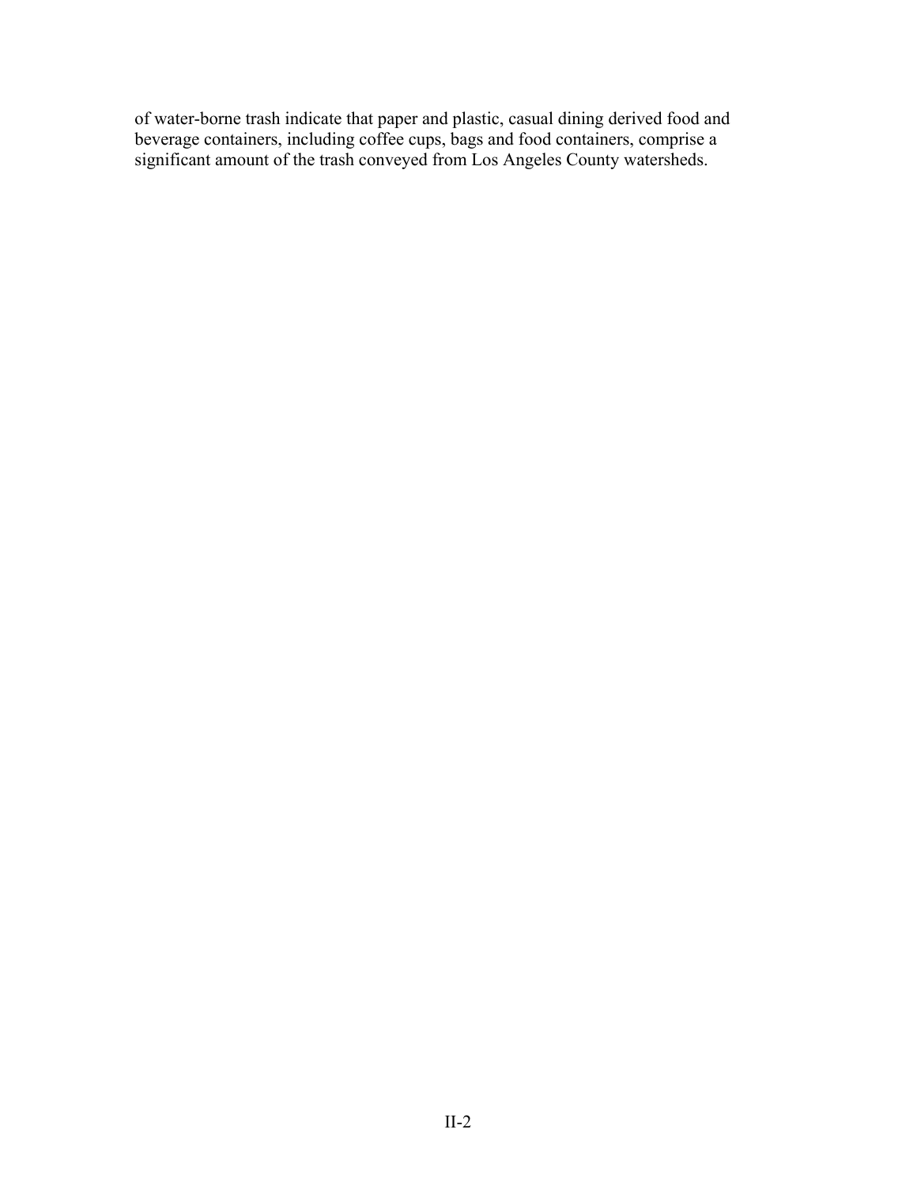of water-borne trash indicate that paper and plastic, casual dining derived food and beverage containers, including coffee cups, bags and food containers, comprise a significant amount of the trash conveyed from Los Angeles County watersheds.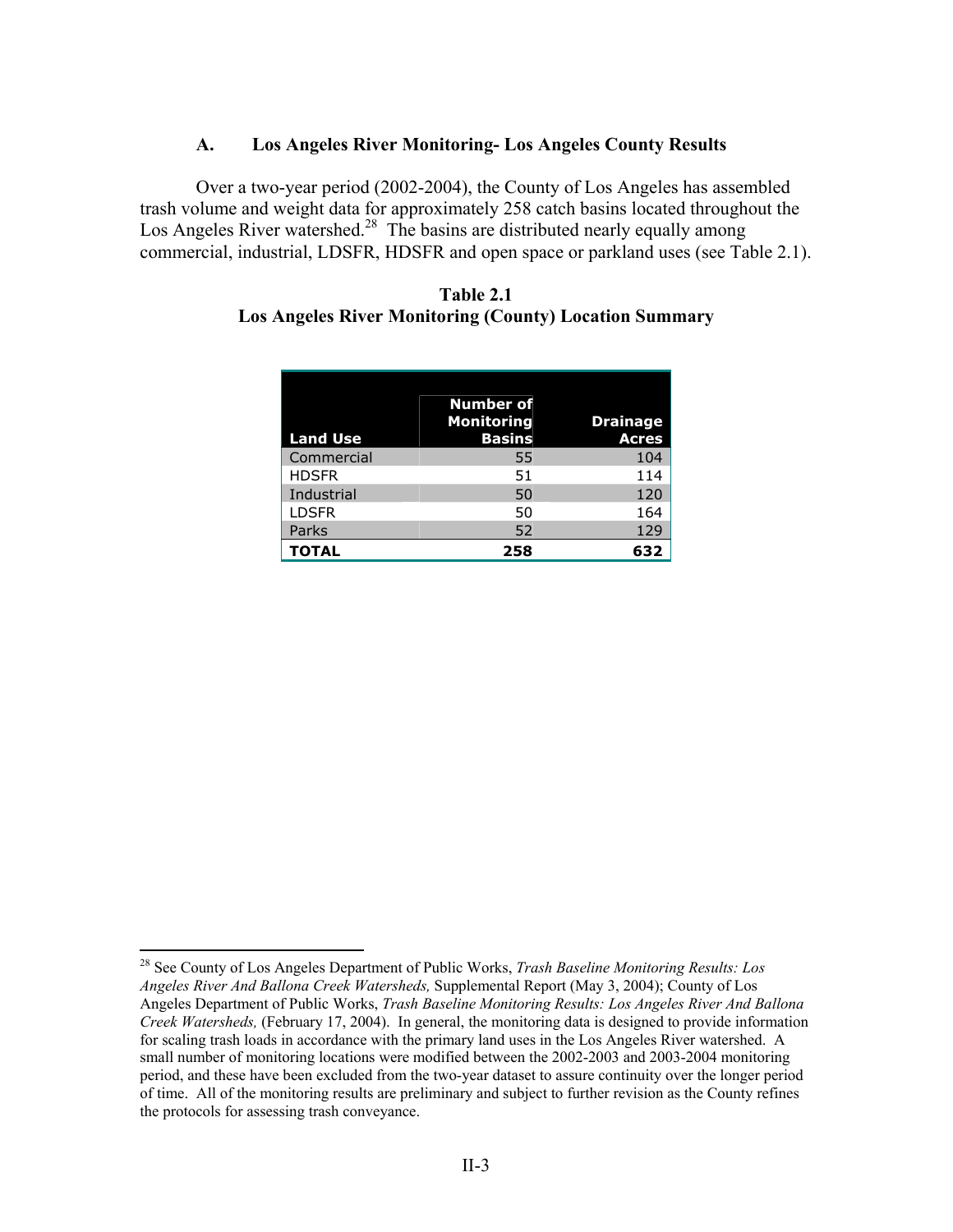### A. Los Angeles River Monitoring- Los Angeles County Results

Over a two-year period (2002-2004), the County of Los Angeles has assembled trash volume and weight data for approximately 258 catch basins located throughout the Los Angeles River watershed.[28] The basins are distributed nearly equally among commercial, industrial, LDSFR, HDSFR and open space or parkland uses (see Table 2.1).

**Table 2.1**
**Los Angeles River Monitoring (County) Location Summary**

| Land Use | Number of Monitoring Basins | Drainage Acres |
|---|---|---|
| Commercial | 55 | 104 |
| HDSFR | 51 | 114 |
| Industrial | 50 | 120 |
| LDSFR | 50 | 164 |
| Parks | 52 | 129 |
| **TOTAL** | **258** | **632** |

[28] See County of Los Angeles Department of Public Works, *Trash Baseline Monitoring Results: Los Angeles River And Ballona Creek Watersheds,* Supplemental Report (May 3, 2004); County of Los Angeles Department of Public Works, *Trash Baseline Monitoring Results: Los Angeles River And Ballona Creek Watersheds,* (February 17, 2004). In general, the monitoring data is designed to provide information for scaling trash loads in accordance with the primary land uses in the Los Angeles River watershed. A small number of monitoring locations were modified between the 2002-2003 and 2003-2004 monitoring period, and these have been excluded from the two-year dataset to assure continuity over the longer period of time. All of the monitoring results are preliminary and subject to further revision as the County refines the protocols for assessing trash conveyance.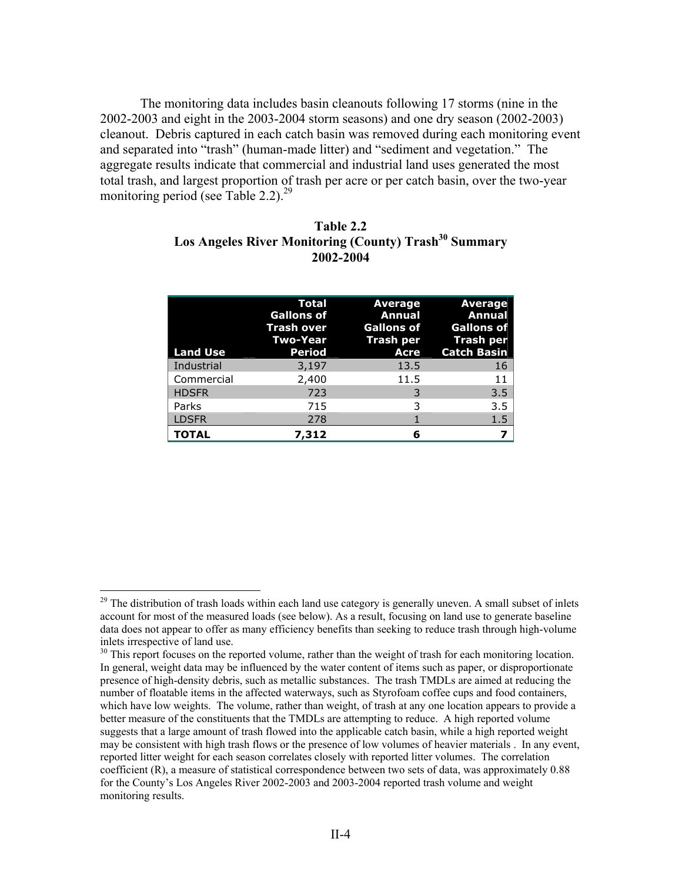The monitoring data includes basin cleanouts following 17 storms (nine in the 2002-2003 and eight in the 2003-2004 storm seasons) and one dry season (2002-2003) cleanout. Debris captured in each catch basin was removed during each monitoring event and separated into "trash" (human-made litter) and "sediment and vegetation." The aggregate results indicate that commercial and industrial land uses generated the most total trash, and largest proportion of trash per acre or per catch basin, over the two-year monitoring period (see Table 2.2).[29]

**Table 2.2**
**Los Angeles River Monitoring (County) Trash[30] Summary**
**2002-2004**

| Land Use | Total Gallons of Trash over Two-Year Period | Average Annual Gallons of Trash per Acre | Average Annual Gallons of Trash per Catch Basin |
|---|---|---|---|
| Industrial | 3,197 | 13.5 | 16 |
| Commercial | 2,400 | 11.5 | 11 |
| HDSFR | 723 | 3 | 3.5 |
| Parks | 715 | 3 | 3.5 |
| LDSFR | 278 | 1 | 1.5 |
| **TOTAL** | **7,312** | **6** | **7** |

---

[29] The distribution of trash loads within each land use category is generally uneven. A small subset of inlets account for most of the measured loads (see below). As a result, focusing on land use to generate baseline data does not appear to offer as many efficiency benefits than seeking to reduce trash through high-volume inlets irrespective of land use.

[30] This report focuses on the reported volume, rather than the weight of trash for each monitoring location. In general, weight data may be influenced by the water content of items such as paper, or disproportionate presence of high-density debris, such as metallic substances. The trash TMDLs are aimed at reducing the number of floatable items in the affected waterways, such as Styrofoam coffee cups and food containers, which have low weights. The volume, rather than weight, of trash at any one location appears to provide a better measure of the constituents that the TMDLs are attempting to reduce. A high reported volume suggests that a large amount of trash flowed into the applicable catch basin, while a high reported weight may be consistent with high trash flows or the presence of low volumes of heavier materials . In any event, reported litter weight for each season correlates closely with reported litter volumes. The correlation coefficient (R), a measure of statistical correspondence between two sets of data, was approximately 0.88 for the County's Los Angeles River 2002-2003 and 2003-2004 reported trash volume and weight monitoring results.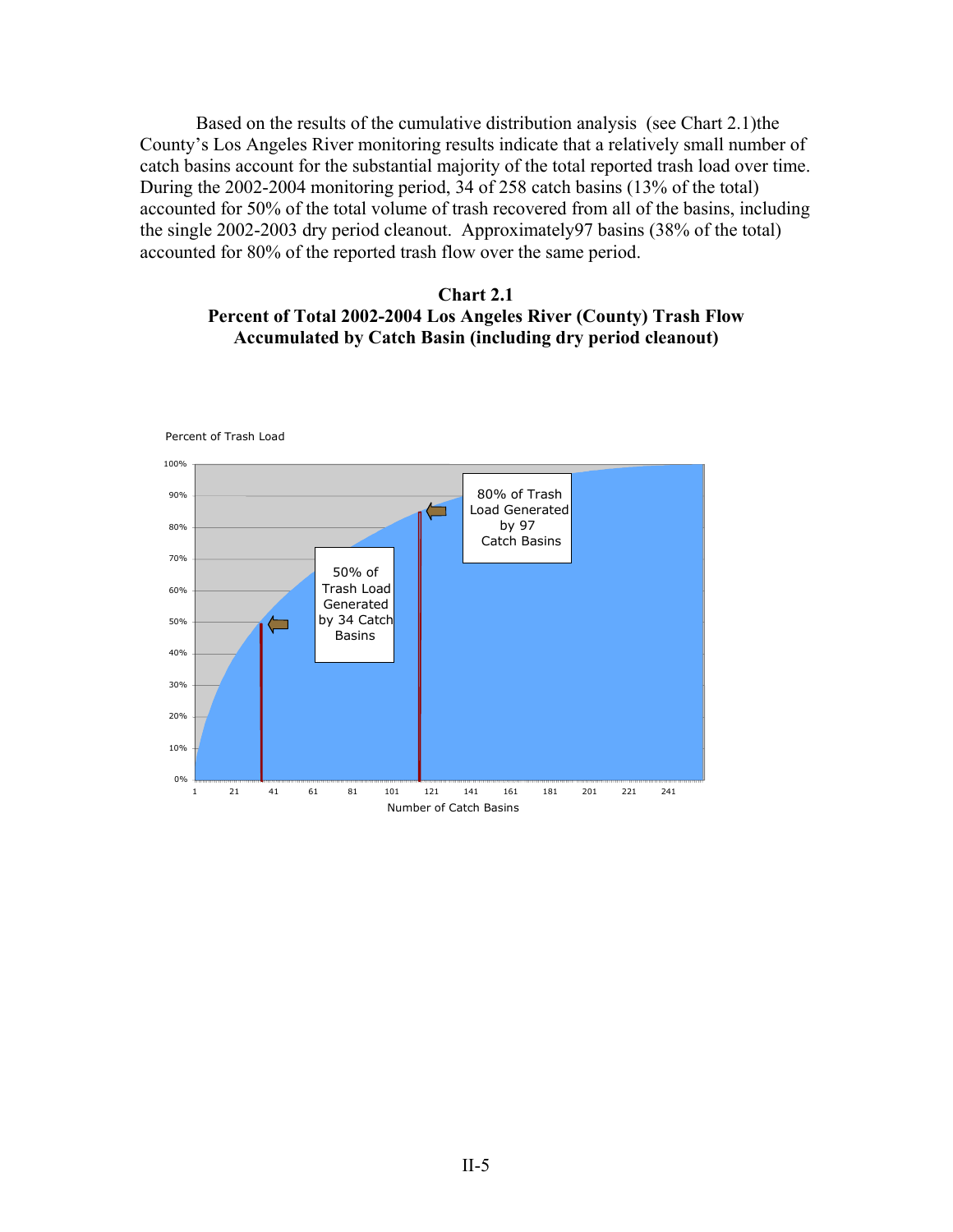Based on the results of the cumulative distribution analysis (see Chart 2.1)the County's Los Angeles River monitoring results indicate that a relatively small number of catch basins account for the substantial majority of the total reported trash load over time. During the 2002-2004 monitoring period, 34 of 258 catch basins (13% of the total) accounted for 50% of the total volume of trash recovered from all of the basins, including the single 2002-2003 dry period cleanout. Approximately97 basins (38% of the total) accounted for 80% of the reported trash flow over the same period.

**Chart 2.1**
**Percent of Total 2002-2004 Los Angeles River (County) Trash Flow Accumulated by Catch Basin (including dry period cleanout)**

Percent of Trash Load

50% of Trash Load Generated by 34 Catch Basins

80% of Trash Load Generated by 97 Catch Basins

Number of Catch Basins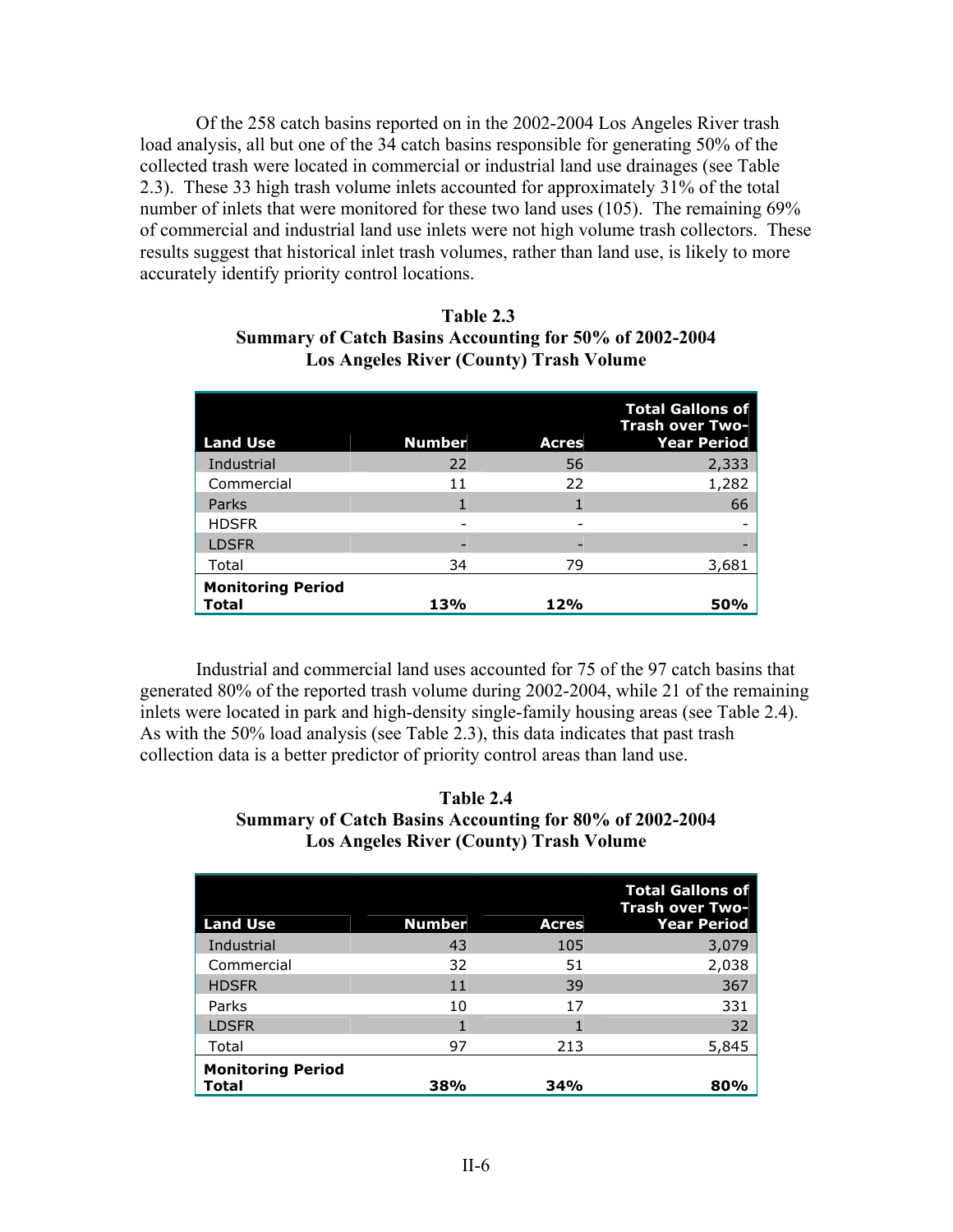Of the 258 catch basins reported on in the 2002-2004 Los Angeles River trash load analysis, all but one of the 34 catch basins responsible for generating 50% of the collected trash were located in commercial or industrial land use drainages (see Table 2.3). These 33 high trash volume inlets accounted for approximately 31% of the total number of inlets that were monitored for these two land uses (105). The remaining 69% of commercial and industrial land use inlets were not high volume trash collectors. These results suggest that historical inlet trash volumes, rather than land use, is likely to more accurately identify priority control locations.

**Table 2.3**
**Summary of Catch Basins Accounting for 50% of 2002-2004 Los Angeles River (County) Trash Volume**

| Land Use | Number | Acres | Total Gallons of Trash over Two-Year Period |
|---|---|---|---|
| Industrial | 22 | 56 | 2,333 |
| Commercial | 11 | 22 | 1,282 |
| Parks | 1 | 1 | 66 |
| HDSFR | - | - | - |
| LDSFR | - | - | - |
| Total | 34 | 79 | 3,681 |
| **Monitoring Period Total** | **13%** | **12%** | **50%** |

Industrial and commercial land uses accounted for 75 of the 97 catch basins that generated 80% of the reported trash volume during 2002-2004, while 21 of the remaining inlets were located in park and high-density single-family housing areas (see Table 2.4). As with the 50% load analysis (see Table 2.3), this data indicates that past trash collection data is a better predictor of priority control areas than land use.

**Table 2.4**
**Summary of Catch Basins Accounting for 80% of 2002-2004 Los Angeles River (County) Trash Volume**

| Land Use | Number | Acres | Total Gallons of Trash over Two-Year Period |
|---|---|---|---|
| Industrial | 43 | 105 | 3,079 |
| Commercial | 32 | 51 | 2,038 |
| HDSFR | 11 | 39 | 367 |
| Parks | 10 | 17 | 331 |
| LDSFR | 1 | 1 | 32 |
| Total | 97 | 213 | 5,845 |
| **Monitoring Period Total** | **38%** | **34%** | **80%** |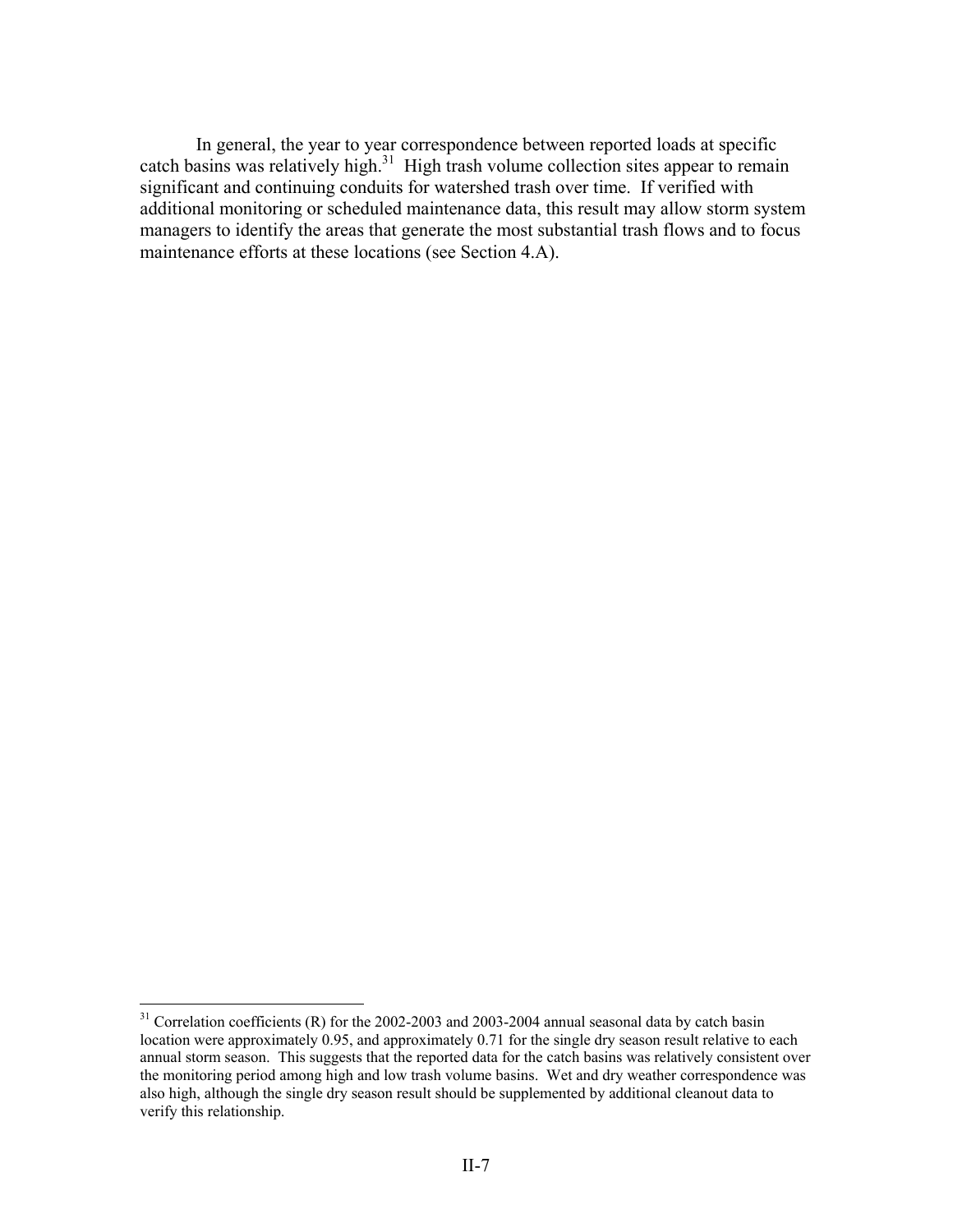In general, the year to year correspondence between reported loads at specific catch basins was relatively high.[31] High trash volume collection sites appear to remain significant and continuing conduits for watershed trash over time. If verified with additional monitoring or scheduled maintenance data, this result may allow storm system managers to identify the areas that generate the most substantial trash flows and to focus maintenance efforts at these locations (see Section 4.A).

[31] Correlation coefficients (R) for the 2002-2003 and 2003-2004 annual seasonal data by catch basin location were approximately 0.95, and approximately 0.71 for the single dry season result relative to each annual storm season. This suggests that the reported data for the catch basins was relatively consistent over the monitoring period among high and low trash volume basins. Wet and dry weather correspondence was also high, although the single dry season result should be supplemented by additional cleanout data to verify this relationship.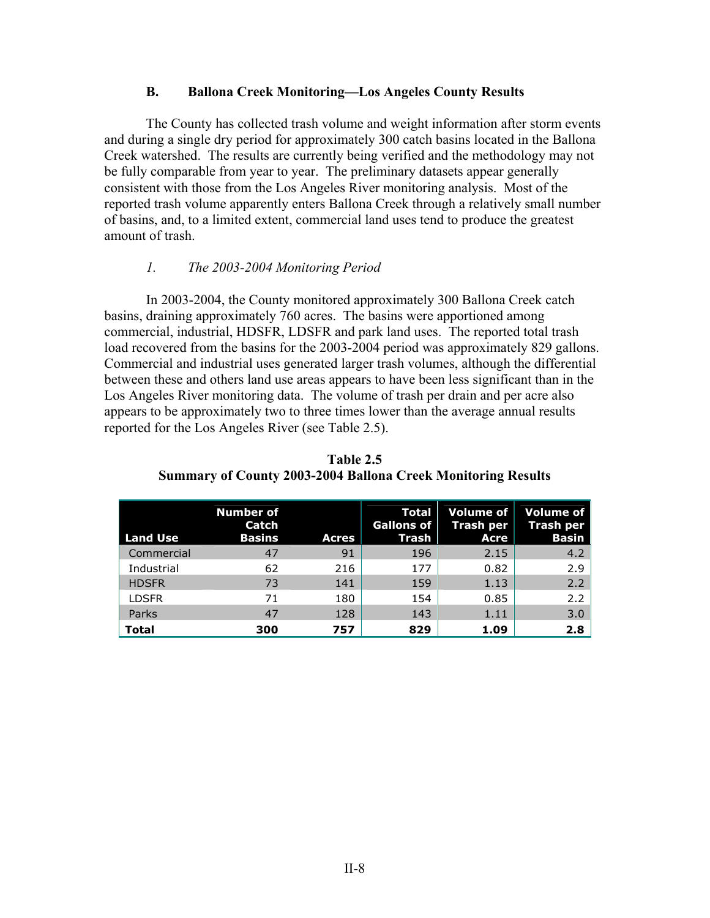## B. Ballona Creek Monitoring—Los Angeles County Results

The County has collected trash volume and weight information after storm events and during a single dry period for approximately 300 catch basins located in the Ballona Creek watershed. The results are currently being verified and the methodology may not be fully comparable from year to year. The preliminary datasets appear generally consistent with those from the Los Angeles River monitoring analysis. Most of the reported trash volume apparently enters Ballona Creek through a relatively small number of basins, and, to a limited extent, commercial land uses tend to produce the greatest amount of trash.

### *1. The 2003-2004 Monitoring Period*

In 2003-2004, the County monitored approximately 300 Ballona Creek catch basins, draining approximately 760 acres. The basins were apportioned among commercial, industrial, HDSFR, LDSFR and park land uses. The reported total trash load recovered from the basins for the 2003-2004 period was approximately 829 gallons. Commercial and industrial uses generated larger trash volumes, although the differential between these and others land use areas appears to have been less significant than in the Los Angeles River monitoring data. The volume of trash per drain and per acre also appears to be approximately two to three times lower than the average annual results reported for the Los Angeles River (see Table 2.5).

**Table 2.5**
**Summary of County 2003-2004 Ballona Creek Monitoring Results**

| Land Use | Number of Catch Basins | Acres | Total Gallons of Trash | Volume of Trash per Acre | Volume of Trash per Basin |
|---|---|---|---|---|---|
| Commercial | 47 | 91 | 196 | 2.15 | 4.2 |
| Industrial | 62 | 216 | 177 | 0.82 | 2.9 |
| HDSFR | 73 | 141 | 159 | 1.13 | 2.2 |
| LDSFR | 71 | 180 | 154 | 0.85 | 2.2 |
| Parks | 47 | 128 | 143 | 1.11 | 3.0 |
| **Total** | **300** | **757** | **829** | **1.09** | **2.8** |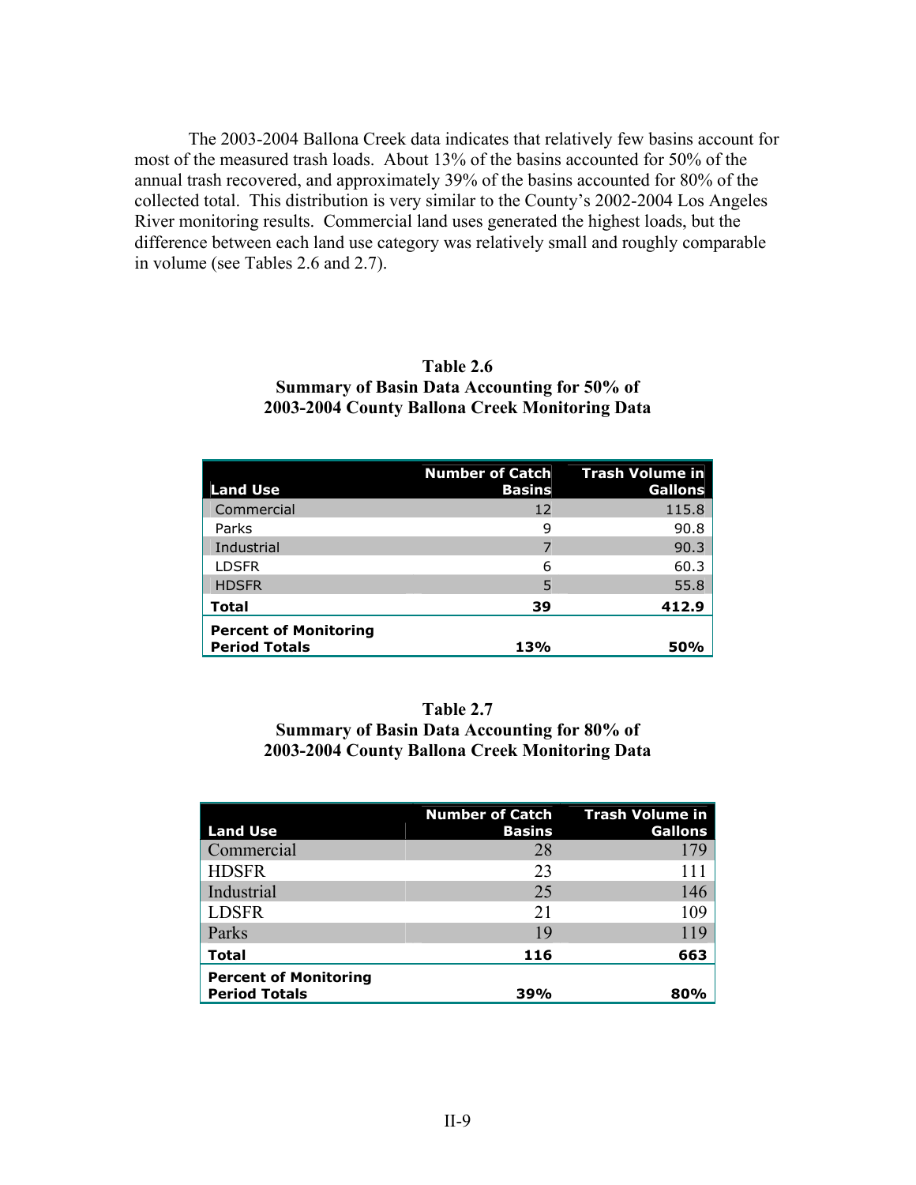The 2003-2004 Ballona Creek data indicates that relatively few basins account for most of the measured trash loads. About 13% of the basins accounted for 50% of the annual trash recovered, and approximately 39% of the basins accounted for 80% of the collected total. This distribution is very similar to the County's 2002-2004 Los Angeles River monitoring results. Commercial land uses generated the highest loads, but the difference between each land use category was relatively small and roughly comparable in volume (see Tables 2.6 and 2.7).

**Table 2.6**
**Summary of Basin Data Accounting for 50% of 2003-2004 County Ballona Creek Monitoring Data**

| Land Use | Number of Catch Basins | Trash Volume in Gallons |
|---|---|---|
| Commercial | 12 | 115.8 |
| Parks | 9 | 90.8 |
| Industrial | 7 | 90.3 |
| LDSFR | 6 | 60.3 |
| HDSFR | 5 | 55.8 |
| **Total** | **39** | **412.9** |
| **Percent of Monitoring Period Totals** | **13%** | **50%** |

**Table 2.7**
**Summary of Basin Data Accounting for 80% of 2003-2004 County Ballona Creek Monitoring Data**

| Land Use | Number of Catch Basins | Trash Volume in Gallons |
|---|---|---|
| Commercial | 28 | 179 |
| HDSFR | 23 | 111 |
| Industrial | 25 | 146 |
| LDSFR | 21 | 109 |
| Parks | 19 | 119 |
| **Total** | **116** | **663** |
| **Percent of Monitoring Period Totals** | **39%** | **80%** |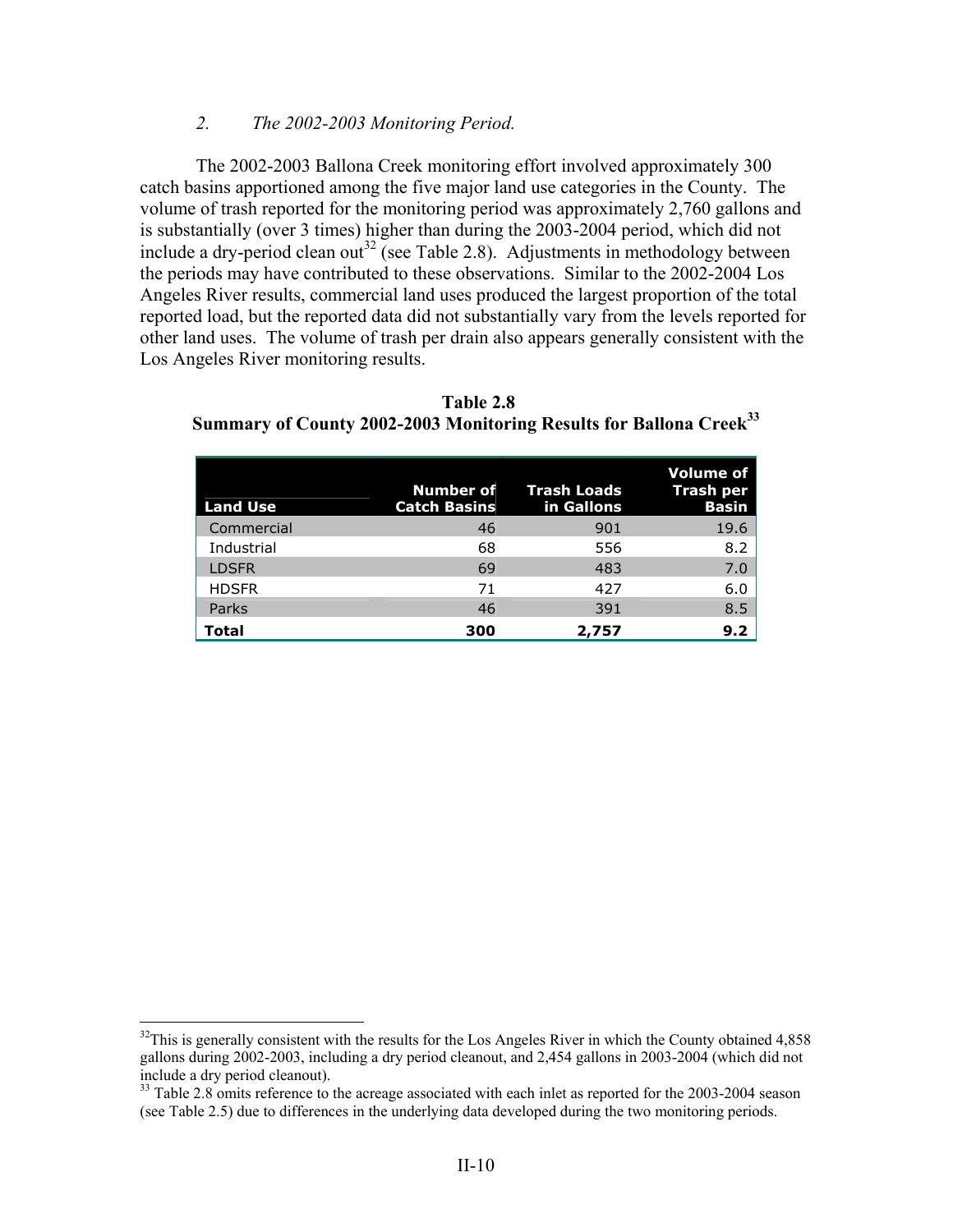*2. The 2002-2003 Monitoring Period.*

The 2002-2003 Ballona Creek monitoring effort involved approximately 300 catch basins apportioned among the five major land use categories in the County. The volume of trash reported for the monitoring period was approximately 2,760 gallons and is substantially (over 3 times) higher than during the 2003-2004 period, which did not include a dry-period clean out[32] (see Table 2.8). Adjustments in methodology between the periods may have contributed to these observations. Similar to the 2002-2004 Los Angeles River results, commercial land uses produced the largest proportion of the total reported load, but the reported data did not substantially vary from the levels reported for other land uses. The volume of trash per drain also appears generally consistent with the Los Angeles River monitoring results.

**Table 2.8**
**Summary of County 2002-2003 Monitoring Results for Ballona Creek[33]**

| Land Use | Number of Catch Basins | Trash Loads in Gallons | Volume of Trash per Basin |
|---|---|---|---|
| Commercial | 46 | 901 | 19.6 |
| Industrial | 68 | 556 | 8.2 |
| LDSFR | 69 | 483 | 7.0 |
| HDSFR | 71 | 427 | 6.0 |
| Parks | 46 | 391 | 8.5 |
| **Total** | **300** | **2,757** | **9.2** |

[32] This is generally consistent with the results for the Los Angeles River in which the County obtained 4,858 gallons during 2002-2003, including a dry period cleanout, and 2,454 gallons in 2003-2004 (which did not include a dry period cleanout).

[33] Table 2.8 omits reference to the acreage associated with each inlet as reported for the 2003-2004 season (see Table 2.5) due to differences in the underlying data developed during the two monitoring periods.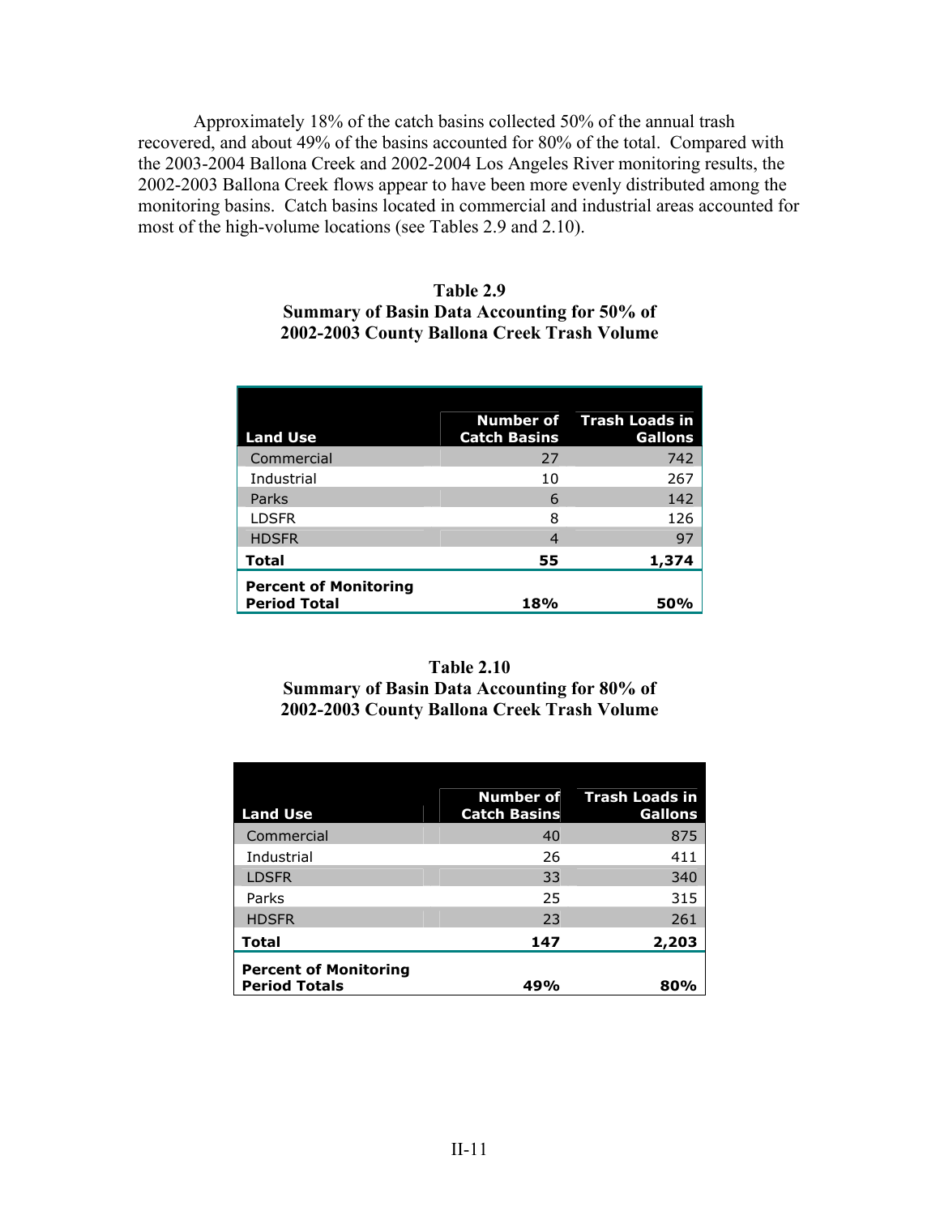Approximately 18% of the catch basins collected 50% of the annual trash recovered, and about 49% of the basins accounted for 80% of the total. Compared with the 2003-2004 Ballona Creek and 2002-2004 Los Angeles River monitoring results, the 2002-2003 Ballona Creek flows appear to have been more evenly distributed among the monitoring basins. Catch basins located in commercial and industrial areas accounted for most of the high-volume locations (see Tables 2.9 and 2.10).

**Table 2.9**
**Summary of Basin Data Accounting for 50% of 2002-2003 County Ballona Creek Trash Volume**

| Land Use | Number of Catch Basins | Trash Loads in Gallons |
|---|---:|---:|
| Commercial | 27 | 742 |
| Industrial | 10 | 267 |
| Parks | 6 | 142 |
| LDSFR | 8 | 126 |
| HDSFR | 4 | 97 |
| **Total** | **55** | **1,374** |
| **Percent of Monitoring Period Total** | **18%** | **50%** |

**Table 2.10**
**Summary of Basin Data Accounting for 80% of 2002-2003 County Ballona Creek Trash Volume**

| Land Use | Number of Catch Basins | Trash Loads in Gallons |
|---|---:|---:|
| Commercial | 40 | 875 |
| Industrial | 26 | 411 |
| LDSFR | 33 | 340 |
| Parks | 25 | 315 |
| HDSFR | 23 | 261 |
| **Total** | **147** | **2,203** |
| **Percent of Monitoring Period Totals** | **49%** | **80%** |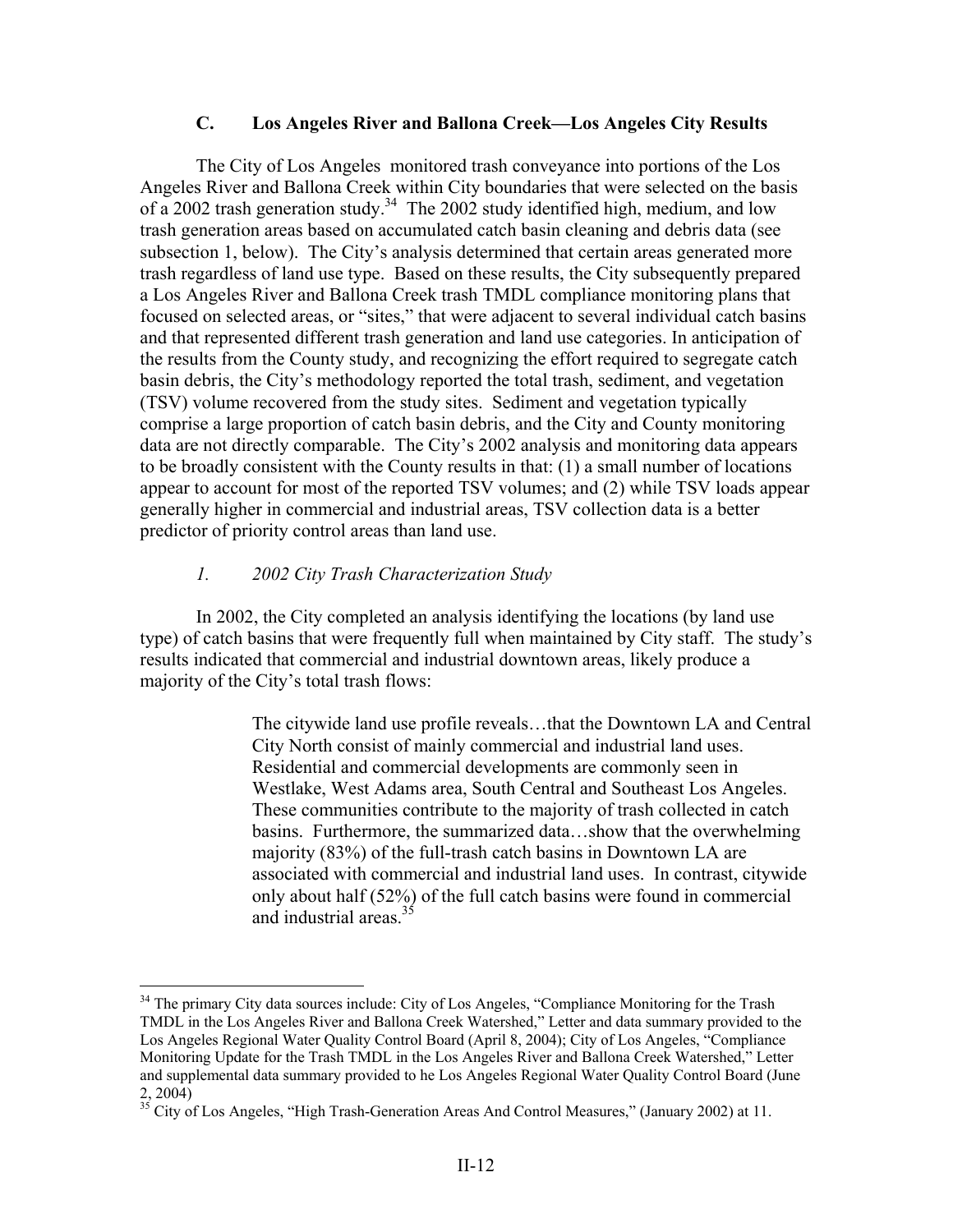### C. Los Angeles River and Ballona Creek—Los Angeles City Results

The City of Los Angeles monitored trash conveyance into portions of the Los Angeles River and Ballona Creek within City boundaries that were selected on the basis of a 2002 trash generation study.[34] The 2002 study identified high, medium, and low trash generation areas based on accumulated catch basin cleaning and debris data (see subsection 1, below). The City's analysis determined that certain areas generated more trash regardless of land use type. Based on these results, the City subsequently prepared a Los Angeles River and Ballona Creek trash TMDL compliance monitoring plans that focused on selected areas, or "sites," that were adjacent to several individual catch basins and that represented different trash generation and land use categories. In anticipation of the results from the County study, and recognizing the effort required to segregate catch basin debris, the City's methodology reported the total trash, sediment, and vegetation (TSV) volume recovered from the study sites. Sediment and vegetation typically comprise a large proportion of catch basin debris, and the City and County monitoring data are not directly comparable. The City's 2002 analysis and monitoring data appears to be broadly consistent with the County results in that: (1) a small number of locations appear to account for most of the reported TSV volumes; and (2) while TSV loads appear generally higher in commercial and industrial areas, TSV collection data is a better predictor of priority control areas than land use.

#### *1. 2002 City Trash Characterization Study*

In 2002, the City completed an analysis identifying the locations (by land use type) of catch basins that were frequently full when maintained by City staff. The study's results indicated that commercial and industrial downtown areas, likely produce a majority of the City's total trash flows:

> The citywide land use profile reveals…that the Downtown LA and Central City North consist of mainly commercial and industrial land uses. Residential and commercial developments are commonly seen in Westlake, West Adams area, South Central and Southeast Los Angeles. These communities contribute to the majority of trash collected in catch basins. Furthermore, the summarized data…show that the overwhelming majority (83%) of the full-trash catch basins in Downtown LA are associated with commercial and industrial land uses. In contrast, citywide only about half (52%) of the full catch basins were found in commercial and industrial areas.[35]

---

[34] The primary City data sources include: City of Los Angeles, "Compliance Monitoring for the Trash TMDL in the Los Angeles River and Ballona Creek Watershed," Letter and data summary provided to the Los Angeles Regional Water Quality Control Board (April 8, 2004); City of Los Angeles, "Compliance Monitoring Update for the Trash TMDL in the Los Angeles River and Ballona Creek Watershed," Letter and supplemental data summary provided to he Los Angeles Regional Water Quality Control Board (June 2, 2004)

[35] City of Los Angeles, "High Trash-Generation Areas And Control Measures," (January 2002) at 11.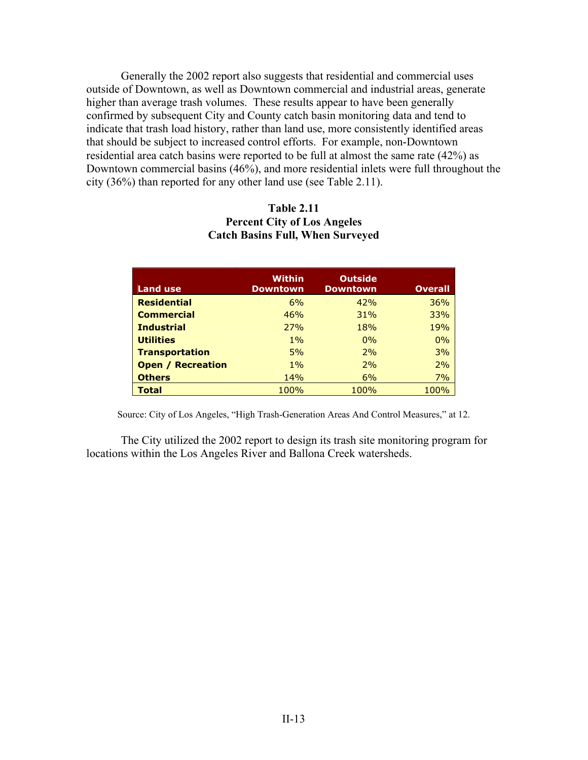Generally the 2002 report also suggests that residential and commercial uses outside of Downtown, as well as Downtown commercial and industrial areas, generate higher than average trash volumes. These results appear to have been generally confirmed by subsequent City and County catch basin monitoring data and tend to indicate that trash load history, rather than land use, more consistently identified areas that should be subject to increased control efforts. For example, non-Downtown residential area catch basins were reported to be full at almost the same rate (42%) as Downtown commercial basins (46%), and more residential inlets were full throughout the city (36%) than reported for any other land use (see Table 2.11).

**Table 2.11**
**Percent City of Los Angeles**
**Catch Basins Full, When Surveyed**

| Land use | Within Downtown | Outside Downtown | Overall |
|---|---|---|---|
| **Residential** | 6% | 42% | 36% |
| **Commercial** | 46% | 31% | 33% |
| **Industrial** | 27% | 18% | 19% |
| **Utilities** | 1% | 0% | 0% |
| **Transportation** | 5% | 2% | 3% |
| **Open / Recreation** | 1% | 2% | 2% |
| **Others** | 14% | 6% | 7% |
| **Total** | 100% | 100% | 100% |

Source: City of Los Angeles, "High Trash-Generation Areas And Control Measures," at 12.

The City utilized the 2002 report to design its trash site monitoring program for locations within the Los Angeles River and Ballona Creek watersheds.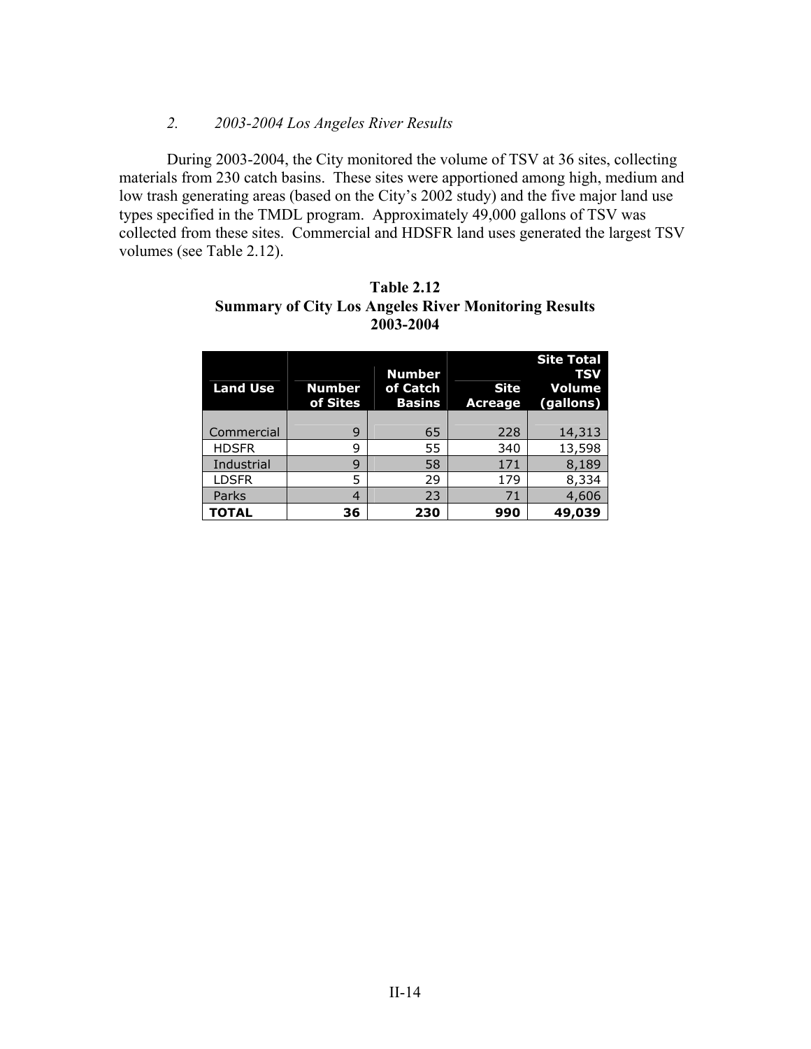### *2. 2003-2004 Los Angeles River Results*

During 2003-2004, the City monitored the volume of TSV at 36 sites, collecting materials from 230 catch basins. These sites were apportioned among high, medium and low trash generating areas (based on the City's 2002 study) and the five major land use types specified in the TMDL program. Approximately 49,000 gallons of TSV was collected from these sites. Commercial and HDSFR land uses generated the largest TSV volumes (see Table 2.12).

**Table 2.12**
**Summary of City Los Angeles River Monitoring Results**
**2003-2004**

| Land Use | Number of Sites | Number of Catch Basins | Site Acreage | Site Total TSV Volume (gallons) |
|---|---|---|---|---|
| Commercial | 9 | 65 | 228 | 14,313 |
| HDSFR | 9 | 55 | 340 | 13,598 |
| Industrial | 9 | 58 | 171 | 8,189 |
| LDSFR | 5 | 29 | 179 | 8,334 |
| Parks | 4 | 23 | 71 | 4,606 |
| **TOTAL** | **36** | **230** | **990** | **49,039** |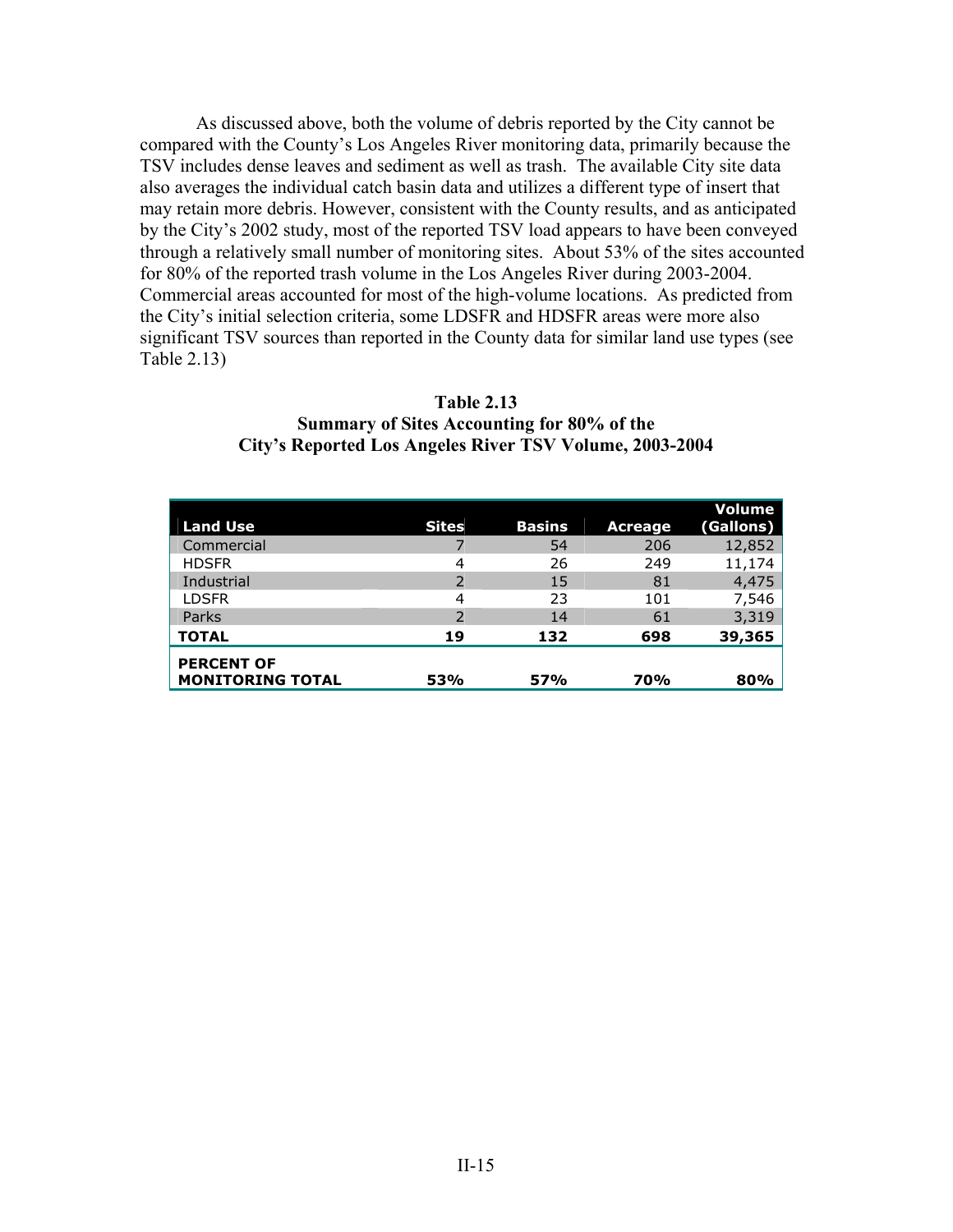As discussed above, both the volume of debris reported by the City cannot be compared with the County's Los Angeles River monitoring data, primarily because the TSV includes dense leaves and sediment as well as trash. The available City site data also averages the individual catch basin data and utilizes a different type of insert that may retain more debris. However, consistent with the County results, and as anticipated by the City's 2002 study, most of the reported TSV load appears to have been conveyed through a relatively small number of monitoring sites. About 53% of the sites accounted for 80% of the reported trash volume in the Los Angeles River during 2003-2004. Commercial areas accounted for most of the high-volume locations. As predicted from the City's initial selection criteria, some LDSFR and HDSFR areas were more also significant TSV sources than reported in the County data for similar land use types (see Table 2.13)

**Table 2.13**
**Summary of Sites Accounting for 80% of the City's Reported Los Angeles River TSV Volume, 2003-2004**

| Land Use | Sites | Basins | Acreage | Volume (Gallons) |
|---|---|---|---|---|
| Commercial | 7 | 54 | 206 | 12,852 |
| HDSFR | 4 | 26 | 249 | 11,174 |
| Industrial | 2 | 15 | 81 | 4,475 |
| LDSFR | 4 | 23 | 101 | 7,546 |
| Parks | 2 | 14 | 61 | 3,319 |
| **TOTAL** | **19** | **132** | **698** | **39,365** |
| **PERCENT OF MONITORING TOTAL** | **53%** | **57%** | **70%** | **80%** |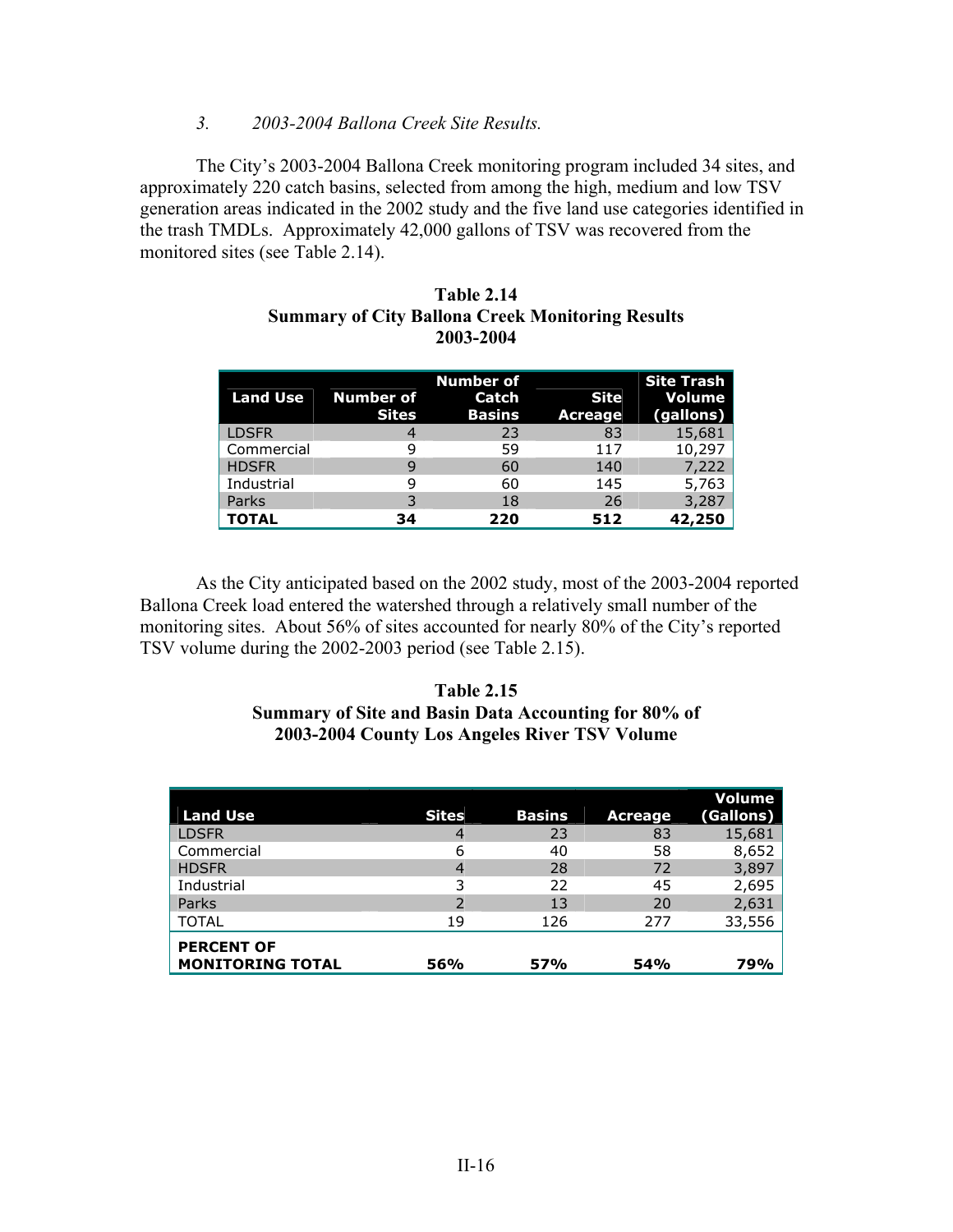*3. 2003-2004 Ballona Creek Site Results.*

The City's 2003-2004 Ballona Creek monitoring program included 34 sites, and approximately 220 catch basins, selected from among the high, medium and low TSV generation areas indicated in the 2002 study and the five land use categories identified in the trash TMDLs. Approximately 42,000 gallons of TSV was recovered from the monitored sites (see Table 2.14).

**Table 2.14**
**Summary of City Ballona Creek Monitoring Results**
**2003-2004**

| Land Use | Number of Sites | Number of Catch Basins | Site Acreage | Site Trash Volume (gallons) |
|---|---|---|---|---|
| LDSFR | 4 | 23 | 83 | 15,681 |
| Commercial | 9 | 59 | 117 | 10,297 |
| HDSFR | 9 | 60 | 140 | 7,222 |
| Industrial | 9 | 60 | 145 | 5,763 |
| Parks | 3 | 18 | 26 | 3,287 |
| **TOTAL** | **34** | **220** | **512** | **42,250** |

As the City anticipated based on the 2002 study, most of the 2003-2004 reported Ballona Creek load entered the watershed through a relatively small number of the monitoring sites. About 56% of sites accounted for nearly 80% of the City's reported TSV volume during the 2002-2003 period (see Table 2.15).

**Table 2.15**
**Summary of Site and Basin Data Accounting for 80% of 2003-2004 County Los Angeles River TSV Volume**

| Land Use | Sites | Basins | Acreage | Volume (Gallons) |
|---|---|---|---|---|
| LDSFR | 4 | 23 | 83 | 15,681 |
| Commercial | 6 | 40 | 58 | 8,652 |
| HDSFR | 4 | 28 | 72 | 3,897 |
| Industrial | 3 | 22 | 45 | 2,695 |
| Parks | 2 | 13 | 20 | 2,631 |
| TOTAL | 19 | 126 | 277 | 33,556 |
| **PERCENT OF MONITORING TOTAL** | **56%** | **57%** | **54%** | **79%** |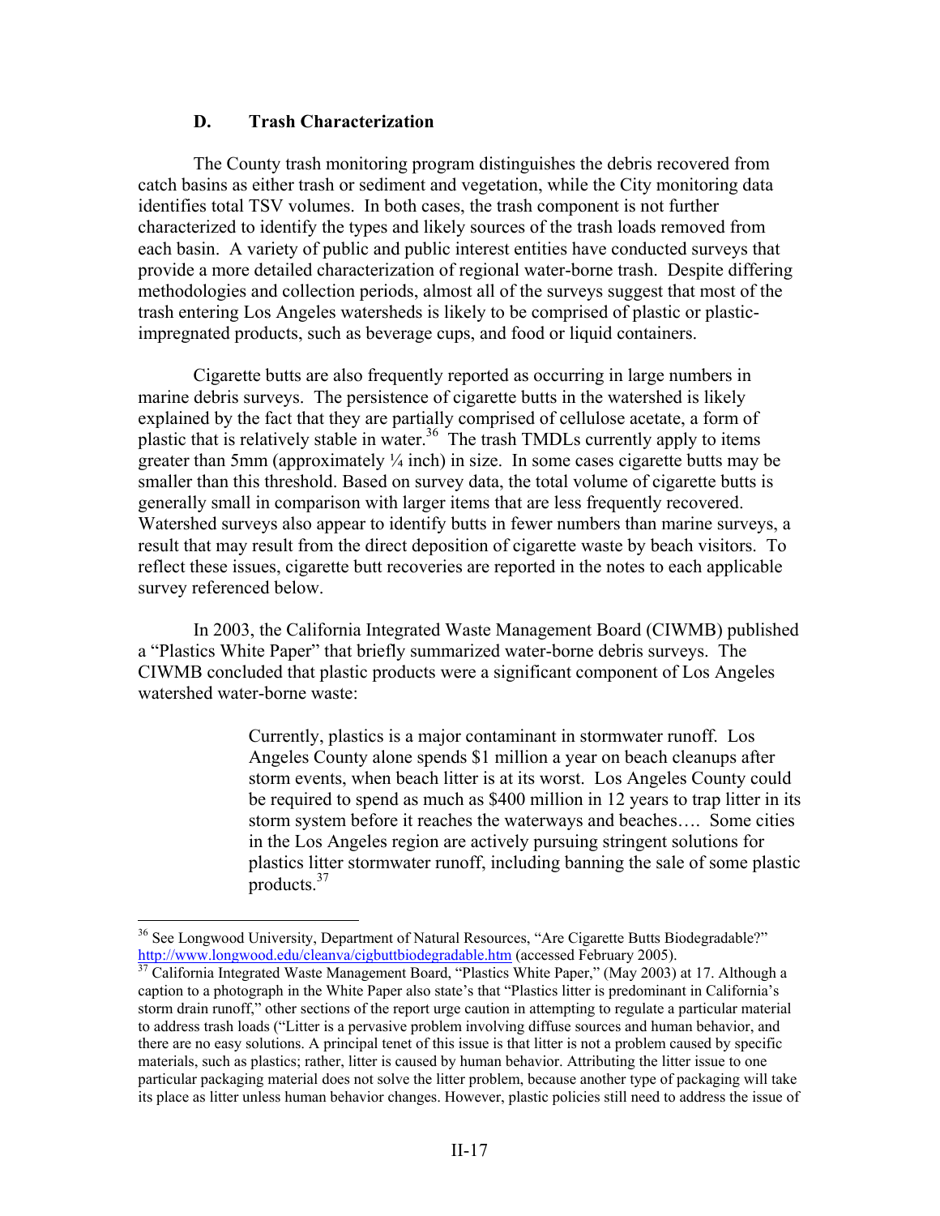### D. Trash Characterization

The County trash monitoring program distinguishes the debris recovered from catch basins as either trash or sediment and vegetation, while the City monitoring data identifies total TSV volumes. In both cases, the trash component is not further characterized to identify the types and likely sources of the trash loads removed from each basin. A variety of public and public interest entities have conducted surveys that provide a more detailed characterization of regional water-borne trash. Despite differing methodologies and collection periods, almost all of the surveys suggest that most of the trash entering Los Angeles watersheds is likely to be comprised of plastic or plastic-impregnated products, such as beverage cups, and food or liquid containers.

Cigarette butts are also frequently reported as occurring in large numbers in marine debris surveys. The persistence of cigarette butts in the watershed is likely explained by the fact that they are partially comprised of cellulose acetate, a form of plastic that is relatively stable in water.[36] The trash TMDLs currently apply to items greater than 5mm (approximately ¼ inch) in size. In some cases cigarette butts may be smaller than this threshold. Based on survey data, the total volume of cigarette butts is generally small in comparison with larger items that are less frequently recovered. Watershed surveys also appear to identify butts in fewer numbers than marine surveys, a result that may result from the direct deposition of cigarette waste by beach visitors. To reflect these issues, cigarette butt recoveries are reported in the notes to each applicable survey referenced below.

In 2003, the California Integrated Waste Management Board (CIWMB) published a "Plastics White Paper" that briefly summarized water-borne debris surveys. The CIWMB concluded that plastic products were a significant component of Los Angeles watershed water-borne waste:

> Currently, plastics is a major contaminant in stormwater runoff. Los Angeles County alone spends $1 million a year on beach cleanups after storm events, when beach litter is at its worst. Los Angeles County could be required to spend as much as $400 million in 12 years to trap litter in its storm system before it reaches the waterways and beaches…. Some cities in the Los Angeles region are actively pursuing stringent solutions for plastics litter stormwater runoff, including banning the sale of some plastic products.[37]

---

[36] See Longwood University, Department of Natural Resources, "Are Cigarette Butts Biodegradable?" http://www.longwood.edu/cleanva/cigbuttbiodegradable.htm (accessed February 2005).

[37] California Integrated Waste Management Board, "Plastics White Paper," (May 2003) at 17. Although a caption to a photograph in the White Paper also state's that "Plastics litter is predominant in California's storm drain runoff," other sections of the report urge caution in attempting to regulate a particular material to address trash loads ("Litter is a pervasive problem involving diffuse sources and human behavior, and there are no easy solutions. A principal tenet of this issue is that litter is not a problem caused by specific materials, such as plastics; rather, litter is caused by human behavior. Attributing the litter issue to one particular packaging material does not solve the litter problem, because another type of packaging will take its place as litter unless human behavior changes. However, plastic policies still need to address the issue of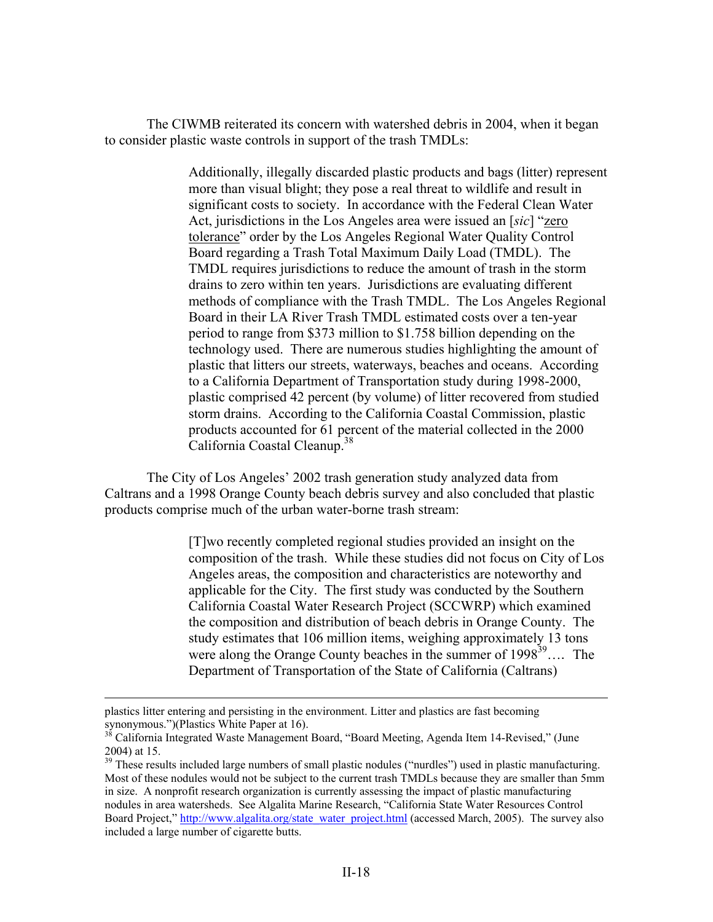The CIWMB reiterated its concern with watershed debris in 2004, when it began to consider plastic waste controls in support of the trash TMDLs:

> Additionally, illegally discarded plastic products and bags (litter) represent more than visual blight; they pose a real threat to wildlife and result in significant costs to society. In accordance with the Federal Clean Water Act, jurisdictions in the Los Angeles area were issued an [*sic*] "zero tolerance" order by the Los Angeles Regional Water Quality Control Board regarding a Trash Total Maximum Daily Load (TMDL). The TMDL requires jurisdictions to reduce the amount of trash in the storm drains to zero within ten years. Jurisdictions are evaluating different methods of compliance with the Trash TMDL. The Los Angeles Regional Board in their LA River Trash TMDL estimated costs over a ten-year period to range from $373 million to $1.758 billion depending on the technology used. There are numerous studies highlighting the amount of plastic that litters our streets, waterways, beaches and oceans. According to a California Department of Transportation study during 1998-2000, plastic comprised 42 percent (by volume) of litter recovered from studied storm drains. According to the California Coastal Commission, plastic products accounted for 61 percent of the material collected in the 2000 California Coastal Cleanup.[38]

The City of Los Angeles' 2002 trash generation study analyzed data from Caltrans and a 1998 Orange County beach debris survey and also concluded that plastic products comprise much of the urban water-borne trash stream:

> [T]wo recently completed regional studies provided an insight on the composition of the trash. While these studies did not focus on City of Los Angeles areas, the composition and characteristics are noteworthy and applicable for the City. The first study was conducted by the Southern California Coastal Water Research Project (SCCWRP) which examined the composition and distribution of beach debris in Orange County. The study estimates that 106 million items, weighing approximately 13 tons were along the Orange County beaches in the summer of 1998[39]…. The Department of Transportation of the State of California (Caltrans)

---

plastics litter entering and persisting in the environment. Litter and plastics are fast becoming synonymous.")(Plastics White Paper at 16).

[38] California Integrated Waste Management Board, "Board Meeting, Agenda Item 14-Revised," (June 2004) at 15.

[39] These results included large numbers of small plastic nodules ("nurdles") used in plastic manufacturing. Most of these nodules would not be subject to the current trash TMDLs because they are smaller than 5mm in size. A nonprofit research organization is currently assessing the impact of plastic manufacturing nodules in area watersheds. See Algalita Marine Research, "California State Water Resources Control Board Project," http://www.algalita.org/state_water_project.html (accessed March, 2005). The survey also included a large number of cigarette butts.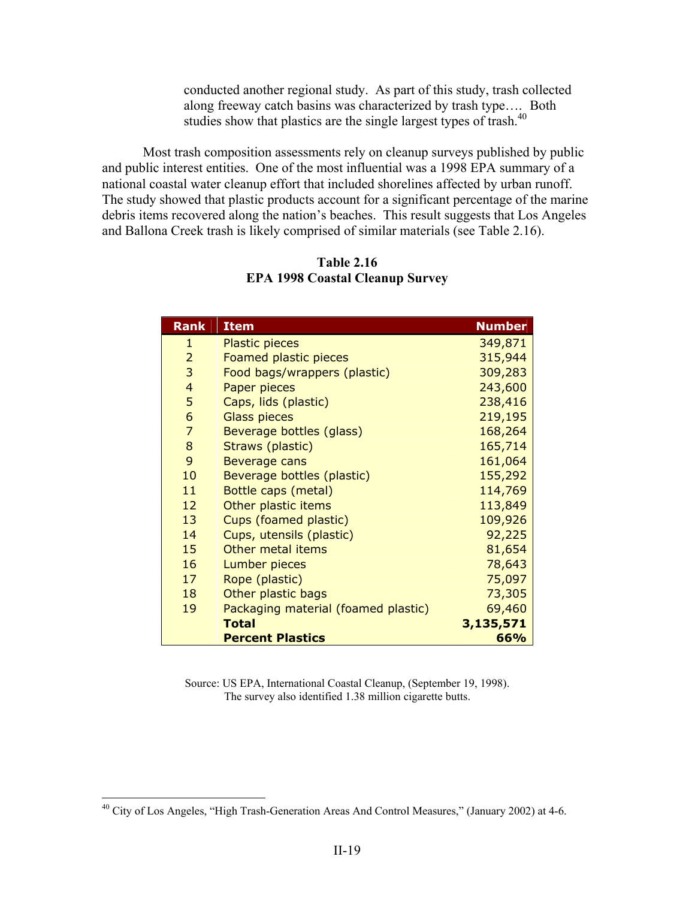conducted another regional study. As part of this study, trash collected along freeway catch basins was characterized by trash type…. Both studies show that plastics are the single largest types of trash.[40]

Most trash composition assessments rely on cleanup surveys published by public and public interest entities. One of the most influential was a 1998 EPA summary of a national coastal water cleanup effort that included shorelines affected by urban runoff. The study showed that plastic products account for a significant percentage of the marine debris items recovered along the nation's beaches. This result suggests that Los Angeles and Ballona Creek trash is likely comprised of similar materials (see Table 2.16).

**Table 2.16**
**EPA 1998 Coastal Cleanup Survey**

| Rank | Item | Number |
|---|---|---|
| 1 | Plastic pieces | 349,871 |
| 2 | Foamed plastic pieces | 315,944 |
| 3 | Food bags/wrappers (plastic) | 309,283 |
| 4 | Paper pieces | 243,600 |
| 5 | Caps, lids (plastic) | 238,416 |
| 6 | Glass pieces | 219,195 |
| 7 | Beverage bottles (glass) | 168,264 |
| 8 | Straws (plastic) | 165,714 |
| 9 | Beverage cans | 161,064 |
| 10 | Beverage bottles (plastic) | 155,292 |
| 11 | Bottle caps (metal) | 114,769 |
| 12 | Other plastic items | 113,849 |
| 13 | Cups (foamed plastic) | 109,926 |
| 14 | Cups, utensils (plastic) | 92,225 |
| 15 | Other metal items | 81,654 |
| 16 | Lumber pieces | 78,643 |
| 17 | Rope (plastic) | 75,097 |
| 18 | Other plastic bags | 73,305 |
| 19 | Packaging material (foamed plastic) | 69,460 |
| | **Total** | **3,135,571** |
| | **Percent Plastics** | **66%** |

Source: US EPA, International Coastal Cleanup, (September 19, 1998).
The survey also identified 1.38 million cigarette butts.

[40] City of Los Angeles, "High Trash-Generation Areas And Control Measures," (January 2002) at 4-6.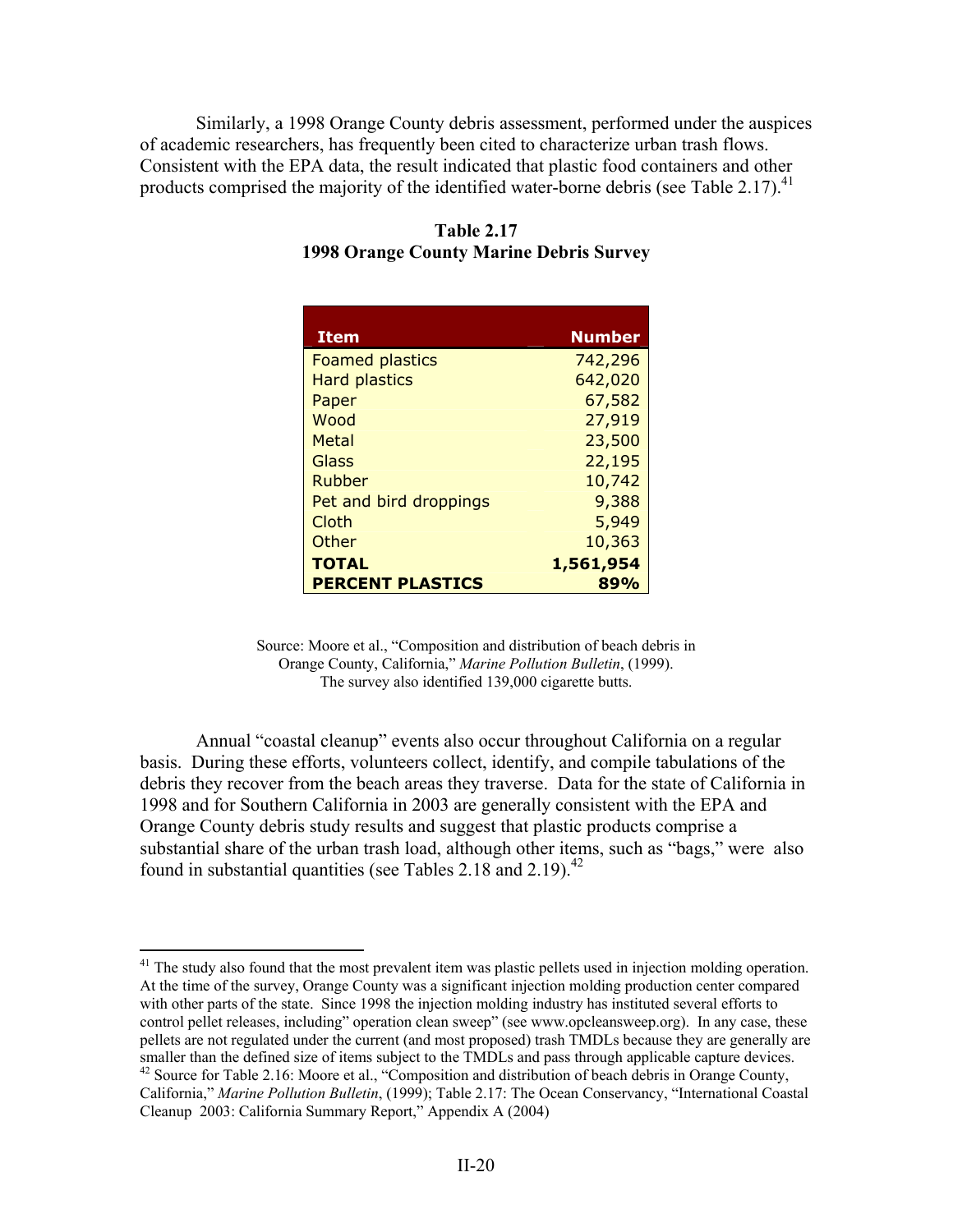Similarly, a 1998 Orange County debris assessment, performed under the auspices of academic researchers, has frequently been cited to characterize urban trash flows. Consistent with the EPA data, the result indicated that plastic food containers and other products comprised the majority of the identified water-borne debris (see Table 2.17).[41]

**Table 2.17**
**1998 Orange County Marine Debris Survey**

| Item | Number |
|---|---|
| Foamed plastics | 742,296 |
| Hard plastics | 642,020 |
| Paper | 67,582 |
| Wood | 27,919 |
| Metal | 23,500 |
| Glass | 22,195 |
| Rubber | 10,742 |
| Pet and bird droppings | 9,388 |
| Cloth | 5,949 |
| Other | 10,363 |
| **TOTAL** | **1,561,954** |
| **PERCENT PLASTICS** | **89%** |

Source: Moore et al., "Composition and distribution of beach debris in Orange County, California," *Marine Pollution Bulletin*, (1999). The survey also identified 139,000 cigarette butts.

Annual "coastal cleanup" events also occur throughout California on a regular basis. During these efforts, volunteers collect, identify, and compile tabulations of the debris they recover from the beach areas they traverse. Data for the state of California in 1998 and for Southern California in 2003 are generally consistent with the EPA and Orange County debris study results and suggest that plastic products comprise a substantial share of the urban trash load, although other items, such as "bags," were also found in substantial quantities (see Tables 2.18 and 2.19).[42]

---

[41] The study also found that the most prevalent item was plastic pellets used in injection molding operation. At the time of the survey, Orange County was a significant injection molding production center compared with other parts of the state. Since 1998 the injection molding industry has instituted several efforts to control pellet releases, including" operation clean sweep" (see www.opcleansweep.org). In any case, these pellets are not regulated under the current (and most proposed) trash TMDLs because they are generally are smaller than the defined size of items subject to the TMDLs and pass through applicable capture devices.

[42] Source for Table 2.16: Moore et al., "Composition and distribution of beach debris in Orange County, California," *Marine Pollution Bulletin*, (1999); Table 2.17: The Ocean Conservancy, "International Coastal Cleanup 2003: California Summary Report," Appendix A (2004)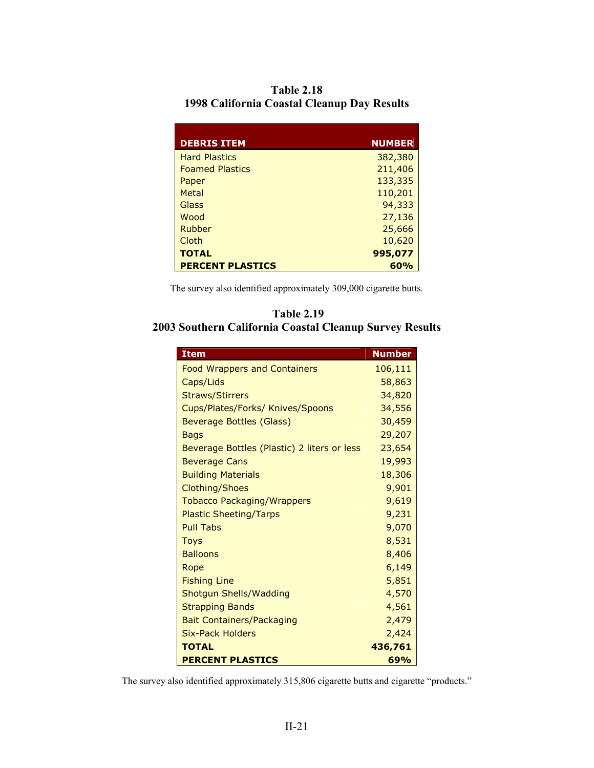**Table 2.18**
**1998 California Coastal Cleanup Day Results**

| DEBRIS ITEM | NUMBER |
|---|---|
| Hard Plastics | 382,380 |
| Foamed Plastics | 211,406 |
| Paper | 133,335 |
| Metal | 110,201 |
| Glass | 94,333 |
| Wood | 27,136 |
| Rubber | 25,666 |
| Cloth | 10,620 |
| **TOTAL** | **995,077** |
| **PERCENT PLASTICS** | **60%** |

The survey also identified approximately 309,000 cigarette butts.

**Table 2.19**
**2003 Southern California Coastal Cleanup Survey Results**

| Item | Number |
|---|---|
| Food Wrappers and Containers | 106,111 |
| Caps/Lids | 58,863 |
| Straws/Stirrers | 34,820 |
| Cups/Plates/Forks/ Knives/Spoons | 34,556 |
| Beverage Bottles (Glass) | 30,459 |
| Bags | 29,207 |
| Beverage Bottles (Plastic) 2 liters or less | 23,654 |
| Beverage Cans | 19,993 |
| Building Materials | 18,306 |
| Clothing/Shoes | 9,901 |
| Tobacco Packaging/Wrappers | 9,619 |
| Plastic Sheeting/Tarps | 9,231 |
| Pull Tabs | 9,070 |
| Toys | 8,531 |
| Balloons | 8,406 |
| Rope | 6,149 |
| Fishing Line | 5,851 |
| Shotgun Shells/Wadding | 4,570 |
| Strapping Bands | 4,561 |
| Bait Containers/Packaging | 2,479 |
| Six-Pack Holders | 2,424 |
| **TOTAL** | **436,761** |
| **PERCENT PLASTICS** | **69%** |

The survey also identified approximately 315,806 cigarette butts and cigarette "products."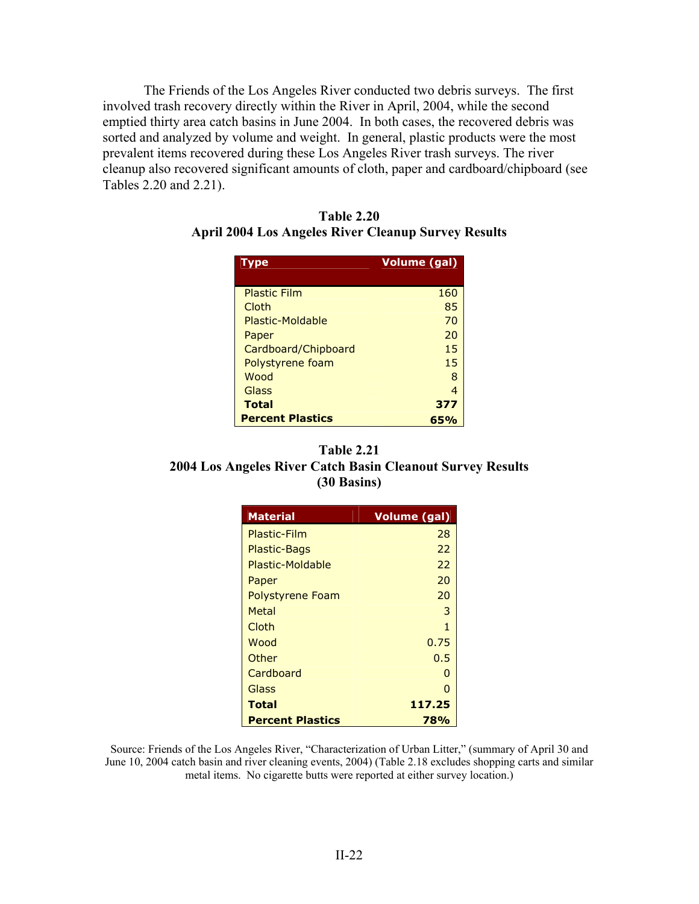The Friends of the Los Angeles River conducted two debris surveys. The first involved trash recovery directly within the River in April, 2004, while the second emptied thirty area catch basins in June 2004. In both cases, the recovered debris was sorted and analyzed by volume and weight. In general, plastic products were the most prevalent items recovered during these Los Angeles River trash surveys. The river cleanup also recovered significant amounts of cloth, paper and cardboard/chipboard (see Tables 2.20 and 2.21).

**Table 2.20**
**April 2004 Los Angeles River Cleanup Survey Results**

| Type | Volume (gal) |
|---|---|
| Plastic Film | 160 |
| Cloth | 85 |
| Plastic-Moldable | 70 |
| Paper | 20 |
| Cardboard/Chipboard | 15 |
| Polystyrene foam | 15 |
| Wood | 8 |
| Glass | 4 |
| **Total** | **377** |
| **Percent Plastics** | **65%** |

**Table 2.21**
**2004 Los Angeles River Catch Basin Cleanout Survey Results**
**(30 Basins)**

| Material | Volume (gal) |
|---|---|
| Plastic-Film | 28 |
| Plastic-Bags | 22 |
| Plastic-Moldable | 22 |
| Paper | 20 |
| Polystyrene Foam | 20 |
| Metal | 3 |
| Cloth | 1 |
| Wood | 0.75 |
| Other | 0.5 |
| Cardboard | 0 |
| Glass | 0 |
| **Total** | **117.25** |
| **Percent Plastics** | **78%** |

Source: Friends of the Los Angeles River, "Characterization of Urban Litter," (summary of April 30 and June 10, 2004 catch basin and river cleaning events, 2004) (Table 2.18 excludes shopping carts and similar metal items. No cigarette butts were reported at either survey location.)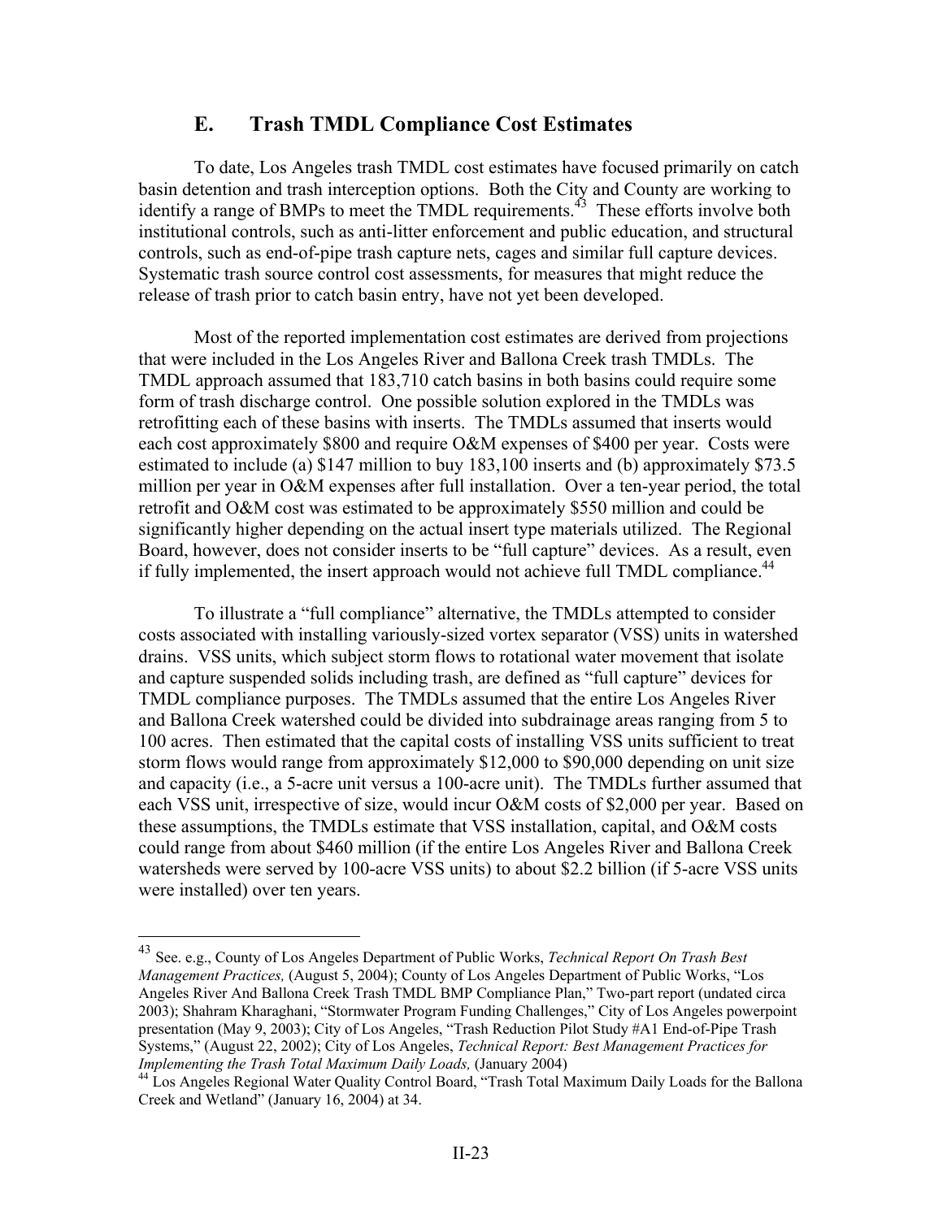## E. Trash TMDL Compliance Cost Estimates

To date, Los Angeles trash TMDL cost estimates have focused primarily on catch basin detention and trash interception options. Both the City and County are working to identify a range of BMPs to meet the TMDL requirements.[43] These efforts involve both institutional controls, such as anti-litter enforcement and public education, and structural controls, such as end-of-pipe trash capture nets, cages and similar full capture devices. Systematic trash source control cost assessments, for measures that might reduce the release of trash prior to catch basin entry, have not yet been developed.

Most of the reported implementation cost estimates are derived from projections that were included in the Los Angeles River and Ballona Creek trash TMDLs. The TMDL approach assumed that 183,710 catch basins in both basins could require some form of trash discharge control. One possible solution explored in the TMDLs was retrofitting each of these basins with inserts. The TMDLs assumed that inserts would each cost approximately $800 and require O&M expenses of $400 per year. Costs were estimated to include (a) $147 million to buy 183,100 inserts and (b) approximately $73.5 million per year in O&M expenses after full installation. Over a ten-year period, the total retrofit and O&M cost was estimated to be approximately $550 million and could be significantly higher depending on the actual insert type materials utilized. The Regional Board, however, does not consider inserts to be "full capture" devices. As a result, even if fully implemented, the insert approach would not achieve full TMDL compliance.[44]

To illustrate a "full compliance" alternative, the TMDLs attempted to consider costs associated with installing variously-sized vortex separator (VSS) units in watershed drains. VSS units, which subject storm flows to rotational water movement that isolate and capture suspended solids including trash, are defined as "full capture" devices for TMDL compliance purposes. The TMDLs assumed that the entire Los Angeles River and Ballona Creek watershed could be divided into subdrainage areas ranging from 5 to 100 acres. Then estimated that the capital costs of installing VSS units sufficient to treat storm flows would range from approximately $12,000 to $90,000 depending on unit size and capacity (i.e., a 5-acre unit versus a 100-acre unit). The TMDLs further assumed that each VSS unit, irrespective of size, would incur O&M costs of $2,000 per year. Based on these assumptions, the TMDLs estimate that VSS installation, capital, and O&M costs could range from about $460 million (if the entire Los Angeles River and Ballona Creek watersheds were served by 100-acre VSS units) to about $2.2 billion (if 5-acre VSS units were installed) over ten years.

---

[43] See. e.g., County of Los Angeles Department of Public Works, *Technical Report On Trash Best Management Practices,* (August 5, 2004); County of Los Angeles Department of Public Works, "Los Angeles River And Ballona Creek Trash TMDL BMP Compliance Plan," Two-part report (undated circa 2003); Shahram Kharaghani, "Stormwater Program Funding Challenges," City of Los Angeles powerpoint presentation (May 9, 2003); City of Los Angeles, "Trash Reduction Pilot Study #A1 End-of-Pipe Trash Systems," (August 22, 2002); City of Los Angeles, *Technical Report: Best Management Practices for Implementing the Trash Total Maximum Daily Loads,* (January 2004)

[44] Los Angeles Regional Water Quality Control Board, "Trash Total Maximum Daily Loads for the Ballona Creek and Wetland" (January 16, 2004) at 34.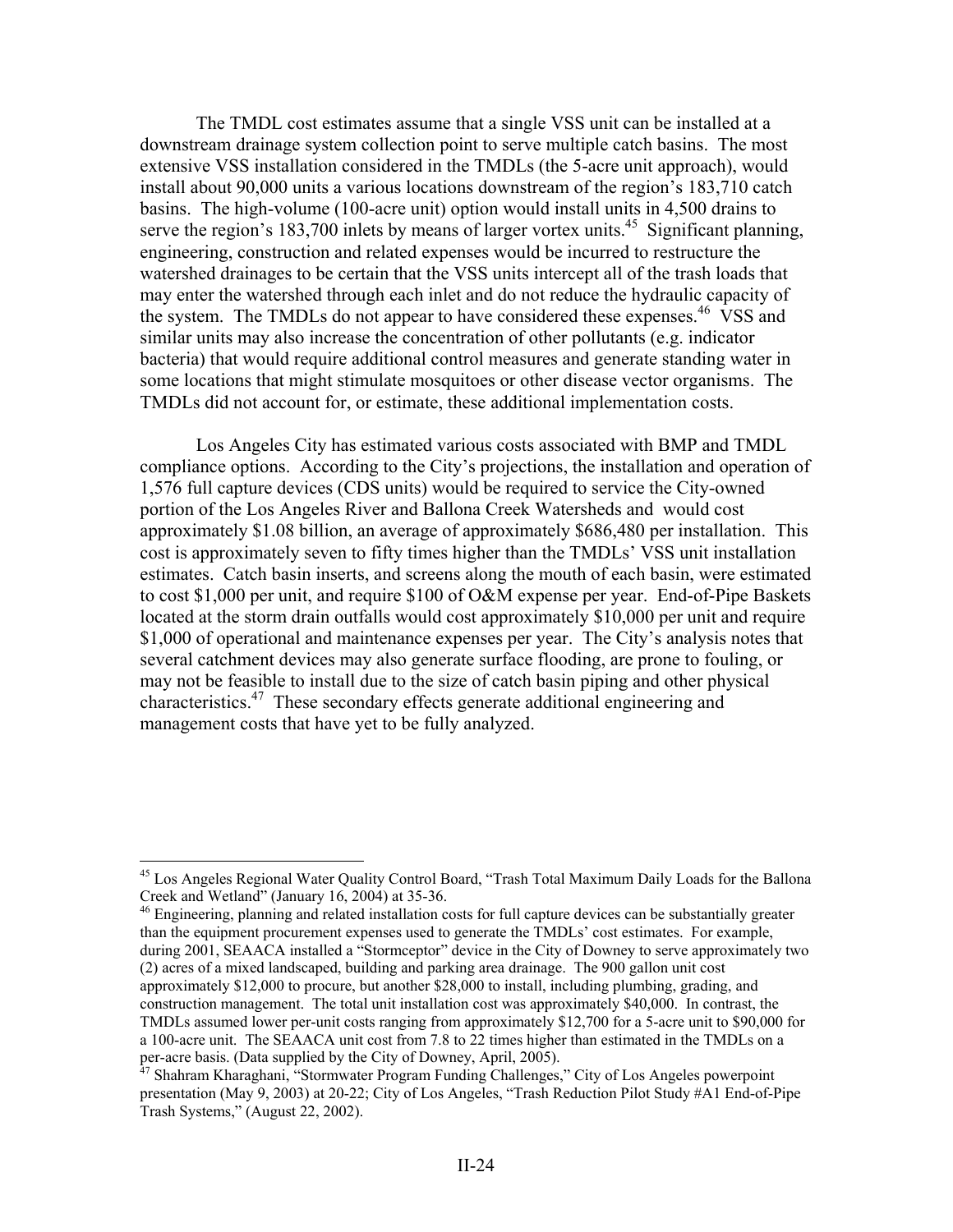The TMDL cost estimates assume that a single VSS unit can be installed at a downstream drainage system collection point to serve multiple catch basins. The most extensive VSS installation considered in the TMDLs (the 5-acre unit approach), would install about 90,000 units a various locations downstream of the region's 183,710 catch basins. The high-volume (100-acre unit) option would install units in 4,500 drains to serve the region's 183,700 inlets by means of larger vortex units.[45] Significant planning, engineering, construction and related expenses would be incurred to restructure the watershed drainages to be certain that the VSS units intercept all of the trash loads that may enter the watershed through each inlet and do not reduce the hydraulic capacity of the system. The TMDLs do not appear to have considered these expenses.[46] VSS and similar units may also increase the concentration of other pollutants (e.g. indicator bacteria) that would require additional control measures and generate standing water in some locations that might stimulate mosquitoes or other disease vector organisms. The TMDLs did not account for, or estimate, these additional implementation costs.

Los Angeles City has estimated various costs associated with BMP and TMDL compliance options. According to the City's projections, the installation and operation of 1,576 full capture devices (CDS units) would be required to service the City-owned portion of the Los Angeles River and Ballona Creek Watersheds and would cost approximately \$1.08 billion, an average of approximately \$686,480 per installation. This cost is approximately seven to fifty times higher than the TMDLs' VSS unit installation estimates. Catch basin inserts, and screens along the mouth of each basin, were estimated to cost \$1,000 per unit, and require \$100 of O&M expense per year. End-of-Pipe Baskets located at the storm drain outfalls would cost approximately \$10,000 per unit and require \$1,000 of operational and maintenance expenses per year. The City's analysis notes that several catchment devices may also generate surface flooding, are prone to fouling, or may not be feasible to install due to the size of catch basin piping and other physical characteristics.[47] These secondary effects generate additional engineering and management costs that have yet to be fully analyzed.

---

[45] Los Angeles Regional Water Quality Control Board, "Trash Total Maximum Daily Loads for the Ballona Creek and Wetland" (January 16, 2004) at 35-36.

[46] Engineering, planning and related installation costs for full capture devices can be substantially greater than the equipment procurement expenses used to generate the TMDLs' cost estimates. For example, during 2001, SEAACA installed a "Stormceptor" device in the City of Downey to serve approximately two (2) acres of a mixed landscaped, building and parking area drainage. The 900 gallon unit cost approximately \$12,000 to procure, but another \$28,000 to install, including plumbing, grading, and construction management. The total unit installation cost was approximately \$40,000. In contrast, the TMDLs assumed lower per-unit costs ranging from approximately \$12,700 for a 5-acre unit to \$90,000 for a 100-acre unit. The SEAACA unit cost from 7.8 to 22 times higher than estimated in the TMDLs on a per-acre basis. (Data supplied by the City of Downey, April, 2005).

[47] Shahram Kharaghani, "Stormwater Program Funding Challenges," City of Los Angeles powerpoint presentation (May 9, 2003) at 20-22; City of Los Angeles, "Trash Reduction Pilot Study #A1 End-of-Pipe Trash Systems," (August 22, 2002).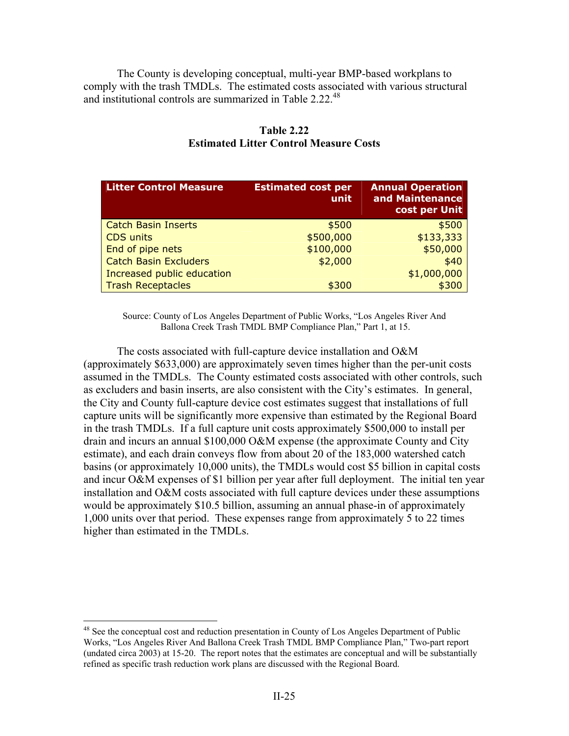The County is developing conceptual, multi-year BMP-based workplans to comply with the trash TMDLs. The estimated costs associated with various structural and institutional controls are summarized in Table 2.22.[48]

**Table 2.22**
**Estimated Litter Control Measure Costs**

| Litter Control Measure | Estimated cost per unit | Annual Operation and Maintenance cost per Unit |
|---|---:|---:|
| Catch Basin Inserts | $500 | $500 |
| CDS units | $500,000 | $133,333 |
| End of pipe nets | $100,000 | $50,000 |
| Catch Basin Excluders | $2,000 | $40 |
| Increased public education | | $1,000,000 |
| Trash Receptacles | $300 | $300 |

Source: County of Los Angeles Department of Public Works, "Los Angeles River And Ballona Creek Trash TMDL BMP Compliance Plan," Part 1, at 15.

The costs associated with full-capture device installation and O&M (approximately $633,000) are approximately seven times higher than the per-unit costs assumed in the TMDLs. The County estimated costs associated with other controls, such as excluders and basin inserts, are also consistent with the City's estimates. In general, the City and County full-capture device cost estimates suggest that installations of full capture units will be significantly more expensive than estimated by the Regional Board in the trash TMDLs. If a full capture unit costs approximately $500,000 to install per drain and incurs an annual $100,000 O&M expense (the approximate County and City estimate), and each drain conveys flow from about 20 of the 183,000 watershed catch basins (or approximately 10,000 units), the TMDLs would cost $5 billion in capital costs and incur O&M expenses of $1 billion per year after full deployment. The initial ten year installation and O&M costs associated with full capture devices under these assumptions would be approximately $10.5 billion, assuming an annual phase-in of approximately 1,000 units over that period. These expenses range from approximately 5 to 22 times higher than estimated in the TMDLs.

[48] See the conceptual cost and reduction presentation in County of Los Angeles Department of Public Works, "Los Angeles River And Ballona Creek Trash TMDL BMP Compliance Plan," Two-part report (undated circa 2003) at 15-20. The report notes that the estimates are conceptual and will be substantially refined as specific trash reduction work plans are discussed with the Regional Board.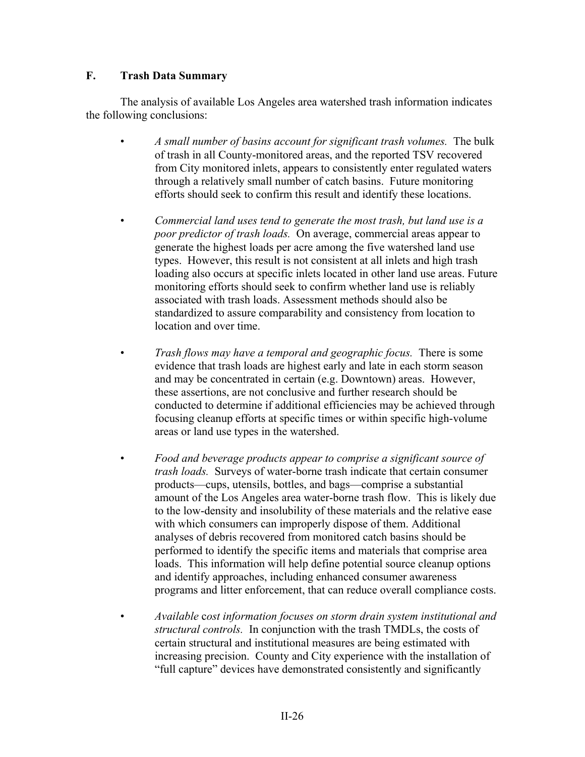## F. Trash Data Summary

The analysis of available Los Angeles area watershed trash information indicates the following conclusions:

- *A small number of basins account for significant trash volumes.* The bulk of trash in all County-monitored areas, and the reported TSV recovered from City monitored inlets, appears to consistently enter regulated waters through a relatively small number of catch basins. Future monitoring efforts should seek to confirm this result and identify these locations.

- *Commercial land uses tend to generate the most trash, but land use is a poor predictor of trash loads.* On average, commercial areas appear to generate the highest loads per acre among the five watershed land use types. However, this result is not consistent at all inlets and high trash loading also occurs at specific inlets located in other land use areas. Future monitoring efforts should seek to confirm whether land use is reliably associated with trash loads. Assessment methods should also be standardized to assure comparability and consistency from location to location and over time.

- *Trash flows may have a temporal and geographic focus.* There is some evidence that trash loads are highest early and late in each storm season and may be concentrated in certain (e.g. Downtown) areas. However, these assertions, are not conclusive and further research should be conducted to determine if additional efficiencies may be achieved through focusing cleanup efforts at specific times or within specific high-volume areas or land use types in the watershed.

- *Food and beverage products appear to comprise a significant source of trash loads.* Surveys of water-borne trash indicate that certain consumer products—cups, utensils, bottles, and bags—comprise a substantial amount of the Los Angeles area water-borne trash flow. This is likely due to the low-density and insolubility of these materials and the relative ease with which consumers can improperly dispose of them. Additional analyses of debris recovered from monitored catch basins should be performed to identify the specific items and materials that comprise area loads. This information will help define potential source cleanup options and identify approaches, including enhanced consumer awareness programs and litter enforcement, that can reduce overall compliance costs.

- *Available* c*ost information focuses on storm drain system institutional and structural controls.* In conjunction with the trash TMDLs, the costs of certain structural and institutional measures are being estimated with increasing precision. County and City experience with the installation of "full capture" devices have demonstrated consistently and significantly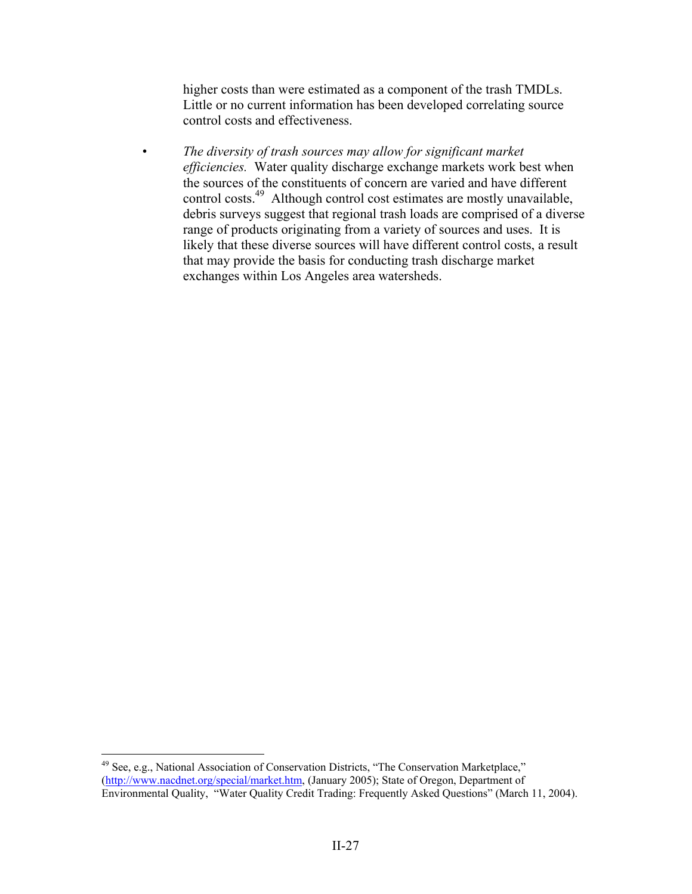higher costs than were estimated as a component of the trash TMDLs. Little or no current information has been developed correlating source control costs and effectiveness.

- *The diversity of trash sources may allow for significant market efficiencies.* Water quality discharge exchange markets work best when the sources of the constituents of concern are varied and have different control costs.[49] Although control cost estimates are mostly unavailable, debris surveys suggest that regional trash loads are comprised of a diverse range of products originating from a variety of sources and uses. It is likely that these diverse sources will have different control costs, a result that may provide the basis for conducting trash discharge market exchanges within Los Angeles area watersheds.

---

[49] See, e.g., National Association of Conservation Districts, "The Conservation Marketplace," (http://www.nacdnet.org/special/market.htm, (January 2005); State of Oregon, Department of Environmental Quality, "Water Quality Credit Trading: Frequently Asked Questions" (March 11, 2004).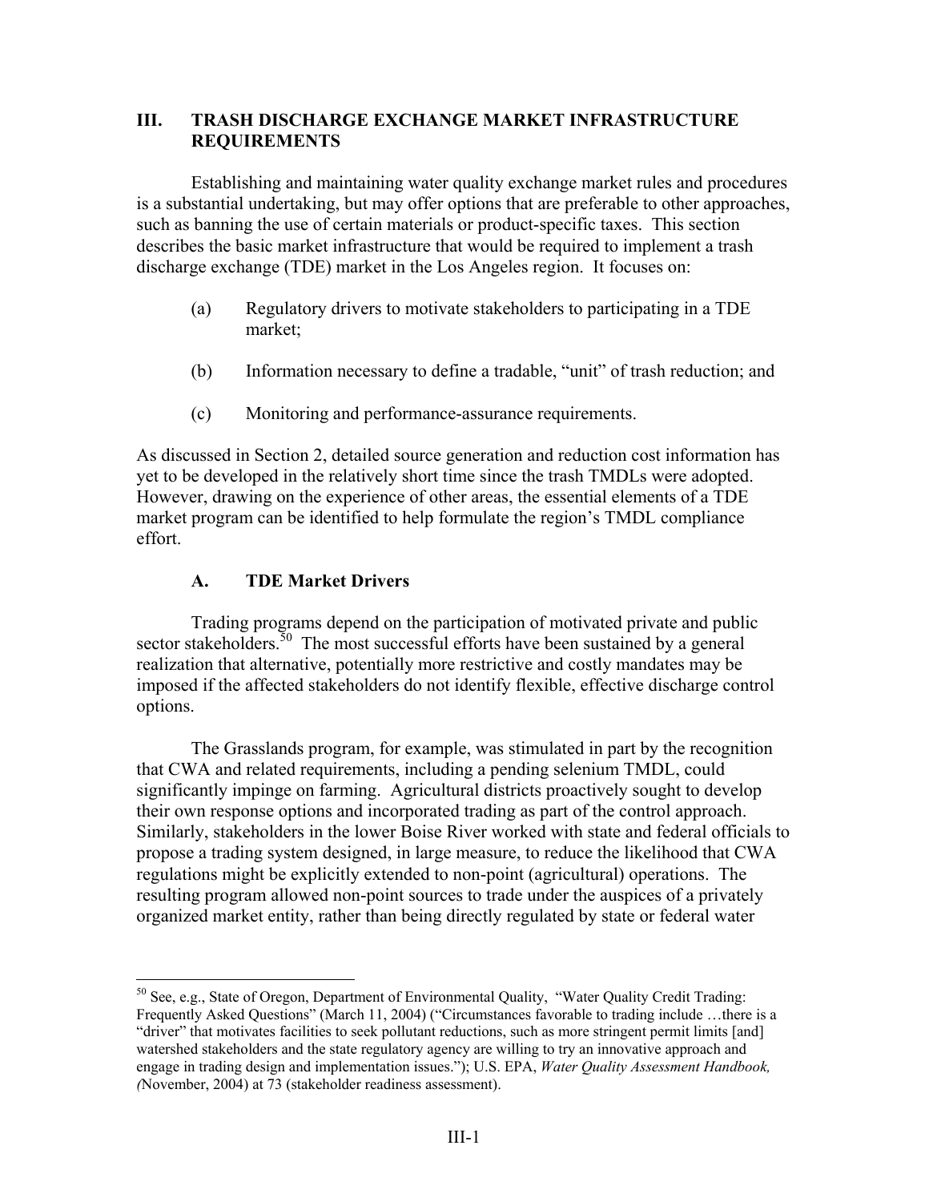## III. TRASH DISCHARGE EXCHANGE MARKET INFRASTRUCTURE REQUIREMENTS

Establishing and maintaining water quality exchange market rules and procedures is a substantial undertaking, but may offer options that are preferable to other approaches, such as banning the use of certain materials or product-specific taxes. This section describes the basic market infrastructure that would be required to implement a trash discharge exchange (TDE) market in the Los Angeles region. It focuses on:

(a) Regulatory drivers to motivate stakeholders to participating in a TDE market;

(b) Information necessary to define a tradable, "unit" of trash reduction; and

(c) Monitoring and performance-assurance requirements.

As discussed in Section 2, detailed source generation and reduction cost information has yet to be developed in the relatively short time since the trash TMDLs were adopted. However, drawing on the experience of other areas, the essential elements of a TDE market program can be identified to help formulate the region's TMDL compliance effort.

### A. TDE Market Drivers

Trading programs depend on the participation of motivated private and public sector stakeholders.[50] The most successful efforts have been sustained by a general realization that alternative, potentially more restrictive and costly mandates may be imposed if the affected stakeholders do not identify flexible, effective discharge control options.

The Grasslands program, for example, was stimulated in part by the recognition that CWA and related requirements, including a pending selenium TMDL, could significantly impinge on farming. Agricultural districts proactively sought to develop their own response options and incorporated trading as part of the control approach. Similarly, stakeholders in the lower Boise River worked with state and federal officials to propose a trading system designed, in large measure, to reduce the likelihood that CWA regulations might be explicitly extended to non-point (agricultural) operations. The resulting program allowed non-point sources to trade under the auspices of a privately organized market entity, rather than being directly regulated by state or federal water

---

[50] See, e.g., State of Oregon, Department of Environmental Quality, "Water Quality Credit Trading: Frequently Asked Questions" (March 11, 2004) ("Circumstances favorable to trading include …there is a "driver" that motivates facilities to seek pollutant reductions, such as more stringent permit limits [and] watershed stakeholders and the state regulatory agency are willing to try an innovative approach and engage in trading design and implementation issues."); U.S. EPA, *Water Quality Assessment Handbook, (*November, 2004) at 73 (stakeholder readiness assessment).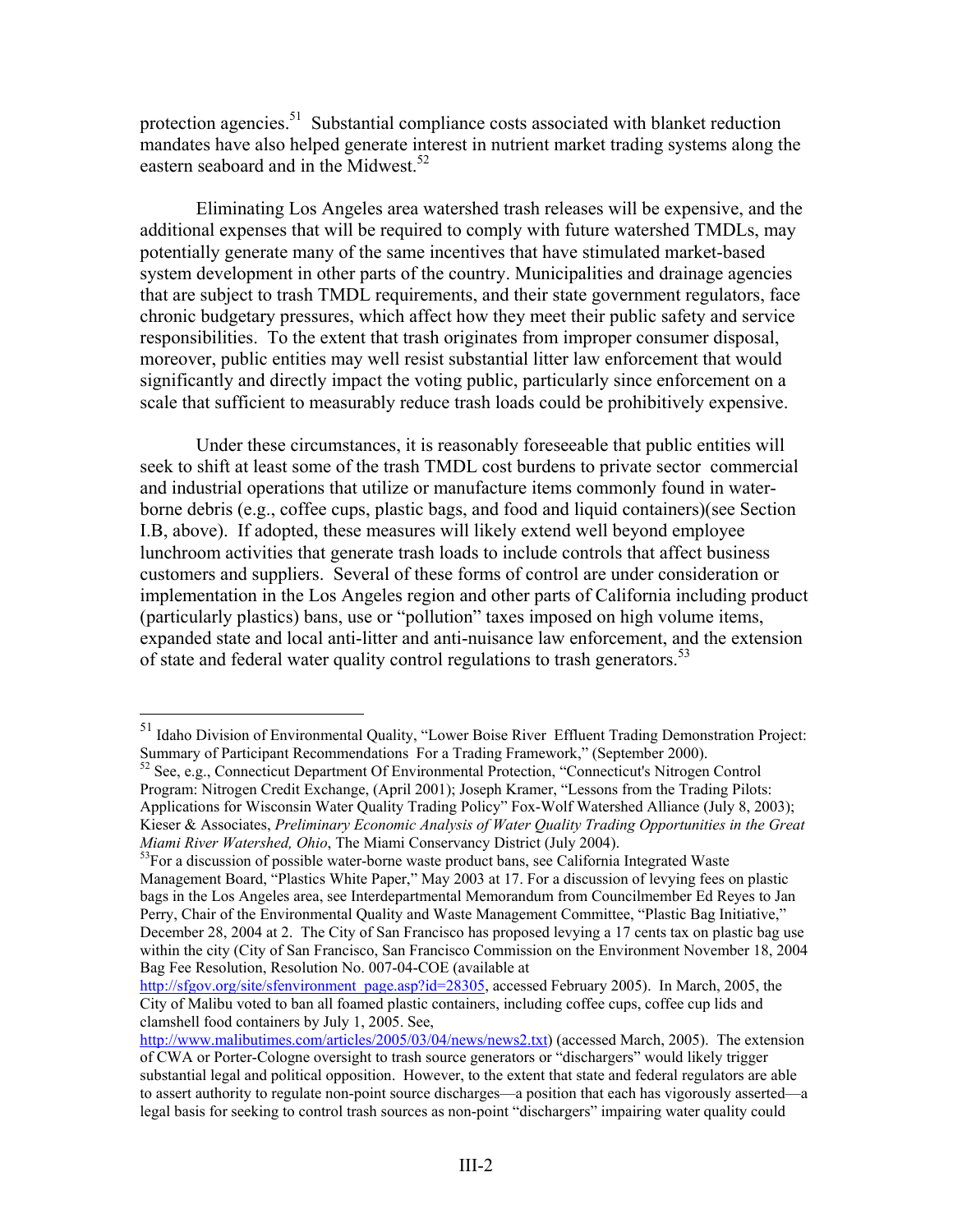protection agencies.[51] Substantial compliance costs associated with blanket reduction mandates have also helped generate interest in nutrient market trading systems along the eastern seaboard and in the Midwest.[52]

Eliminating Los Angeles area watershed trash releases will be expensive, and the additional expenses that will be required to comply with future watershed TMDLs, may potentially generate many of the same incentives that have stimulated market-based system development in other parts of the country. Municipalities and drainage agencies that are subject to trash TMDL requirements, and their state government regulators, face chronic budgetary pressures, which affect how they meet their public safety and service responsibilities. To the extent that trash originates from improper consumer disposal, moreover, public entities may well resist substantial litter law enforcement that would significantly and directly impact the voting public, particularly since enforcement on a scale that sufficient to measurably reduce trash loads could be prohibitively expensive.

Under these circumstances, it is reasonably foreseeable that public entities will seek to shift at least some of the trash TMDL cost burdens to private sector commercial and industrial operations that utilize or manufacture items commonly found in water-borne debris (e.g., coffee cups, plastic bags, and food and liquid containers)(see Section I.B, above). If adopted, these measures will likely extend well beyond employee lunchroom activities that generate trash loads to include controls that affect business customers and suppliers. Several of these forms of control are under consideration or implementation in the Los Angeles region and other parts of California including product (particularly plastics) bans, use or "pollution" taxes imposed on high volume items, expanded state and local anti-litter and anti-nuisance law enforcement, and the extension of state and federal water quality control regulations to trash generators.[53]

---

[51] Idaho Division of Environmental Quality, "Lower Boise River Effluent Trading Demonstration Project: Summary of Participant Recommendations For a Trading Framework," (September 2000).

[52] See, e.g., Connecticut Department Of Environmental Protection, "Connecticut's Nitrogen Control Program: Nitrogen Credit Exchange, (April 2001); Joseph Kramer, "Lessons from the Trading Pilots: Applications for Wisconsin Water Quality Trading Policy" Fox-Wolf Watershed Alliance (July 8, 2003); Kieser & Associates, *Preliminary Economic Analysis of Water Quality Trading Opportunities in the Great Miami River Watershed, Ohio*, The Miami Conservancy District (July 2004).

[53] For a discussion of possible water-borne waste product bans, see California Integrated Waste Management Board, "Plastics White Paper," May 2003 at 17. For a discussion of levying fees on plastic bags in the Los Angeles area, see Interdepartmental Memorandum from Councilmember Ed Reyes to Jan Perry, Chair of the Environmental Quality and Waste Management Committee, "Plastic Bag Initiative," December 28, 2004 at 2. The City of San Francisco has proposed levying a 17 cents tax on plastic bag use within the city (City of San Francisco, San Francisco Commission on the Environment November 18, 2004 Bag Fee Resolution, Resolution No. 007-04-COE (available at http://sfgov.org/site/sfenvironment_page.asp?id=28305, accessed February 2005). In March, 2005, the City of Malibu voted to ban all foamed plastic containers, including coffee cups, coffee cup lids and clamshell food containers by July 1, 2005. See, http://www.malibutimes.com/articles/2005/03/04/news/news2.txt) (accessed March, 2005). The extension of CWA or Porter-Cologne oversight to trash source generators or "dischargers" would likely trigger substantial legal and political opposition. However, to the extent that state and federal regulators are able to assert authority to regulate non-point source discharges—a position that each has vigorously asserted—a legal basis for seeking to control trash sources as non-point "dischargers" impairing water quality could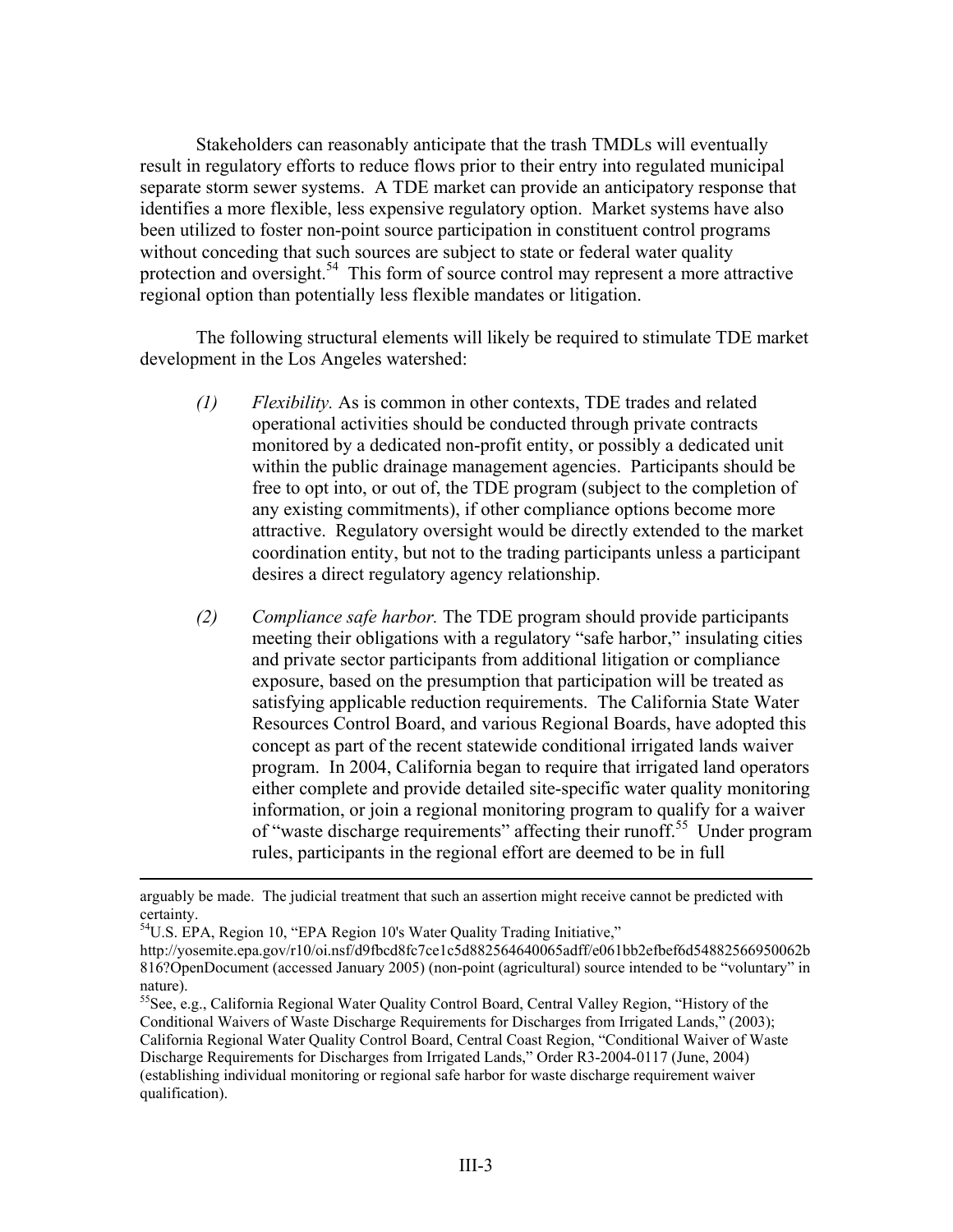Stakeholders can reasonably anticipate that the trash TMDLs will eventually result in regulatory efforts to reduce flows prior to their entry into regulated municipal separate storm sewer systems. A TDE market can provide an anticipatory response that identifies a more flexible, less expensive regulatory option. Market systems have also been utilized to foster non-point source participation in constituent control programs without conceding that such sources are subject to state or federal water quality protection and oversight.[54] This form of source control may represent a more attractive regional option than potentially less flexible mandates or litigation.

The following structural elements will likely be required to stimulate TDE market development in the Los Angeles watershed:

(1) *Flexibility.* As is common in other contexts, TDE trades and related operational activities should be conducted through private contracts monitored by a dedicated non-profit entity, or possibly a dedicated unit within the public drainage management agencies. Participants should be free to opt into, or out of, the TDE program (subject to the completion of any existing commitments), if other compliance options become more attractive. Regulatory oversight would be directly extended to the market coordination entity, but not to the trading participants unless a participant desires a direct regulatory agency relationship.

(2) *Compliance safe harbor.* The TDE program should provide participants meeting their obligations with a regulatory "safe harbor," insulating cities and private sector participants from additional litigation or compliance exposure, based on the presumption that participation will be treated as satisfying applicable reduction requirements. The California State Water Resources Control Board, and various Regional Boards, have adopted this concept as part of the recent statewide conditional irrigated lands waiver program. In 2004, California began to require that irrigated land operators either complete and provide detailed site-specific water quality monitoring information, or join a regional monitoring program to qualify for a waiver of "waste discharge requirements" affecting their runoff.[55] Under program rules, participants in the regional effort are deemed to be in full

---

arguably be made. The judicial treatment that such an assertion might receive cannot be predicted with certainty.

[54] U.S. EPA, Region 10, "EPA Region 10's Water Quality Trading Initiative," http://yosemite.epa.gov/r10/oi.nsf/d9fbcd8fc7ce1c5d882564640065adff/e061bb2efbef6d54882566950062b816?OpenDocument (accessed January 2005) (non-point (agricultural) source intended to be "voluntary" in nature).

[55] See, e.g., California Regional Water Quality Control Board, Central Valley Region, "History of the Conditional Waivers of Waste Discharge Requirements for Discharges from Irrigated Lands," (2003); California Regional Water Quality Control Board, Central Coast Region, "Conditional Waiver of Waste Discharge Requirements for Discharges from Irrigated Lands," Order R3-2004-0117 (June, 2004) (establishing individual monitoring or regional safe harbor for waste discharge requirement waiver qualification).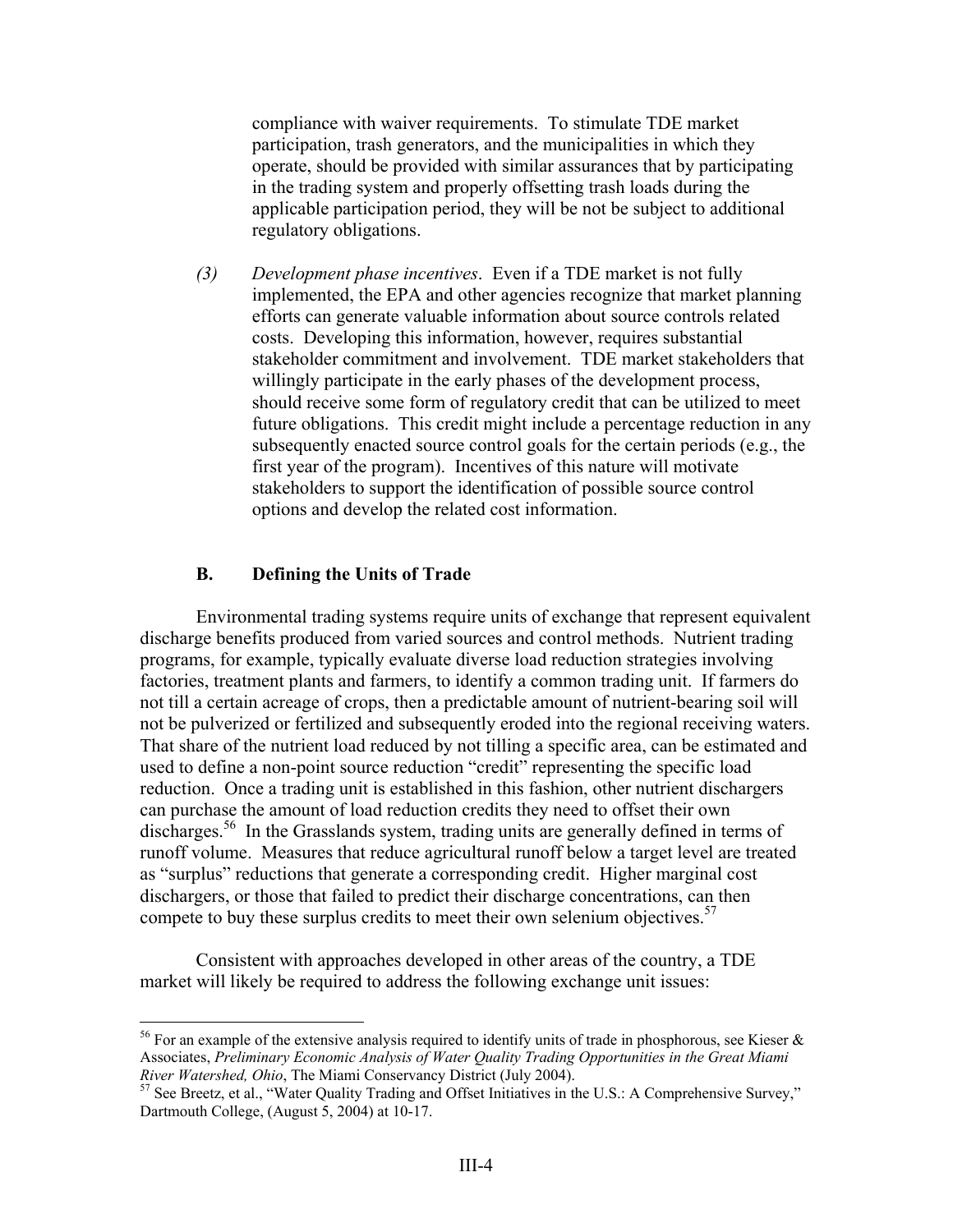compliance with waiver requirements. To stimulate TDE market participation, trash generators, and the municipalities in which they operate, should be provided with similar assurances that by participating in the trading system and properly offsetting trash loads during the applicable participation period, they will be not be subject to additional regulatory obligations.

*(3)* *Development phase incentives*. Even if a TDE market is not fully implemented, the EPA and other agencies recognize that market planning efforts can generate valuable information about source controls related costs. Developing this information, however, requires substantial stakeholder commitment and involvement. TDE market stakeholders that willingly participate in the early phases of the development process, should receive some form of regulatory credit that can be utilized to meet future obligations. This credit might include a percentage reduction in any subsequently enacted source control goals for the certain periods (e.g., the first year of the program). Incentives of this nature will motivate stakeholders to support the identification of possible source control options and develop the related cost information.

### B. Defining the Units of Trade

Environmental trading systems require units of exchange that represent equivalent discharge benefits produced from varied sources and control methods. Nutrient trading programs, for example, typically evaluate diverse load reduction strategies involving factories, treatment plants and farmers, to identify a common trading unit. If farmers do not till a certain acreage of crops, then a predictable amount of nutrient-bearing soil will not be pulverized or fertilized and subsequently eroded into the regional receiving waters. That share of the nutrient load reduced by not tilling a specific area, can be estimated and used to define a non-point source reduction "credit" representing the specific load reduction. Once a trading unit is established in this fashion, other nutrient dischargers can purchase the amount of load reduction credits they need to offset their own discharges.[56] In the Grasslands system, trading units are generally defined in terms of runoff volume. Measures that reduce agricultural runoff below a target level are treated as "surplus" reductions that generate a corresponding credit. Higher marginal cost dischargers, or those that failed to predict their discharge concentrations, can then compete to buy these surplus credits to meet their own selenium objectives.[57]

Consistent with approaches developed in other areas of the country, a TDE market will likely be required to address the following exchange unit issues:

---

[56] For an example of the extensive analysis required to identify units of trade in phosphorous, see Kieser & Associates, *Preliminary Economic Analysis of Water Quality Trading Opportunities in the Great Miami River Watershed, Ohio*, The Miami Conservancy District (July 2004).

[57] See Breetz, et al., "Water Quality Trading and Offset Initiatives in the U.S.: A Comprehensive Survey," Dartmouth College, (August 5, 2004) at 10-17.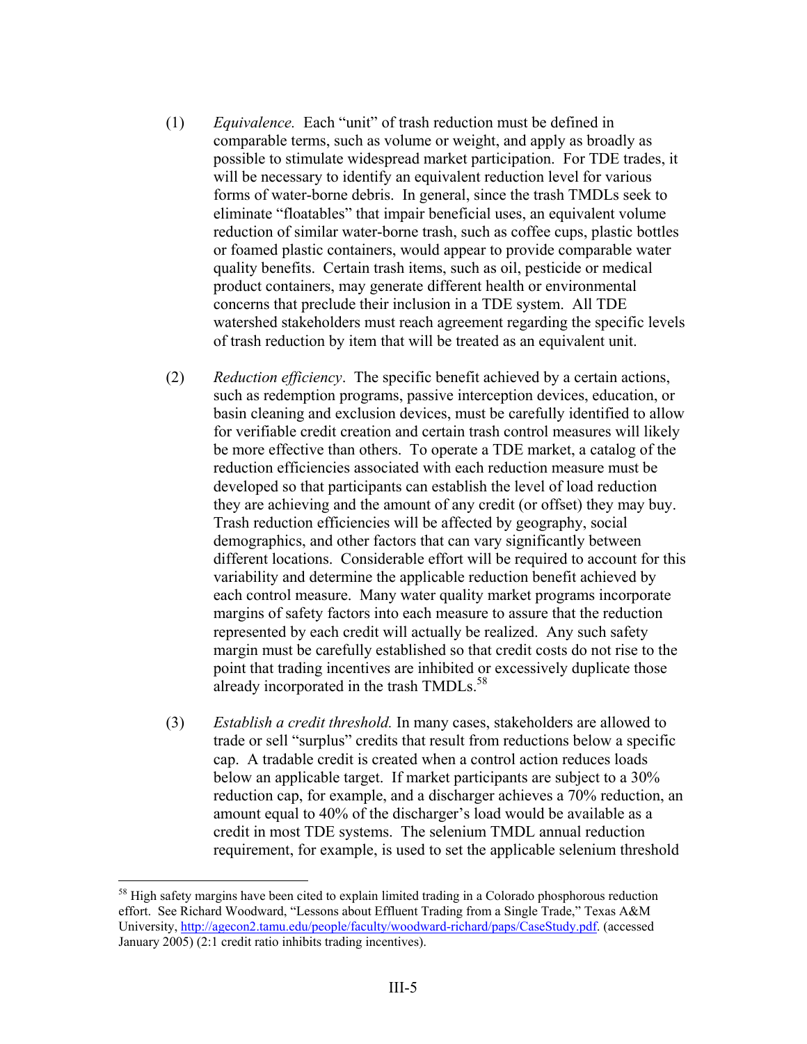(1) *Equivalence.* Each "unit" of trash reduction must be defined in comparable terms, such as volume or weight, and apply as broadly as possible to stimulate widespread market participation. For TDE trades, it will be necessary to identify an equivalent reduction level for various forms of water-borne debris. In general, since the trash TMDLs seek to eliminate "floatables" that impair beneficial uses, an equivalent volume reduction of similar water-borne trash, such as coffee cups, plastic bottles or foamed plastic containers, would appear to provide comparable water quality benefits. Certain trash items, such as oil, pesticide or medical product containers, may generate different health or environmental concerns that preclude their inclusion in a TDE system. All TDE watershed stakeholders must reach agreement regarding the specific levels of trash reduction by item that will be treated as an equivalent unit.

(2) *Reduction efficiency*. The specific benefit achieved by a certain actions, such as redemption programs, passive interception devices, education, or basin cleaning and exclusion devices, must be carefully identified to allow for verifiable credit creation and certain trash control measures will likely be more effective than others. To operate a TDE market, a catalog of the reduction efficiencies associated with each reduction measure must be developed so that participants can establish the level of load reduction they are achieving and the amount of any credit (or offset) they may buy. Trash reduction efficiencies will be affected by geography, social demographics, and other factors that can vary significantly between different locations. Considerable effort will be required to account for this variability and determine the applicable reduction benefit achieved by each control measure. Many water quality market programs incorporate margins of safety factors into each measure to assure that the reduction represented by each credit will actually be realized. Any such safety margin must be carefully established so that credit costs do not rise to the point that trading incentives are inhibited or excessively duplicate those already incorporated in the trash TMDLs.[58]

(3) *Establish a credit threshold.* In many cases, stakeholders are allowed to trade or sell "surplus" credits that result from reductions below a specific cap. A tradable credit is created when a control action reduces loads below an applicable target. If market participants are subject to a 30% reduction cap, for example, and a discharger achieves a 70% reduction, an amount equal to 40% of the discharger's load would be available as a credit in most TDE systems. The selenium TMDL annual reduction requirement, for example, is used to set the applicable selenium threshold

---

[58] High safety margins have been cited to explain limited trading in a Colorado phosphorous reduction effort. See Richard Woodward, "Lessons about Effluent Trading from a Single Trade," Texas A&M University, http://agecon2.tamu.edu/people/faculty/woodward-richard/paps/CaseStudy.pdf. (accessed January 2005) (2:1 credit ratio inhibits trading incentives).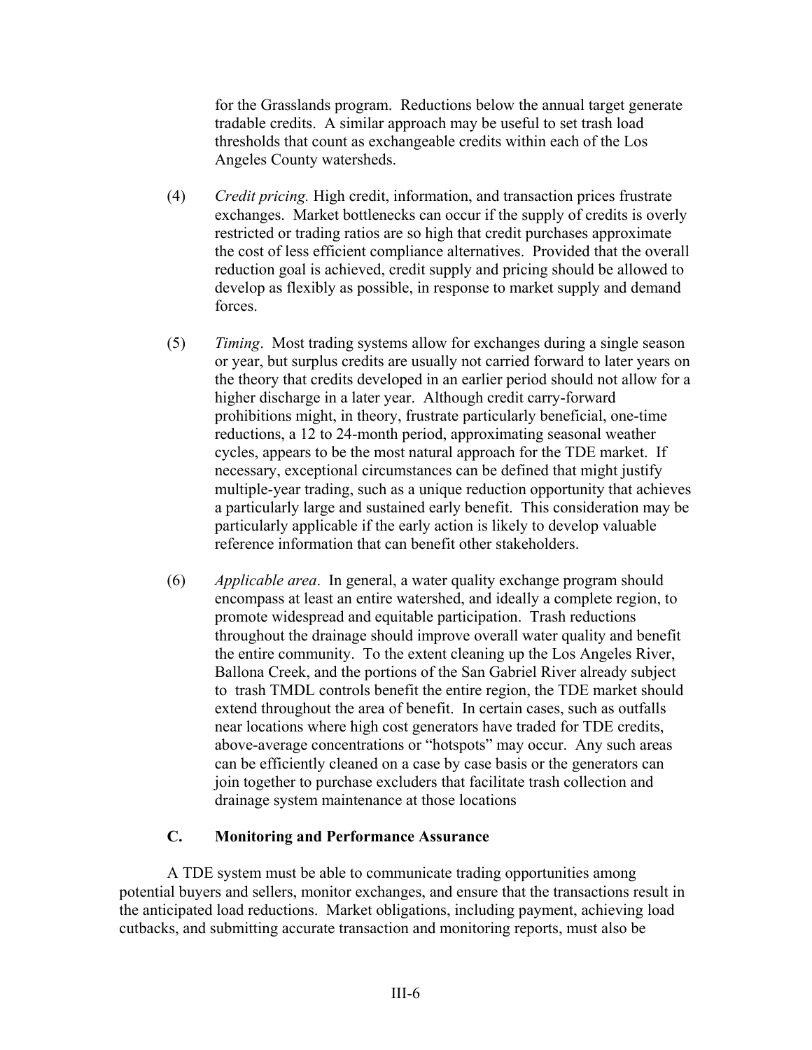for the Grasslands program. Reductions below the annual target generate tradable credits. A similar approach may be useful to set trash load thresholds that count as exchangeable credits within each of the Los Angeles County watersheds.

(4) *Credit pricing.* High credit, information, and transaction prices frustrate exchanges. Market bottlenecks can occur if the supply of credits is overly restricted or trading ratios are so high that credit purchases approximate the cost of less efficient compliance alternatives. Provided that the overall reduction goal is achieved, credit supply and pricing should be allowed to develop as flexibly as possible, in response to market supply and demand forces.

(5) *Timing*. Most trading systems allow for exchanges during a single season or year, but surplus credits are usually not carried forward to later years on the theory that credits developed in an earlier period should not allow for a higher discharge in a later year. Although credit carry-forward prohibitions might, in theory, frustrate particularly beneficial, one-time reductions, a 12 to 24-month period, approximating seasonal weather cycles, appears to be the most natural approach for the TDE market. If necessary, exceptional circumstances can be defined that might justify multiple-year trading, such as a unique reduction opportunity that achieves a particularly large and sustained early benefit. This consideration may be particularly applicable if the early action is likely to develop valuable reference information that can benefit other stakeholders.

(6) *Applicable area*. In general, a water quality exchange program should encompass at least an entire watershed, and ideally a complete region, to promote widespread and equitable participation. Trash reductions throughout the drainage should improve overall water quality and benefit the entire community. To the extent cleaning up the Los Angeles River, Ballona Creek, and the portions of the San Gabriel River already subject to trash TMDL controls benefit the entire region, the TDE market should extend throughout the area of benefit. In certain cases, such as outfalls near locations where high cost generators have traded for TDE credits, above-average concentrations or "hotspots" may occur. Any such areas can be efficiently cleaned on a case by case basis or the generators can join together to purchase excluders that facilitate trash collection and drainage system maintenance at those locations

### C. Monitoring and Performance Assurance

A TDE system must be able to communicate trading opportunities among potential buyers and sellers, monitor exchanges, and ensure that the transactions result in the anticipated load reductions. Market obligations, including payment, achieving load cutbacks, and submitting accurate transaction and monitoring reports, must also be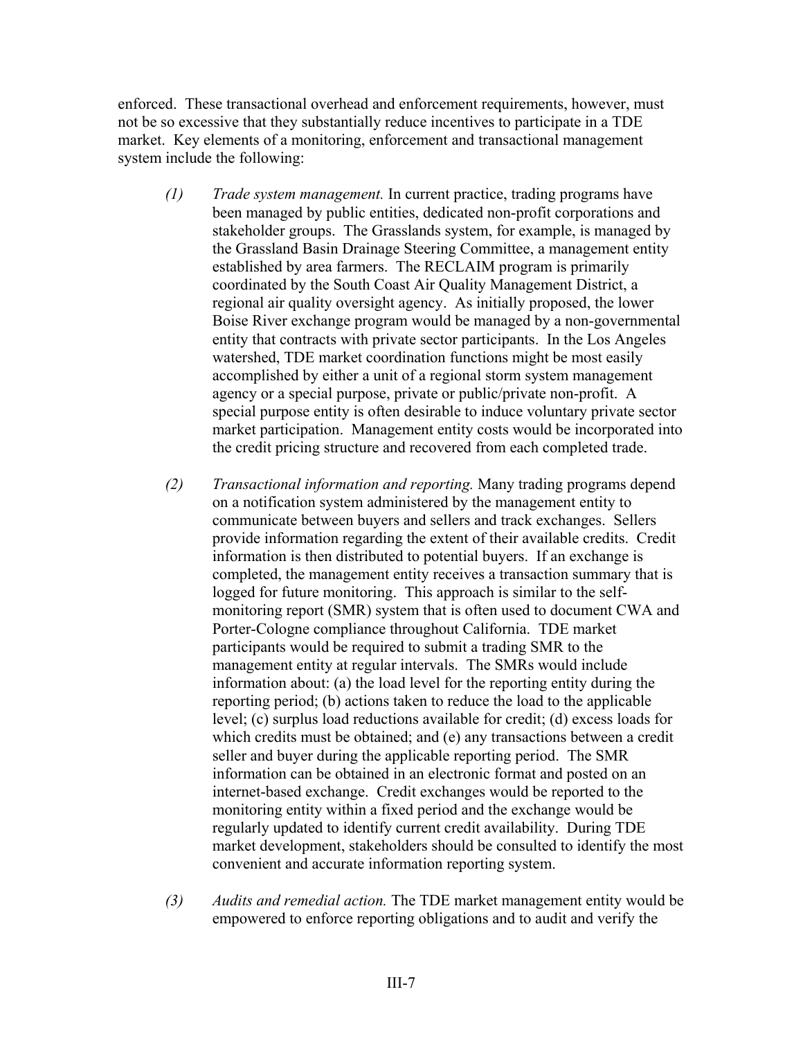enforced. These transactional overhead and enforcement requirements, however, must not be so excessive that they substantially reduce incentives to participate in a TDE market. Key elements of a monitoring, enforcement and transactional management system include the following:

*(1)* *Trade system management.* In current practice, trading programs have been managed by public entities, dedicated non-profit corporations and stakeholder groups. The Grasslands system, for example, is managed by the Grassland Basin Drainage Steering Committee, a management entity established by area farmers. The RECLAIM program is primarily coordinated by the South Coast Air Quality Management District, a regional air quality oversight agency. As initially proposed, the lower Boise River exchange program would be managed by a non-governmental entity that contracts with private sector participants. In the Los Angeles watershed, TDE market coordination functions might be most easily accomplished by either a unit of a regional storm system management agency or a special purpose, private or public/private non-profit. A special purpose entity is often desirable to induce voluntary private sector market participation. Management entity costs would be incorporated into the credit pricing structure and recovered from each completed trade.

*(2)* *Transactional information and reporting.* Many trading programs depend on a notification system administered by the management entity to communicate between buyers and sellers and track exchanges. Sellers provide information regarding the extent of their available credits. Credit information is then distributed to potential buyers. If an exchange is completed, the management entity receives a transaction summary that is logged for future monitoring. This approach is similar to the self-monitoring report (SMR) system that is often used to document CWA and Porter-Cologne compliance throughout California. TDE market participants would be required to submit a trading SMR to the management entity at regular intervals. The SMRs would include information about: (a) the load level for the reporting entity during the reporting period; (b) actions taken to reduce the load to the applicable level; (c) surplus load reductions available for credit; (d) excess loads for which credits must be obtained; and (e) any transactions between a credit seller and buyer during the applicable reporting period. The SMR information can be obtained in an electronic format and posted on an internet-based exchange. Credit exchanges would be reported to the monitoring entity within a fixed period and the exchange would be regularly updated to identify current credit availability. During TDE market development, stakeholders should be consulted to identify the most convenient and accurate information reporting system.

*(3)* *Audits and remedial action.* The TDE market management entity would be empowered to enforce reporting obligations and to audit and verify the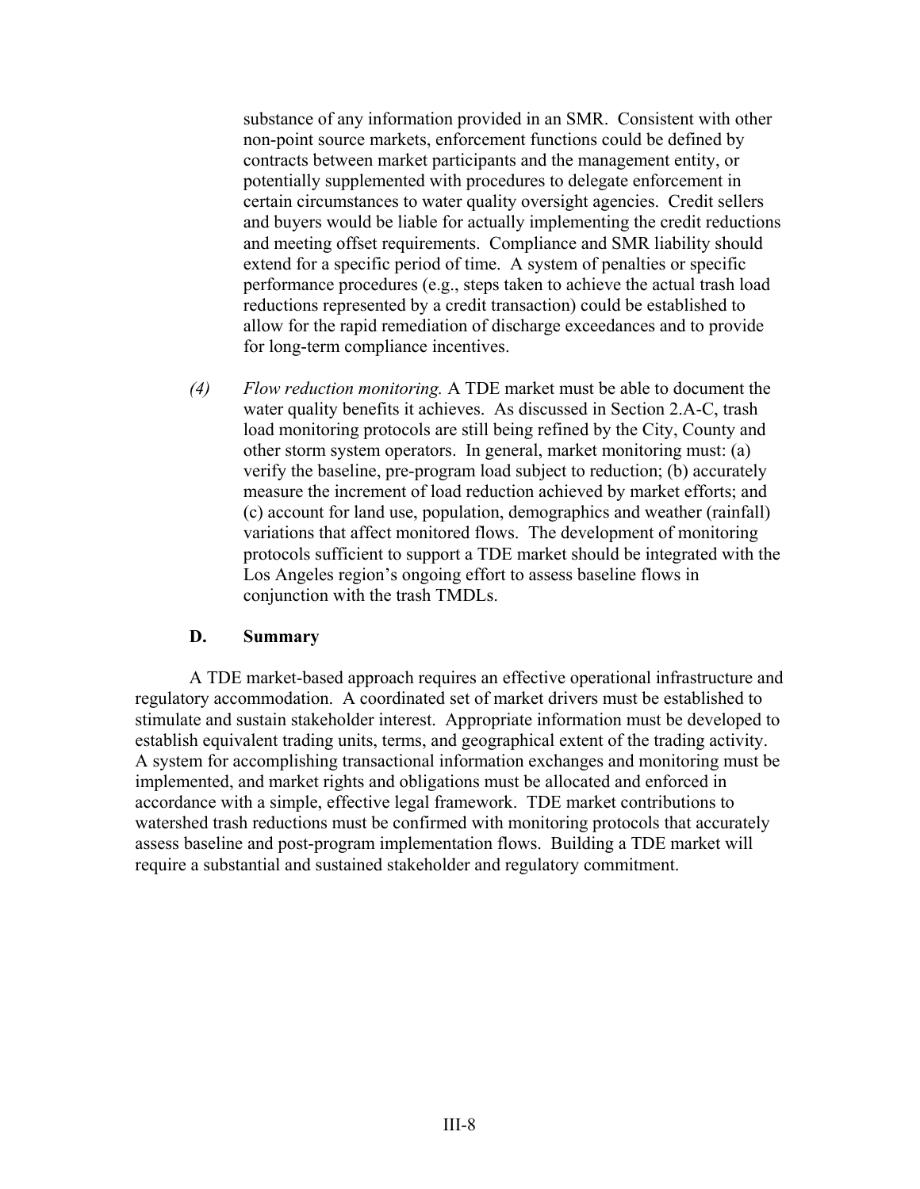substance of any information provided in an SMR. Consistent with other non-point source markets, enforcement functions could be defined by contracts between market participants and the management entity, or potentially supplemented with procedures to delegate enforcement in certain circumstances to water quality oversight agencies. Credit sellers and buyers would be liable for actually implementing the credit reductions and meeting offset requirements. Compliance and SMR liability should extend for a specific period of time. A system of penalties or specific performance procedures (e.g., steps taken to achieve the actual trash load reductions represented by a credit transaction) could be established to allow for the rapid remediation of discharge exceedances and to provide for long-term compliance incentives.

*(4)* *Flow reduction monitoring.* A TDE market must be able to document the water quality benefits it achieves. As discussed in Section 2.A-C, trash load monitoring protocols are still being refined by the City, County and other storm system operators. In general, market monitoring must: (a) verify the baseline, pre-program load subject to reduction; (b) accurately measure the increment of load reduction achieved by market efforts; and (c) account for land use, population, demographics and weather (rainfall) variations that affect monitored flows. The development of monitoring protocols sufficient to support a TDE market should be integrated with the Los Angeles region's ongoing effort to assess baseline flows in conjunction with the trash TMDLs.

### D. Summary

A TDE market-based approach requires an effective operational infrastructure and regulatory accommodation. A coordinated set of market drivers must be established to stimulate and sustain stakeholder interest. Appropriate information must be developed to establish equivalent trading units, terms, and geographical extent of the trading activity. A system for accomplishing transactional information exchanges and monitoring must be implemented, and market rights and obligations must be allocated and enforced in accordance with a simple, effective legal framework. TDE market contributions to watershed trash reductions must be confirmed with monitoring protocols that accurately assess baseline and post-program implementation flows. Building a TDE market will require a substantial and sustained stakeholder and regulatory commitment.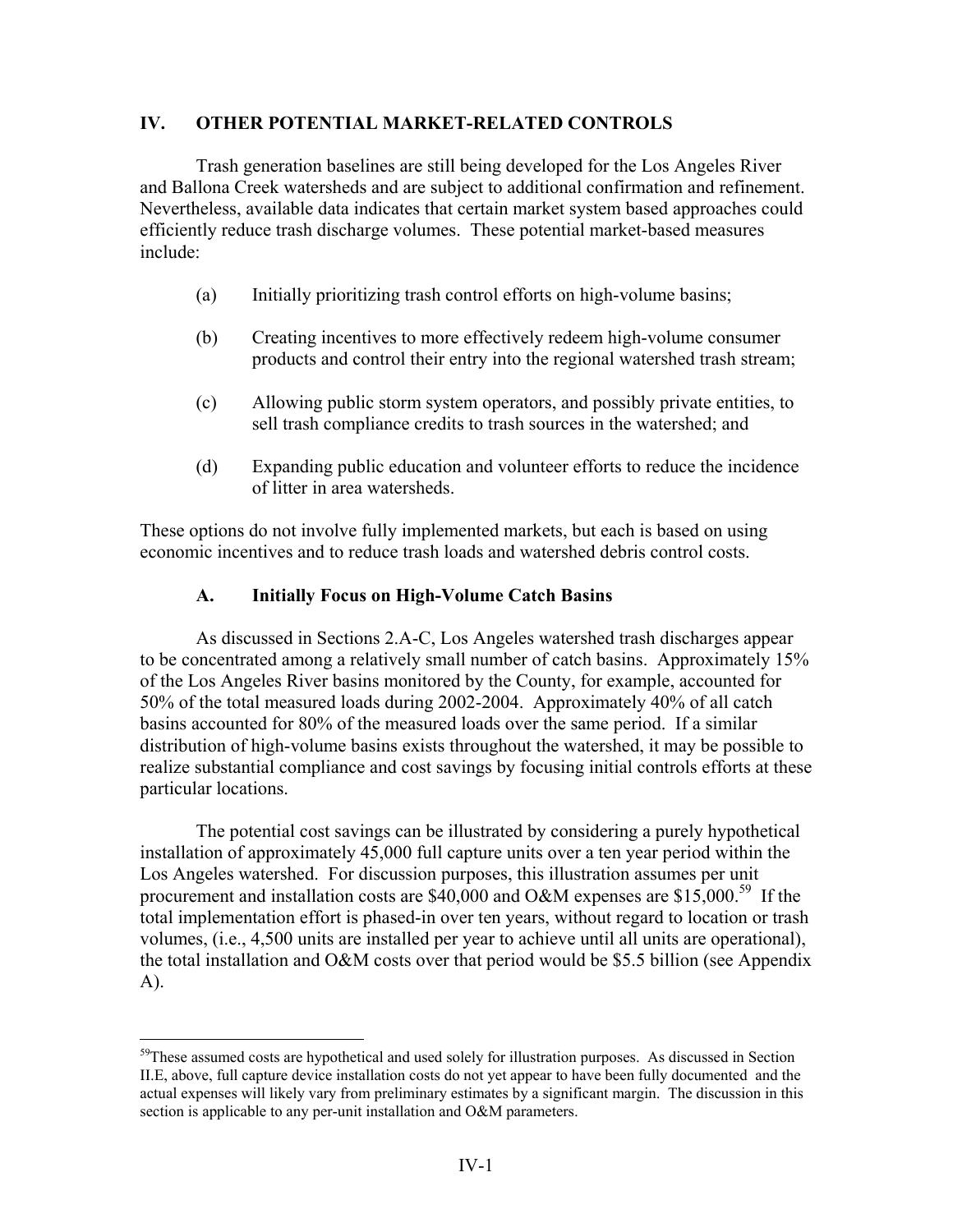## IV. OTHER POTENTIAL MARKET-RELATED CONTROLS

Trash generation baselines are still being developed for the Los Angeles River and Ballona Creek watersheds and are subject to additional confirmation and refinement. Nevertheless, available data indicates that certain market system based approaches could efficiently reduce trash discharge volumes. These potential market-based measures include:

(a) Initially prioritizing trash control efforts on high-volume basins;

(b) Creating incentives to more effectively redeem high-volume consumer products and control their entry into the regional watershed trash stream;

(c) Allowing public storm system operators, and possibly private entities, to sell trash compliance credits to trash sources in the watershed; and

(d) Expanding public education and volunteer efforts to reduce the incidence of litter in area watersheds.

These options do not involve fully implemented markets, but each is based on using economic incentives and to reduce trash loads and watershed debris control costs.

### A. Initially Focus on High-Volume Catch Basins

As discussed in Sections 2.A-C, Los Angeles watershed trash discharges appear to be concentrated among a relatively small number of catch basins. Approximately 15% of the Los Angeles River basins monitored by the County, for example, accounted for 50% of the total measured loads during 2002-2004. Approximately 40% of all catch basins accounted for 80% of the measured loads over the same period. If a similar distribution of high-volume basins exists throughout the watershed, it may be possible to realize substantial compliance and cost savings by focusing initial controls efforts at these particular locations.

The potential cost savings can be illustrated by considering a purely hypothetical installation of approximately 45,000 full capture units over a ten year period within the Los Angeles watershed. For discussion purposes, this illustration assumes per unit procurement and installation costs are $40,000 and O&M expenses are $15,000.[59] If the total implementation effort is phased-in over ten years, without regard to location or trash volumes, (i.e., 4,500 units are installed per year to achieve until all units are operational), the total installation and O&M costs over that period would be $5.5 billion (see Appendix A).

---

[59]These assumed costs are hypothetical and used solely for illustration purposes. As discussed in Section II.E, above, full capture device installation costs do not yet appear to have been fully documented and the actual expenses will likely vary from preliminary estimates by a significant margin. The discussion in this section is applicable to any per-unit installation and O&M parameters.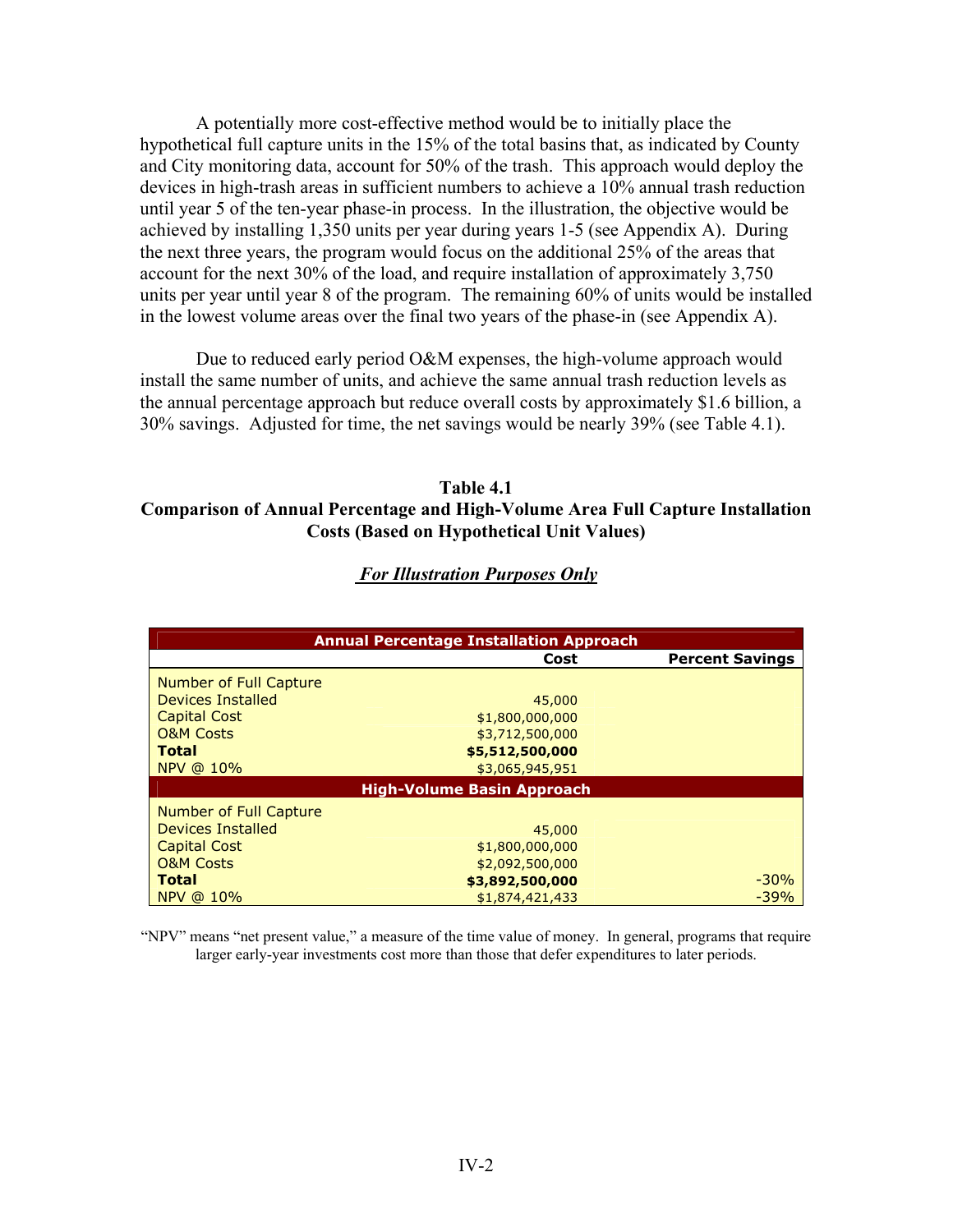A potentially more cost-effective method would be to initially place the hypothetical full capture units in the 15% of the total basins that, as indicated by County and City monitoring data, account for 50% of the trash. This approach would deploy the devices in high-trash areas in sufficient numbers to achieve a 10% annual trash reduction until year 5 of the ten-year phase-in process. In the illustration, the objective would be achieved by installing 1,350 units per year during years 1-5 (see Appendix A). During the next three years, the program would focus on the additional 25% of the areas that account for the next 30% of the load, and require installation of approximately 3,750 units per year until year 8 of the program. The remaining 60% of units would be installed in the lowest volume areas over the final two years of the phase-in (see Appendix A).

Due to reduced early period O&M expenses, the high-volume approach would install the same number of units, and achieve the same annual trash reduction levels as the annual percentage approach but reduce overall costs by approximately $1.6 billion, a 30% savings. Adjusted for time, the net savings would be nearly 39% (see Table 4.1).

**Table 4.1**
**Comparison of Annual Percentage and High-Volume Area Full Capture Installation Costs (Based on Hypothetical Unit Values)**

***For Illustration Purposes Only***

| **Annual Percentage Installation Approach** | | |
|---|---|---|
| | **Cost** | **Percent Savings** |
| Number of Full Capture Devices Installed | 45,000 | |
| Capital Cost | $1,800,000,000 | |
| O&M Costs | $3,712,500,000 | |
| **Total** | **$5,512,500,000** | |
| NPV @ 10% | $3,065,945,951 | |
| **High-Volume Basin Approach** | | |
| Number of Full Capture Devices Installed | 45,000 | |
| Capital Cost | $1,800,000,000 | |
| O&M Costs | $2,092,500,000 | |
| **Total** | **$3,892,500,000** | -30% |
| NPV @ 10% | $1,874,421,433 | -39% |

"NPV" means "net present value," a measure of the time value of money. In general, programs that require larger early-year investments cost more than those that defer expenditures to later periods.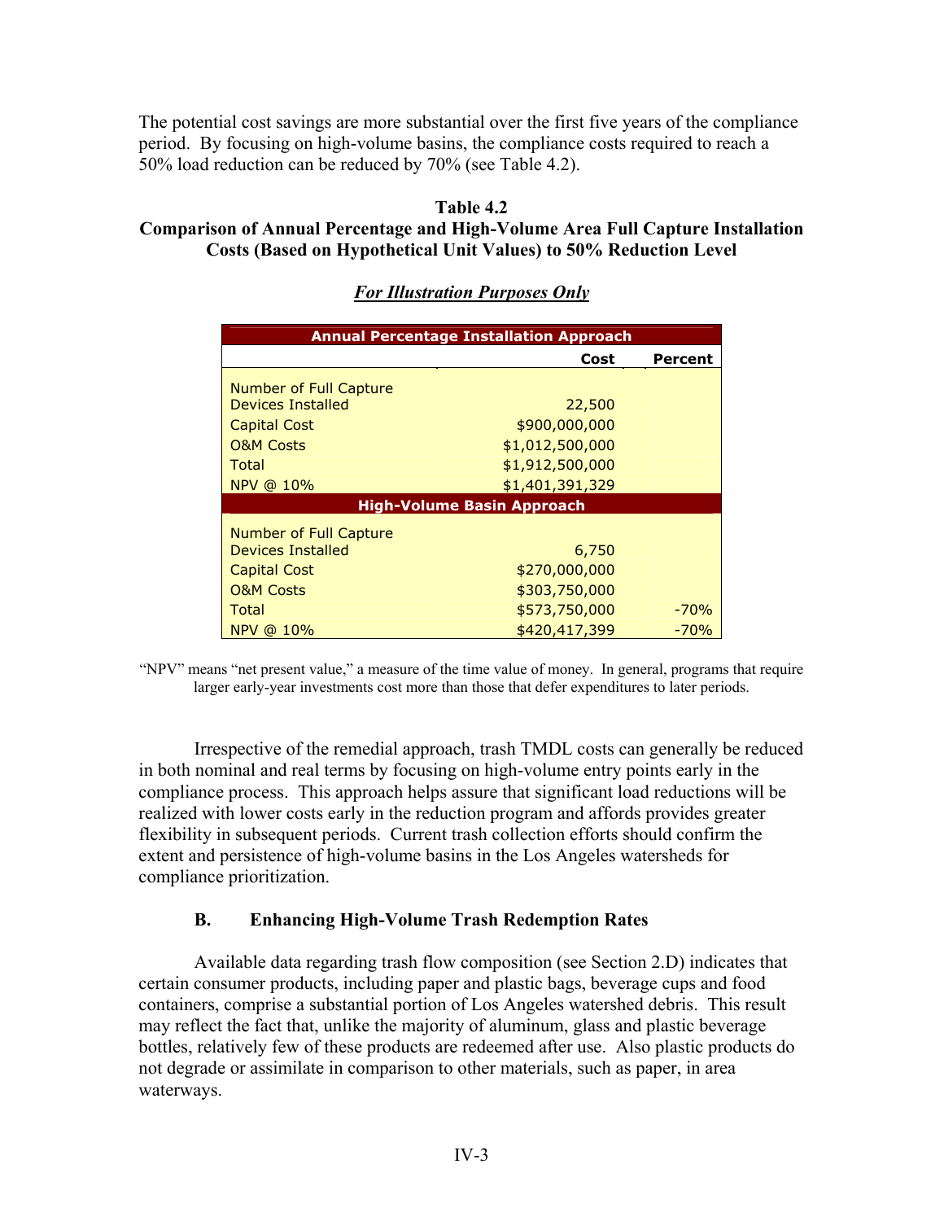The potential cost savings are more substantial over the first five years of the compliance period. By focusing on high-volume basins, the compliance costs required to reach a 50% load reduction can be reduced by 70% (see Table 4.2).

**Table 4.2**
**Comparison of Annual Percentage and High-Volume Area Full Capture Installation Costs (Based on Hypothetical Unit Values) to 50% Reduction Level**

***For Illustration Purposes Only***

| Annual Percentage Installation Approach | | |
|---|---|---|
| | **Cost** | **Percent** |
| Number of Full Capture Devices Installed | 22,500 | |
| Capital Cost | $900,000,000 | |
| O&M Costs | $1,012,500,000 | |
| Total | $1,912,500,000 | |
| NPV @ 10% | $1,401,391,329 | |
| **High-Volume Basin Approach** | | |
| Number of Full Capture Devices Installed | 6,750 | |
| Capital Cost | $270,000,000 | |
| O&M Costs | $303,750,000 | |
| Total | $573,750,000 | -70% |
| NPV @ 10% | $420,417,399 | -70% |

"NPV" means "net present value," a measure of the time value of money. In general, programs that require larger early-year investments cost more than those that defer expenditures to later periods.

Irrespective of the remedial approach, trash TMDL costs can generally be reduced in both nominal and real terms by focusing on high-volume entry points early in the compliance process. This approach helps assure that significant load reductions will be realized with lower costs early in the reduction program and affords provides greater flexibility in subsequent periods. Current trash collection efforts should confirm the extent and persistence of high-volume basins in the Los Angeles watersheds for compliance prioritization.

### B. Enhancing High-Volume Trash Redemption Rates

Available data regarding trash flow composition (see Section 2.D) indicates that certain consumer products, including paper and plastic bags, beverage cups and food containers, comprise a substantial portion of Los Angeles watershed debris. This result may reflect the fact that, unlike the majority of aluminum, glass and plastic beverage bottles, relatively few of these products are redeemed after use. Also plastic products do not degrade or assimilate in comparison to other materials, such as paper, in area waterways.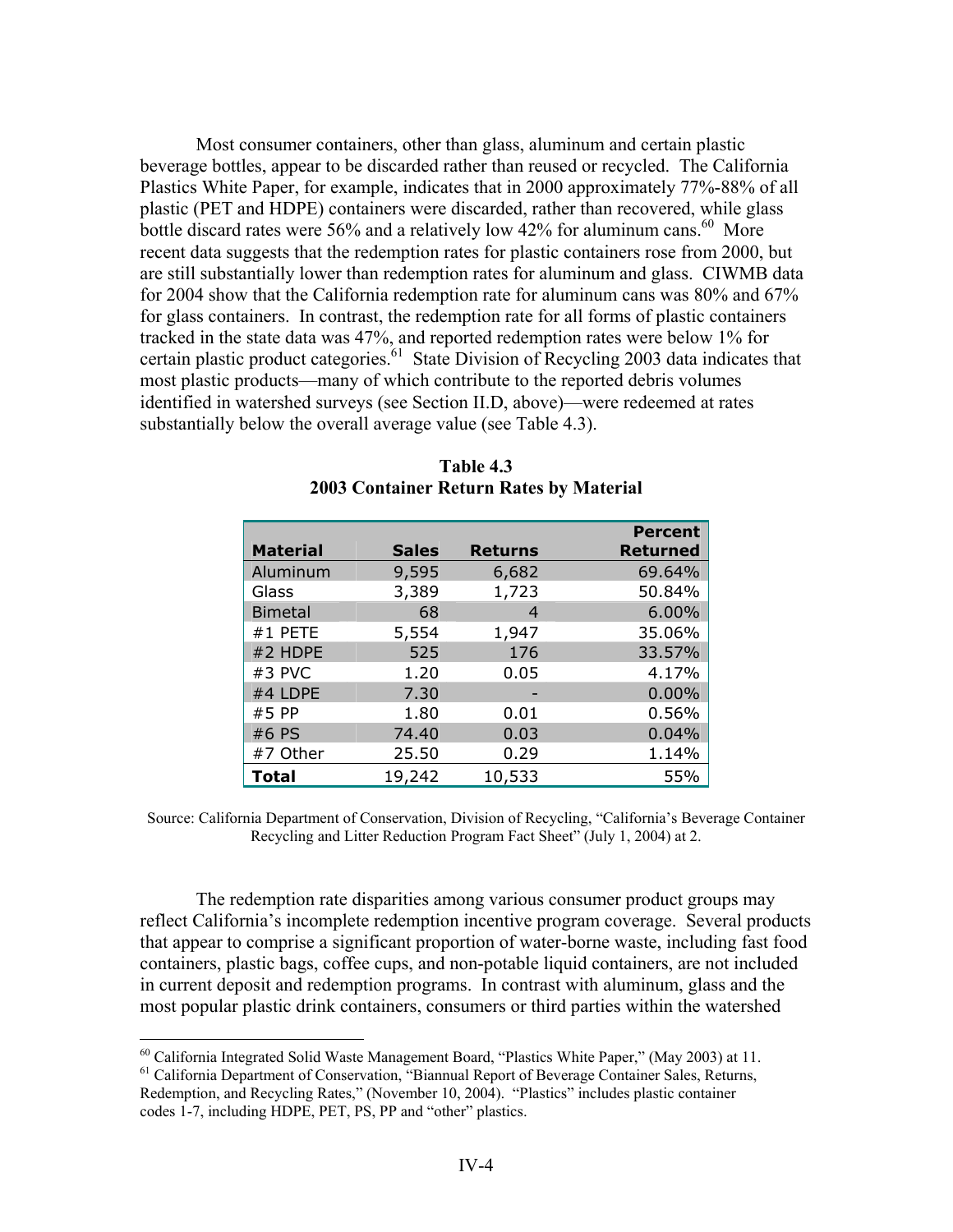Most consumer containers, other than glass, aluminum and certain plastic beverage bottles, appear to be discarded rather than reused or recycled. The California Plastics White Paper, for example, indicates that in 2000 approximately 77%-88% of all plastic (PET and HDPE) containers were discarded, rather than recovered, while glass bottle discard rates were 56% and a relatively low 42% for aluminum cans.[60] More recent data suggests that the redemption rates for plastic containers rose from 2000, but are still substantially lower than redemption rates for aluminum and glass. CIWMB data for 2004 show that the California redemption rate for aluminum cans was 80% and 67% for glass containers. In contrast, the redemption rate for all forms of plastic containers tracked in the state data was 47%, and reported redemption rates were below 1% for certain plastic product categories.[61] State Division of Recycling 2003 data indicates that most plastic products—many of which contribute to the reported debris volumes identified in watershed surveys (see Section II.D, above)—were redeemed at rates substantially below the overall average value (see Table 4.3).

**Table 4.3**
**2003 Container Return Rates by Material**

| Material | Sales | Returns | Percent Returned |
|---|---|---|---|
| Aluminum | 9,595 | 6,682 | 69.64% |
| Glass | 3,389 | 1,723 | 50.84% |
| Bimetal | 68 | 4 | 6.00% |
| #1 PETE | 5,554 | 1,947 | 35.06% |
| #2 HDPE | 525 | 176 | 33.57% |
| #3 PVC | 1.20 | 0.05 | 4.17% |
| #4 LDPE | 7.30 | - | 0.00% |
| #5 PP | 1.80 | 0.01 | 0.56% |
| #6 PS | 74.40 | 0.03 | 0.04% |
| #7 Other | 25.50 | 0.29 | 1.14% |
| **Total** | 19,242 | 10,533 | 55% |

Source: California Department of Conservation, Division of Recycling, "California's Beverage Container Recycling and Litter Reduction Program Fact Sheet" (July 1, 2004) at 2.

The redemption rate disparities among various consumer product groups may reflect California's incomplete redemption incentive program coverage. Several products that appear to comprise a significant proportion of water-borne waste, including fast food containers, plastic bags, coffee cups, and non-potable liquid containers, are not included in current deposit and redemption programs. In contrast with aluminum, glass and the most popular plastic drink containers, consumers or third parties within the watershed

[60] California Integrated Solid Waste Management Board, "Plastics White Paper," (May 2003) at 11.

[61] California Department of Conservation, "Biannual Report of Beverage Container Sales, Returns, Redemption, and Recycling Rates," (November 10, 2004). "Plastics" includes plastic container codes 1-7, including HDPE, PET, PS, PP and "other" plastics.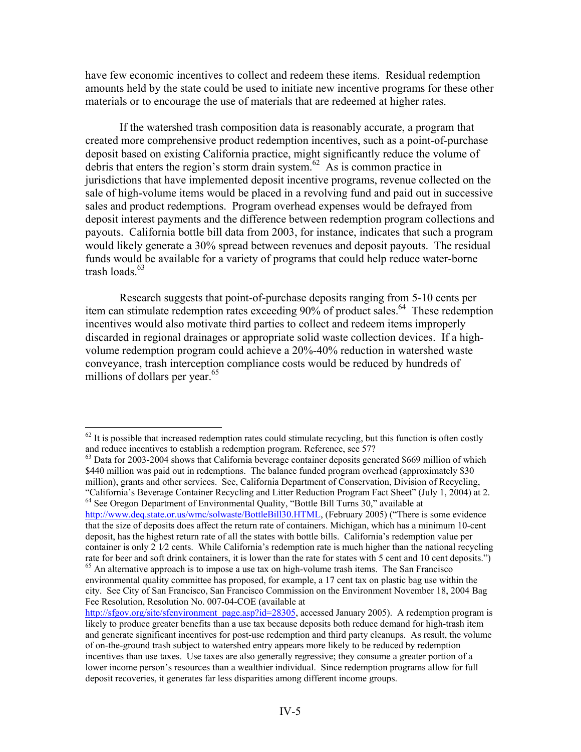have few economic incentives to collect and redeem these items. Residual redemption amounts held by the state could be used to initiate new incentive programs for these other materials or to encourage the use of materials that are redeemed at higher rates.

If the watershed trash composition data is reasonably accurate, a program that created more comprehensive product redemption incentives, such as a point-of-purchase deposit based on existing California practice, might significantly reduce the volume of debris that enters the region's storm drain system.[62] As is common practice in jurisdictions that have implemented deposit incentive programs, revenue collected on the sale of high-volume items would be placed in a revolving fund and paid out in successive sales and product redemptions. Program overhead expenses would be defrayed from deposit interest payments and the difference between redemption program collections and payouts. California bottle bill data from 2003, for instance, indicates that such a program would likely generate a 30% spread between revenues and deposit payouts. The residual funds would be available for a variety of programs that could help reduce water-borne trash loads.[63]

Research suggests that point-of-purchase deposits ranging from 5-10 cents per item can stimulate redemption rates exceeding 90% of product sales.[64] These redemption incentives would also motivate third parties to collect and redeem items improperly discarded in regional drainages or appropriate solid waste collection devices. If a high-volume redemption program could achieve a 20%-40% reduction in watershed waste conveyance, trash interception compliance costs would be reduced by hundreds of millions of dollars per year.[65]

---

[62] It is possible that increased redemption rates could stimulate recycling, but this function is often costly and reduce incentives to establish a redemption program. Reference, see 57?

[63] Data for 2003-2004 shows that California beverage container deposits generated $669 million of which $440 million was paid out in redemptions. The balance funded program overhead (approximately $30 million), grants and other services. See, California Department of Conservation, Division of Recycling, "California's Beverage Container Recycling and Litter Reduction Program Fact Sheet" (July 1, 2004) at 2.

[64] See Oregon Department of Environmental Quality, "Bottle Bill Turns 30," available at http://www.deq.state.or.us/wmc/solwaste/BottleBill30.HTML, (February 2005) ("There is some evidence that the size of deposits does affect the return rate of containers. Michigan, which has a minimum 10-cent deposit, has the highest return rate of all the states with bottle bills. California's redemption value per container is only 2 1⁄2 cents. While California's redemption rate is much higher than the national recycling rate for beer and soft drink containers, it is lower than the rate for states with 5 cent and 10 cent deposits.")

[65] An alternative approach is to impose a use tax on high-volume trash items. The San Francisco environmental quality committee has proposed, for example, a 17 cent tax on plastic bag use within the city. See City of San Francisco, San Francisco Commission on the Environment November 18, 2004 Bag Fee Resolution, Resolution No. 007-04-COE (available at http://sfgov.org/site/sfenvironment_page.asp?id=28305, accessed January 2005). A redemption program is likely to produce greater benefits than a use tax because deposits both reduce demand for high-trash item and generate significant incentives for post-use redemption and third party cleanups. As result, the volume of on-the-ground trash subject to watershed entry appears more likely to be reduced by redemption incentives than use taxes. Use taxes are also generally regressive; they consume a greater portion of a lower income person's resources than a wealthier individual. Since redemption programs allow for full deposit recoveries, it generates far less disparities among different income groups.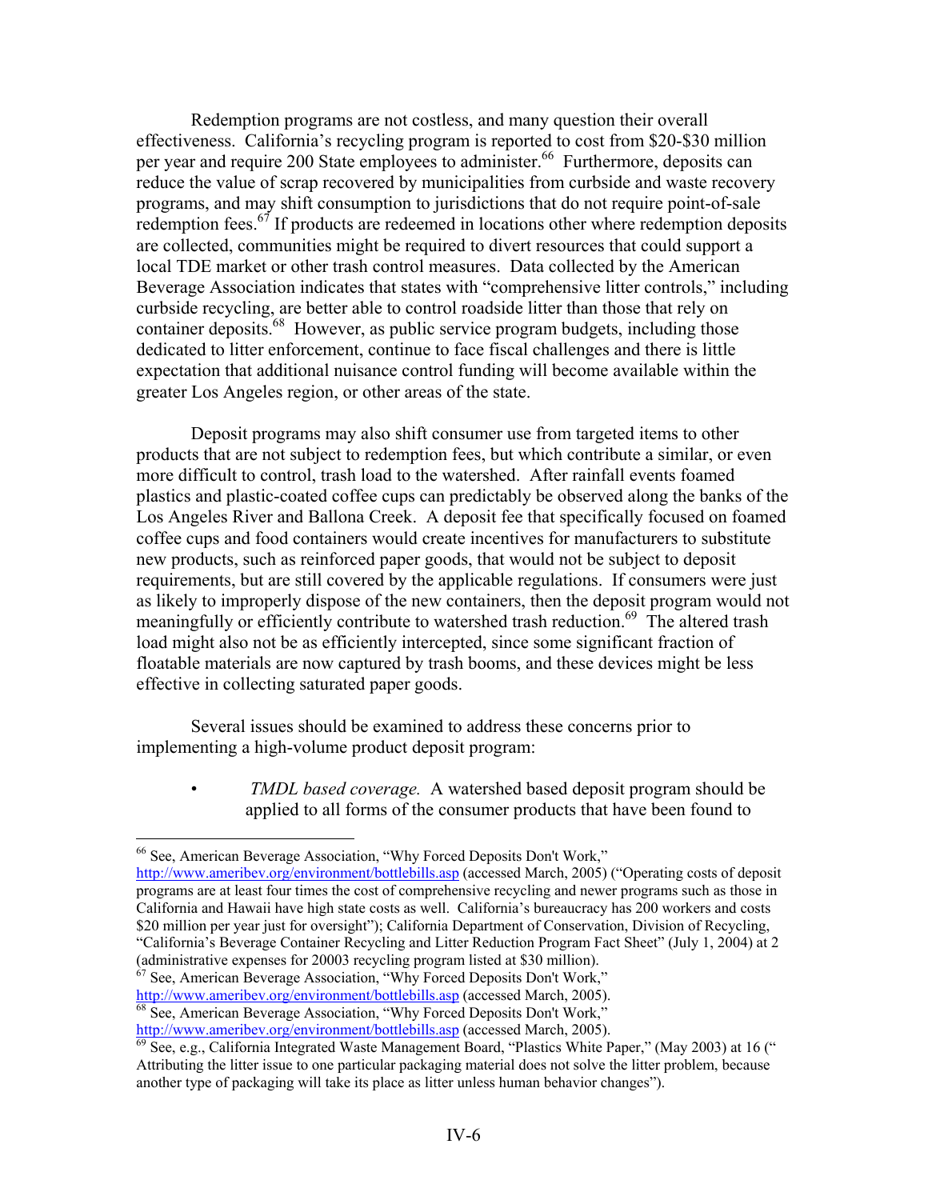Redemption programs are not costless, and many question their overall effectiveness. California's recycling program is reported to cost from $20-$30 million per year and require 200 State employees to administer.[66] Furthermore, deposits can reduce the value of scrap recovered by municipalities from curbside and waste recovery programs, and may shift consumption to jurisdictions that do not require point-of-sale redemption fees.[67] If products are redeemed in locations other where redemption deposits are collected, communities might be required to divert resources that could support a local TDE market or other trash control measures. Data collected by the American Beverage Association indicates that states with "comprehensive litter controls," including curbside recycling, are better able to control roadside litter than those that rely on container deposits.[68] However, as public service program budgets, including those dedicated to litter enforcement, continue to face fiscal challenges and there is little expectation that additional nuisance control funding will become available within the greater Los Angeles region, or other areas of the state.

Deposit programs may also shift consumer use from targeted items to other products that are not subject to redemption fees, but which contribute a similar, or even more difficult to control, trash load to the watershed. After rainfall events foamed plastics and plastic-coated coffee cups can predictably be observed along the banks of the Los Angeles River and Ballona Creek. A deposit fee that specifically focused on foamed coffee cups and food containers would create incentives for manufacturers to substitute new products, such as reinforced paper goods, that would not be subject to deposit requirements, but are still covered by the applicable regulations. If consumers were just as likely to improperly dispose of the new containers, then the deposit program would not meaningfully or efficiently contribute to watershed trash reduction.[69] The altered trash load might also not be as efficiently intercepted, since some significant fraction of floatable materials are now captured by trash booms, and these devices might be less effective in collecting saturated paper goods.

Several issues should be examined to address these concerns prior to implementing a high-volume product deposit program:

- *TMDL based coverage.* A watershed based deposit program should be applied to all forms of the consumer products that have been found to

---

[66] See, American Beverage Association, "Why Forced Deposits Don't Work," http://www.ameribev.org/environment/bottlebills.asp (accessed March, 2005) ("Operating costs of deposit programs are at least four times the cost of comprehensive recycling and newer programs such as those in California and Hawaii have high state costs as well. California's bureaucracy has 200 workers and costs $20 million per year just for oversight"); California Department of Conservation, Division of Recycling, "California's Beverage Container Recycling and Litter Reduction Program Fact Sheet" (July 1, 2004) at 2 (administrative expenses for 20003 recycling program listed at $30 million).

[67] See, American Beverage Association, "Why Forced Deposits Don't Work," http://www.ameribev.org/environment/bottlebills.asp (accessed March, 2005).

[68] See, American Beverage Association, "Why Forced Deposits Don't Work," http://www.ameribev.org/environment/bottlebills.asp (accessed March, 2005).

[69] See, e.g., California Integrated Waste Management Board, "Plastics White Paper," (May 2003) at 16 (" Attributing the litter issue to one particular packaging material does not solve the litter problem, because another type of packaging will take its place as litter unless human behavior changes").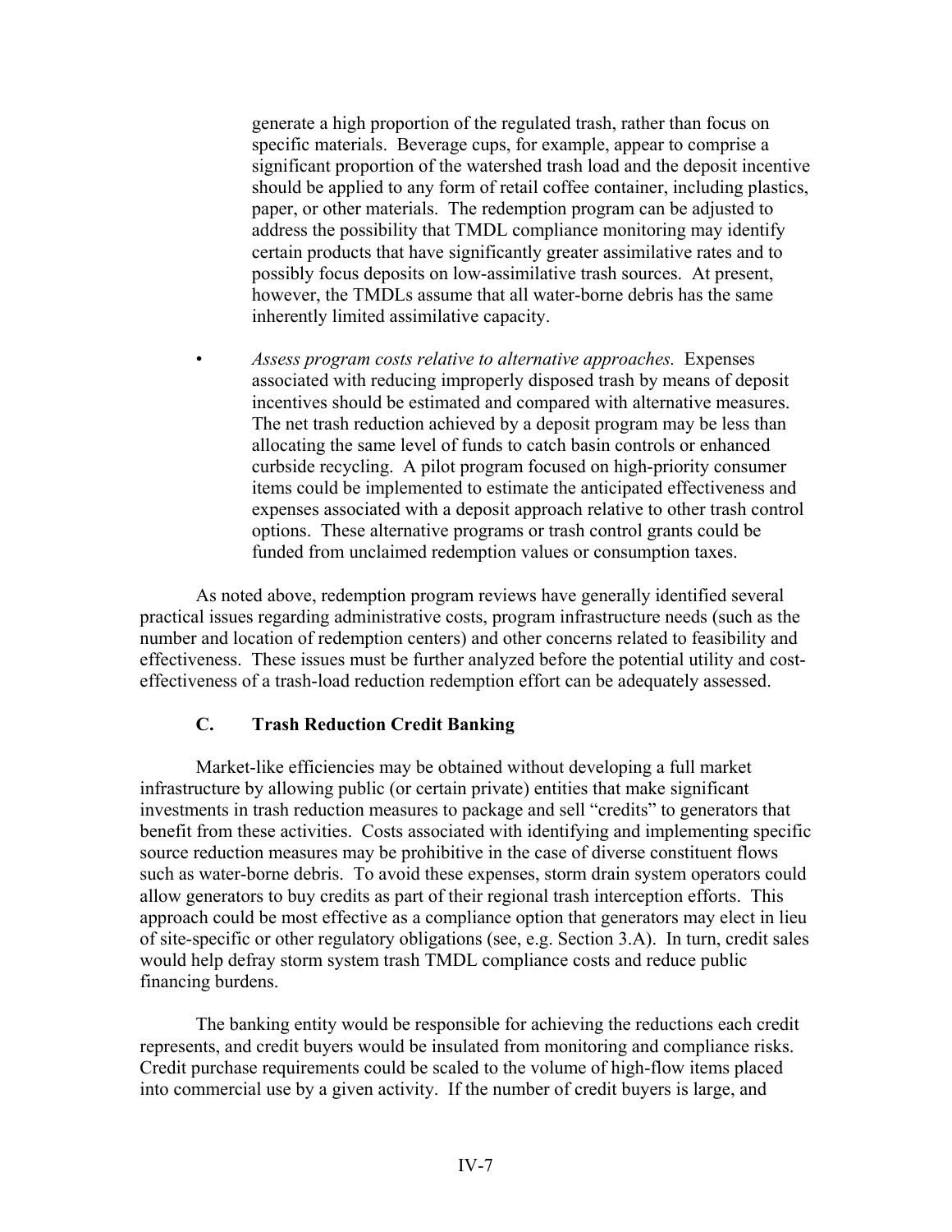generate a high proportion of the regulated trash, rather than focus on specific materials. Beverage cups, for example, appear to comprise a significant proportion of the watershed trash load and the deposit incentive should be applied to any form of retail coffee container, including plastics, paper, or other materials. The redemption program can be adjusted to address the possibility that TMDL compliance monitoring may identify certain products that have significantly greater assimilative rates and to possibly focus deposits on low-assimilative trash sources. At present, however, the TMDLs assume that all water-borne debris has the same inherently limited assimilative capacity.

- *Assess program costs relative to alternative approaches.* Expenses associated with reducing improperly disposed trash by means of deposit incentives should be estimated and compared with alternative measures. The net trash reduction achieved by a deposit program may be less than allocating the same level of funds to catch basin controls or enhanced curbside recycling. A pilot program focused on high-priority consumer items could be implemented to estimate the anticipated effectiveness and expenses associated with a deposit approach relative to other trash control options. These alternative programs or trash control grants could be funded from unclaimed redemption values or consumption taxes.

As noted above, redemption program reviews have generally identified several practical issues regarding administrative costs, program infrastructure needs (such as the number and location of redemption centers) and other concerns related to feasibility and effectiveness. These issues must be further analyzed before the potential utility and cost-effectiveness of a trash-load reduction redemption effort can be adequately assessed.

### C. Trash Reduction Credit Banking

Market-like efficiencies may be obtained without developing a full market infrastructure by allowing public (or certain private) entities that make significant investments in trash reduction measures to package and sell "credits" to generators that benefit from these activities. Costs associated with identifying and implementing specific source reduction measures may be prohibitive in the case of diverse constituent flows such as water-borne debris. To avoid these expenses, storm drain system operators could allow generators to buy credits as part of their regional trash interception efforts. This approach could be most effective as a compliance option that generators may elect in lieu of site-specific or other regulatory obligations (see, e.g. Section 3.A). In turn, credit sales would help defray storm system trash TMDL compliance costs and reduce public financing burdens.

The banking entity would be responsible for achieving the reductions each credit represents, and credit buyers would be insulated from monitoring and compliance risks. Credit purchase requirements could be scaled to the volume of high-flow items placed into commercial use by a given activity. If the number of credit buyers is large, and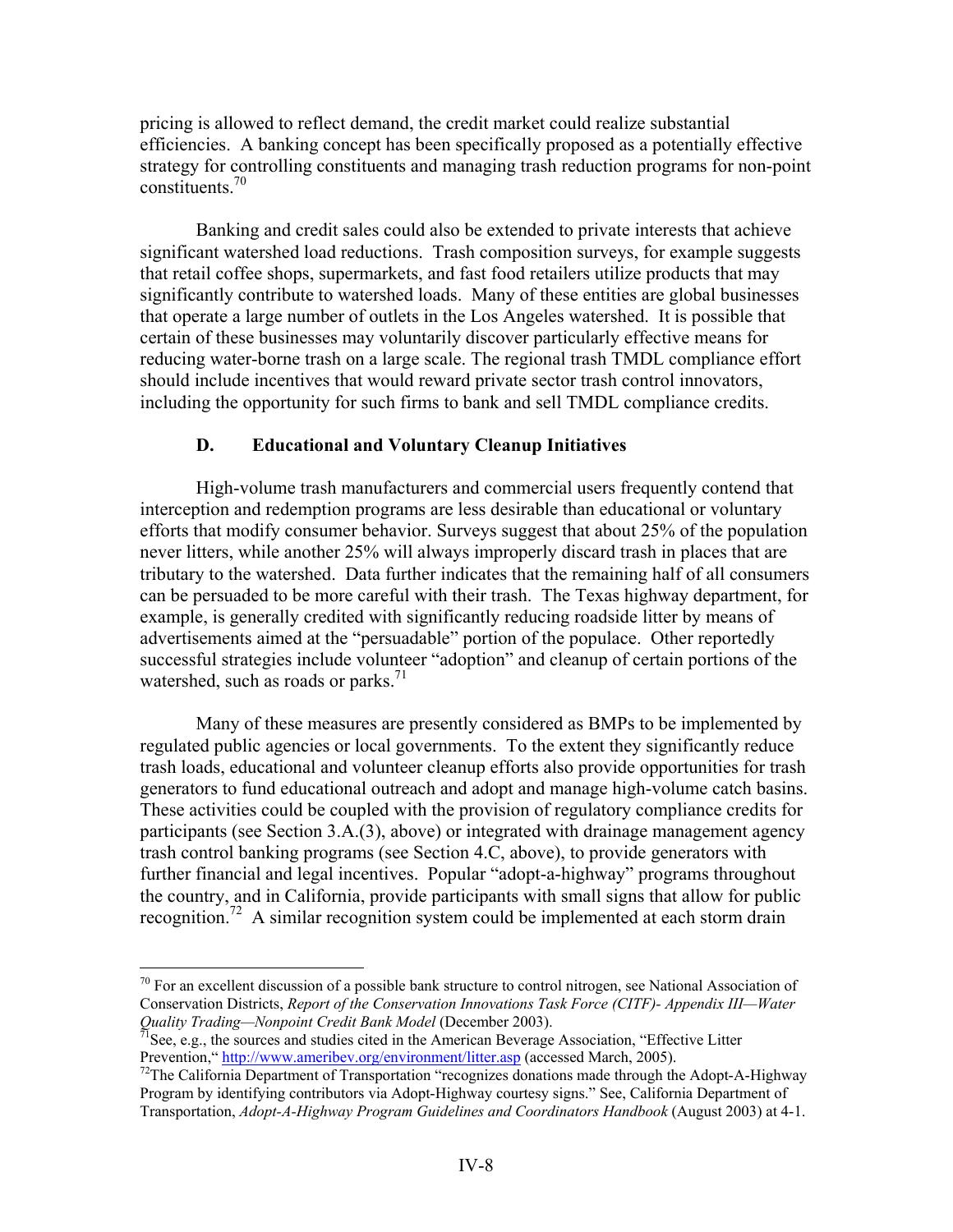pricing is allowed to reflect demand, the credit market could realize substantial efficiencies. A banking concept has been specifically proposed as a potentially effective strategy for controlling constituents and managing trash reduction programs for non-point constituents.[70]

Banking and credit sales could also be extended to private interests that achieve significant watershed load reductions. Trash composition surveys, for example suggests that retail coffee shops, supermarkets, and fast food retailers utilize products that may significantly contribute to watershed loads. Many of these entities are global businesses that operate a large number of outlets in the Los Angeles watershed. It is possible that certain of these businesses may voluntarily discover particularly effective means for reducing water-borne trash on a large scale. The regional trash TMDL compliance effort should include incentives that would reward private sector trash control innovators, including the opportunity for such firms to bank and sell TMDL compliance credits.

### D. Educational and Voluntary Cleanup Initiatives

High-volume trash manufacturers and commercial users frequently contend that interception and redemption programs are less desirable than educational or voluntary efforts that modify consumer behavior. Surveys suggest that about 25% of the population never litters, while another 25% will always improperly discard trash in places that are tributary to the watershed. Data further indicates that the remaining half of all consumers can be persuaded to be more careful with their trash. The Texas highway department, for example, is generally credited with significantly reducing roadside litter by means of advertisements aimed at the "persuadable" portion of the populace. Other reportedly successful strategies include volunteer "adoption" and cleanup of certain portions of the watershed, such as roads or parks.[71]

Many of these measures are presently considered as BMPs to be implemented by regulated public agencies or local governments. To the extent they significantly reduce trash loads, educational and volunteer cleanup efforts also provide opportunities for trash generators to fund educational outreach and adopt and manage high-volume catch basins. These activities could be coupled with the provision of regulatory compliance credits for participants (see Section 3.A.(3), above) or integrated with drainage management agency trash control banking programs (see Section 4.C, above), to provide generators with further financial and legal incentives. Popular "adopt-a-highway" programs throughout the country, and in California, provide participants with small signs that allow for public recognition.[72] A similar recognition system could be implemented at each storm drain

---

[70] For an excellent discussion of a possible bank structure to control nitrogen, see National Association of Conservation Districts, *Report of the Conservation Innovations Task Force (CITF)- Appendix III—Water Quality Trading—Nonpoint Credit Bank Model* (December 2003).

[71] See, e.g., the sources and studies cited in the American Beverage Association, "Effective Litter Prevention," http://www.ameribev.org/environment/litter.asp (accessed March, 2005).

[72] The California Department of Transportation "recognizes donations made through the Adopt-A-Highway Program by identifying contributors via Adopt-Highway courtesy signs." See, California Department of Transportation, *Adopt-A-Highway Program Guidelines and Coordinators Handbook* (August 2003) at 4-1.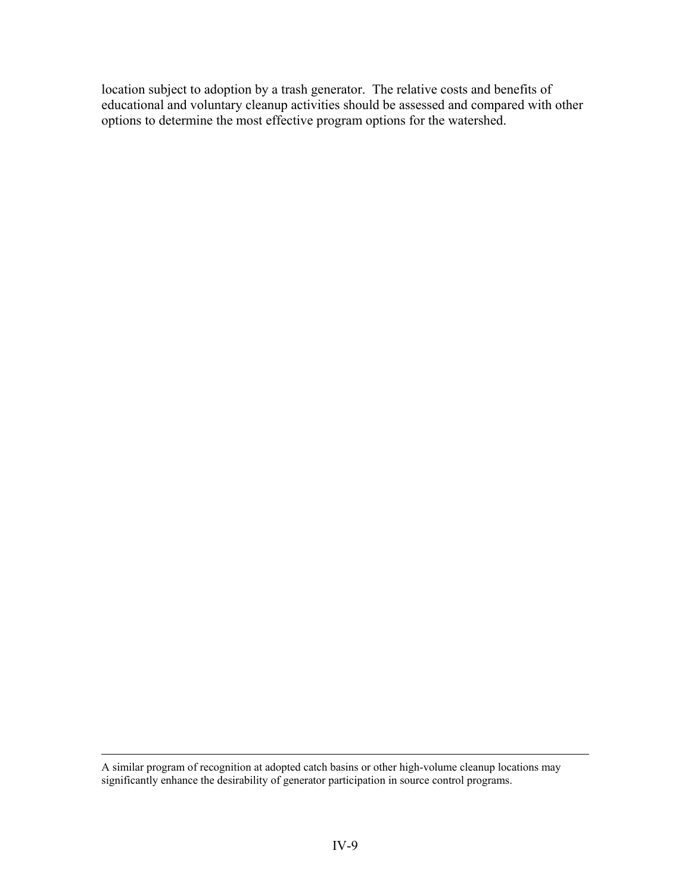location subject to adoption by a trash generator. The relative costs and benefits of educational and voluntary cleanup activities should be assessed and compared with other options to determine the most effective program options for the watershed.

---

A similar program of recognition at adopted catch basins or other high-volume cleanup locations may significantly enhance the desirability of generator participation in source control programs.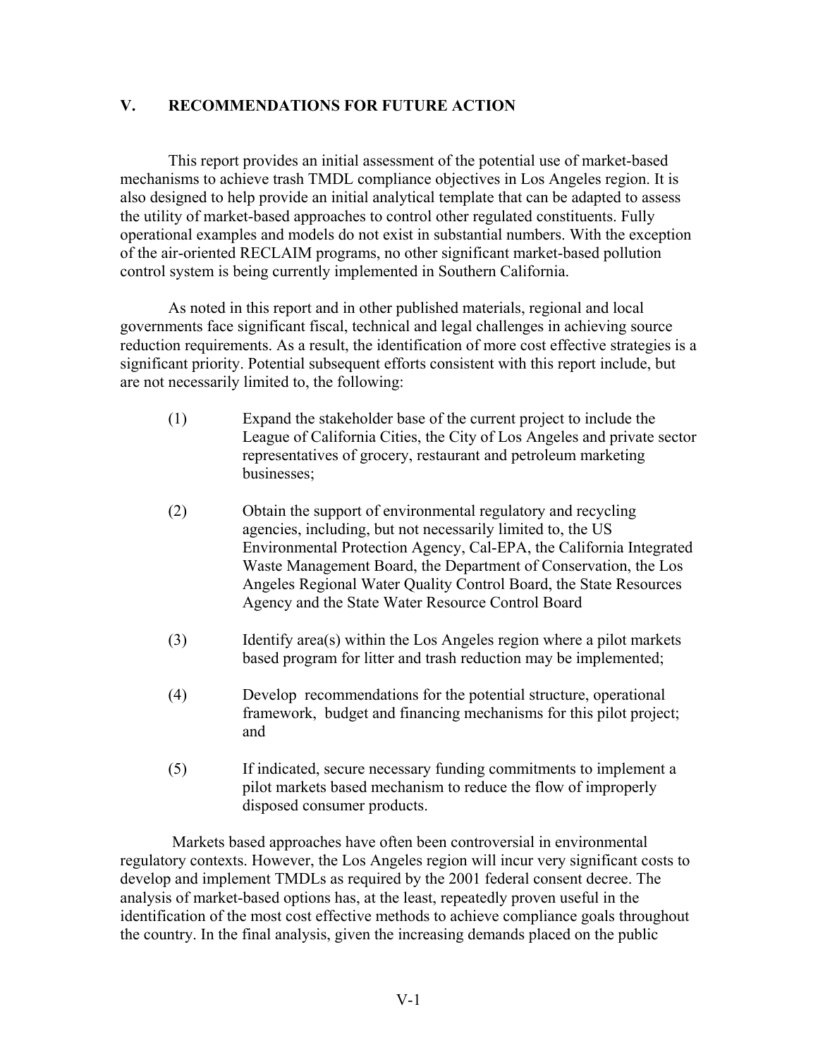## V. RECOMMENDATIONS FOR FUTURE ACTION

This report provides an initial assessment of the potential use of market-based mechanisms to achieve trash TMDL compliance objectives in Los Angeles region. It is also designed to help provide an initial analytical template that can be adapted to assess the utility of market-based approaches to control other regulated constituents. Fully operational examples and models do not exist in substantial numbers. With the exception of the air-oriented RECLAIM programs, no other significant market-based pollution control system is being currently implemented in Southern California.

As noted in this report and in other published materials, regional and local governments face significant fiscal, technical and legal challenges in achieving source reduction requirements. As a result, the identification of more cost effective strategies is a significant priority. Potential subsequent efforts consistent with this report include, but are not necessarily limited to, the following:

(1) Expand the stakeholder base of the current project to include the League of California Cities, the City of Los Angeles and private sector representatives of grocery, restaurant and petroleum marketing businesses;

(2) Obtain the support of environmental regulatory and recycling agencies, including, but not necessarily limited to, the US Environmental Protection Agency, Cal-EPA, the California Integrated Waste Management Board, the Department of Conservation, the Los Angeles Regional Water Quality Control Board, the State Resources Agency and the State Water Resource Control Board

(3) Identify area(s) within the Los Angeles region where a pilot markets based program for litter and trash reduction may be implemented;

(4) Develop recommendations for the potential structure, operational framework, budget and financing mechanisms for this pilot project; and

(5) If indicated, secure necessary funding commitments to implement a pilot markets based mechanism to reduce the flow of improperly disposed consumer products.

Markets based approaches have often been controversial in environmental regulatory contexts. However, the Los Angeles region will incur very significant costs to develop and implement TMDLs as required by the 2001 federal consent decree. The analysis of market-based options has, at the least, repeatedly proven useful in the identification of the most cost effective methods to achieve compliance goals throughout the country. In the final analysis, given the increasing demands placed on the public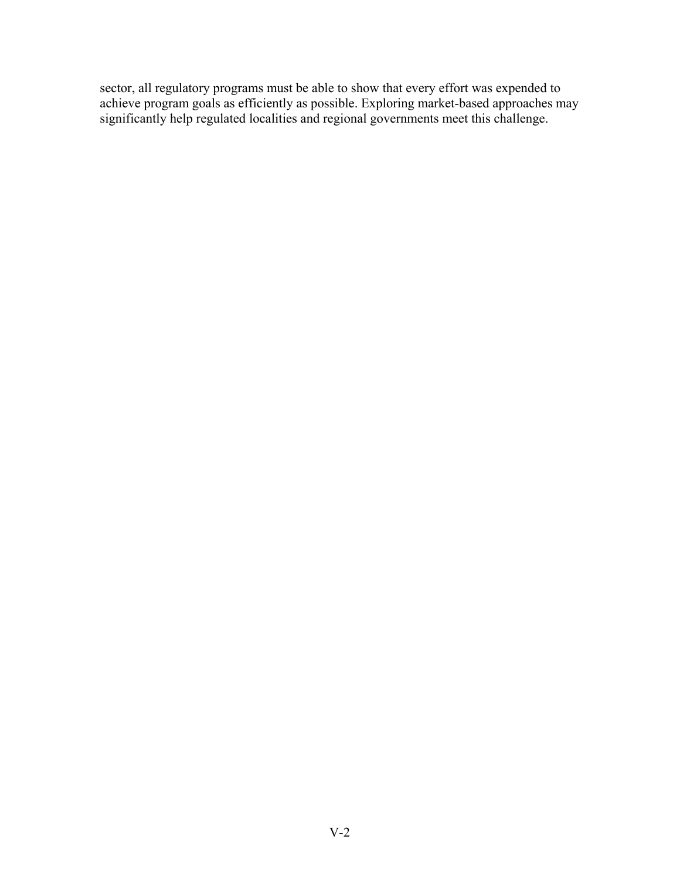sector, all regulatory programs must be able to show that every effort was expended to achieve program goals as efficiently as possible. Exploring market-based approaches may significantly help regulated localities and regional governments meet this challenge.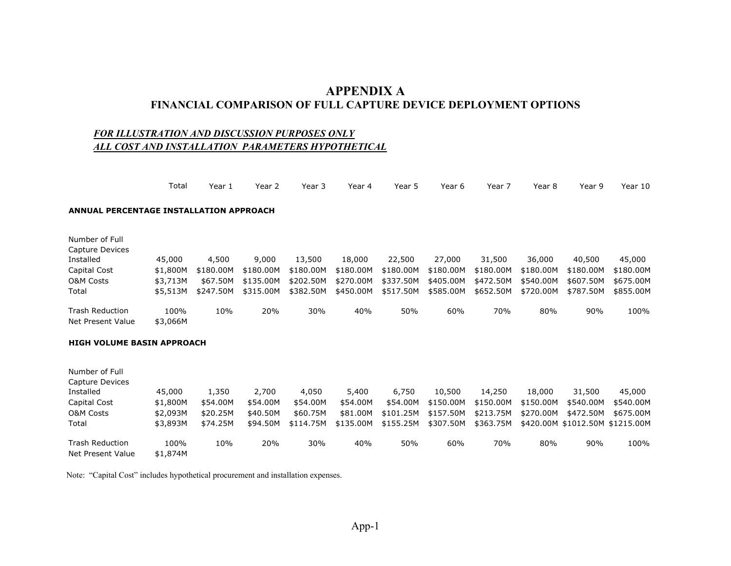# APPENDIX A
## FINANCIAL COMPARISON OF FULL CAPTURE DEVICE DEPLOYMENT OPTIONS

***FOR ILLUSTRATION AND DISCUSSION PURPOSES ONLY***
***ALL COST AND INSTALLATION PARAMETERS HYPOTHETICAL***

| | Total | Year 1 | Year 2 | Year 3 | Year 4 | Year 5 | Year 6 | Year 7 | Year 8 | Year 9 | Year 10 |
|---|---|---|---|---|---|---|---|---|---|---|---|
| **ANNUAL PERCENTAGE INSTALLATION APPROACH** | | | | | | | | | | | |
| Number of Full Capture Devices Installed | 45,000 | 4,500 | 9,000 | 13,500 | 18,000 | 22,500 | 27,000 | 31,500 | 36,000 | 40,500 | 45,000 |
| Capital Cost | $1,800M | $180.00M | $180.00M | $180.00M | $180.00M | $180.00M | $180.00M | $180.00M | $180.00M | $180.00M | $180.00M |
| O&M Costs | $3,713M | $67.50M | $135.00M | $202.50M | $270.00M | $337.50M | $405.00M | $472.50M | $540.00M | $607.50M | $675.00M |
| Total | $5,513M | $247.50M | $315.00M | $382.50M | $450.00M | $517.50M | $585.00M | $652.50M | $720.00M | $787.50M | $855.00M |
| Trash Reduction | 100% | 10% | 20% | 30% | 40% | 50% | 60% | 70% | 80% | 90% | 100% |
| Net Present Value | $3,066M | | | | | | | | | | |
| **HIGH VOLUME BASIN APPROACH** | | | | | | | | | | | |
| Number of Full Capture Devices Installed | 45,000 | 1,350 | 2,700 | 4,050 | 5,400 | 6,750 | 10,500 | 14,250 | 18,000 | 31,500 | 45,000 |
| Capital Cost | $1,800M | $54.00M | $54.00M | $54.00M | $54.00M | $54.00M | $150.00M | $150.00M | $150.00M | $540.00M | $540.00M |
| O&M Costs | $2,093M | $20.25M | $40.50M | $60.75M | $81.00M | $101.25M | $157.50M | $213.75M | $270.00M | $472.50M | $675.00M |
| Total | $3,893M | $74.25M | $94.50M | $114.75M | $135.00M | $155.25M | $307.50M | $363.75M | $420.00M | $1012.50M | $1215.00M |
| Trash Reduction | 100% | 10% | 20% | 30% | 40% | 50% | 60% | 70% | 80% | 90% | 100% |
| Net Present Value | $1,874M | | | | | | | | | | |

Note: "Capital Cost" includes hypothetical procurement and installation expenses.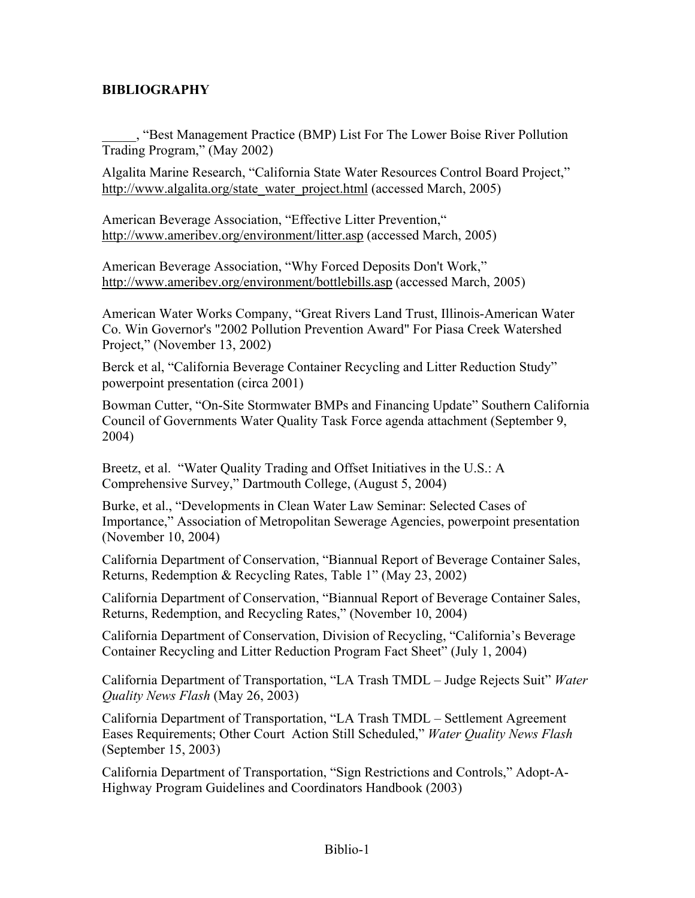**BIBLIOGRAPHY**

_____, "Best Management Practice (BMP) List For The Lower Boise River Pollution Trading Program," (May 2002)

Algalita Marine Research, "California State Water Resources Control Board Project," http://www.algalita.org/state_water_project.html (accessed March, 2005)

American Beverage Association, "Effective Litter Prevention," http://www.ameribev.org/environment/litter.asp (accessed March, 2005)

American Beverage Association, "Why Forced Deposits Don't Work," http://www.ameribev.org/environment/bottlebills.asp (accessed March, 2005)

American Water Works Company, "Great Rivers Land Trust, Illinois-American Water Co. Win Governor's "2002 Pollution Prevention Award" For Piasa Creek Watershed Project," (November 13, 2002)

Berck et al, "California Beverage Container Recycling and Litter Reduction Study" powerpoint presentation (circa 2001)

Bowman Cutter, "On-Site Stormwater BMPs and Financing Update" Southern California Council of Governments Water Quality Task Force agenda attachment (September 9, 2004)

Breetz, et al. "Water Quality Trading and Offset Initiatives in the U.S.: A Comprehensive Survey," Dartmouth College, (August 5, 2004)

Burke, et al., "Developments in Clean Water Law Seminar: Selected Cases of Importance," Association of Metropolitan Sewerage Agencies, powerpoint presentation (November 10, 2004)

California Department of Conservation, "Biannual Report of Beverage Container Sales, Returns, Redemption & Recycling Rates, Table 1" (May 23, 2002)

California Department of Conservation, "Biannual Report of Beverage Container Sales, Returns, Redemption, and Recycling Rates," (November 10, 2004)

California Department of Conservation, Division of Recycling, "California's Beverage Container Recycling and Litter Reduction Program Fact Sheet" (July 1, 2004)

California Department of Transportation, "LA Trash TMDL – Judge Rejects Suit" *Water Quality News Flash* (May 26, 2003)

California Department of Transportation, "LA Trash TMDL – Settlement Agreement Eases Requirements; Other Court Action Still Scheduled," *Water Quality News Flash* (September 15, 2003)

California Department of Transportation, "Sign Restrictions and Controls," Adopt-A-Highway Program Guidelines and Coordinators Handbook (2003)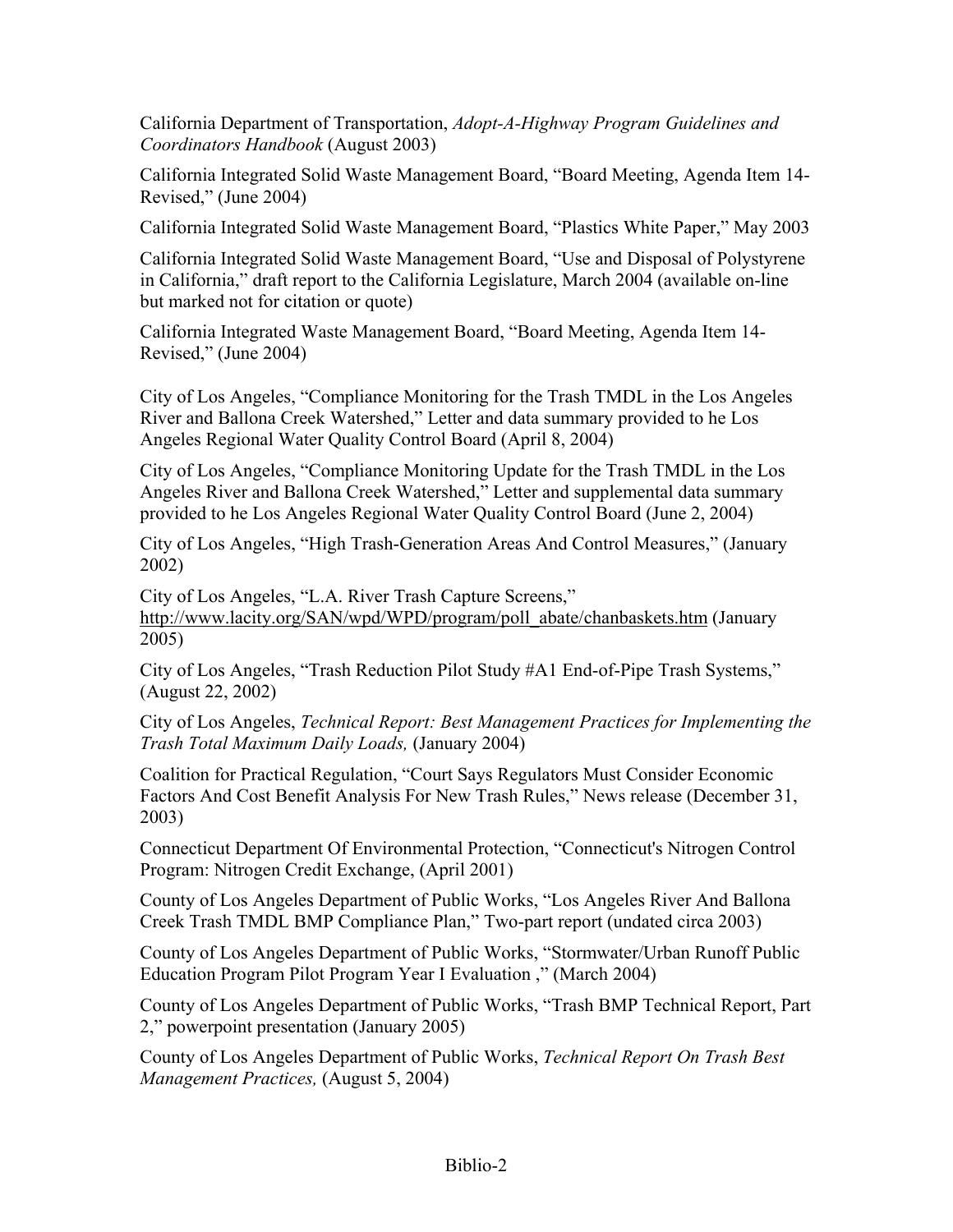California Department of Transportation, *Adopt-A-Highway Program Guidelines and Coordinators Handbook* (August 2003)

California Integrated Solid Waste Management Board, "Board Meeting, Agenda Item 14-Revised," (June 2004)

California Integrated Solid Waste Management Board, "Plastics White Paper," May 2003

California Integrated Solid Waste Management Board, "Use and Disposal of Polystyrene in California," draft report to the California Legislature, March 2004 (available on-line but marked not for citation or quote)

California Integrated Waste Management Board, "Board Meeting, Agenda Item 14-Revised," (June 2004)

City of Los Angeles, "Compliance Monitoring for the Trash TMDL in the Los Angeles River and Ballona Creek Watershed," Letter and data summary provided to he Los Angeles Regional Water Quality Control Board (April 8, 2004)

City of Los Angeles, "Compliance Monitoring Update for the Trash TMDL in the Los Angeles River and Ballona Creek Watershed," Letter and supplemental data summary provided to he Los Angeles Regional Water Quality Control Board (June 2, 2004)

City of Los Angeles, "High Trash-Generation Areas And Control Measures," (January 2002)

City of Los Angeles, "L.A. River Trash Capture Screens," http://www.lacity.org/SAN/wpd/WPD/program/poll_abate/chanbaskets.htm (January 2005)

City of Los Angeles, "Trash Reduction Pilot Study #A1 End-of-Pipe Trash Systems," (August 22, 2002)

City of Los Angeles, *Technical Report: Best Management Practices for Implementing the Trash Total Maximum Daily Loads,* (January 2004)

Coalition for Practical Regulation, "Court Says Regulators Must Consider Economic Factors And Cost Benefit Analysis For New Trash Rules," News release (December 31, 2003)

Connecticut Department Of Environmental Protection, "Connecticut's Nitrogen Control Program: Nitrogen Credit Exchange, (April 2001)

County of Los Angeles Department of Public Works, "Los Angeles River And Ballona Creek Trash TMDL BMP Compliance Plan," Two-part report (undated circa 2003)

County of Los Angeles Department of Public Works, "Stormwater/Urban Runoff Public Education Program Pilot Program Year I Evaluation ," (March 2004)

County of Los Angeles Department of Public Works, "Trash BMP Technical Report, Part 2," powerpoint presentation (January 2005)

County of Los Angeles Department of Public Works, *Technical Report On Trash Best Management Practices,* (August 5, 2004)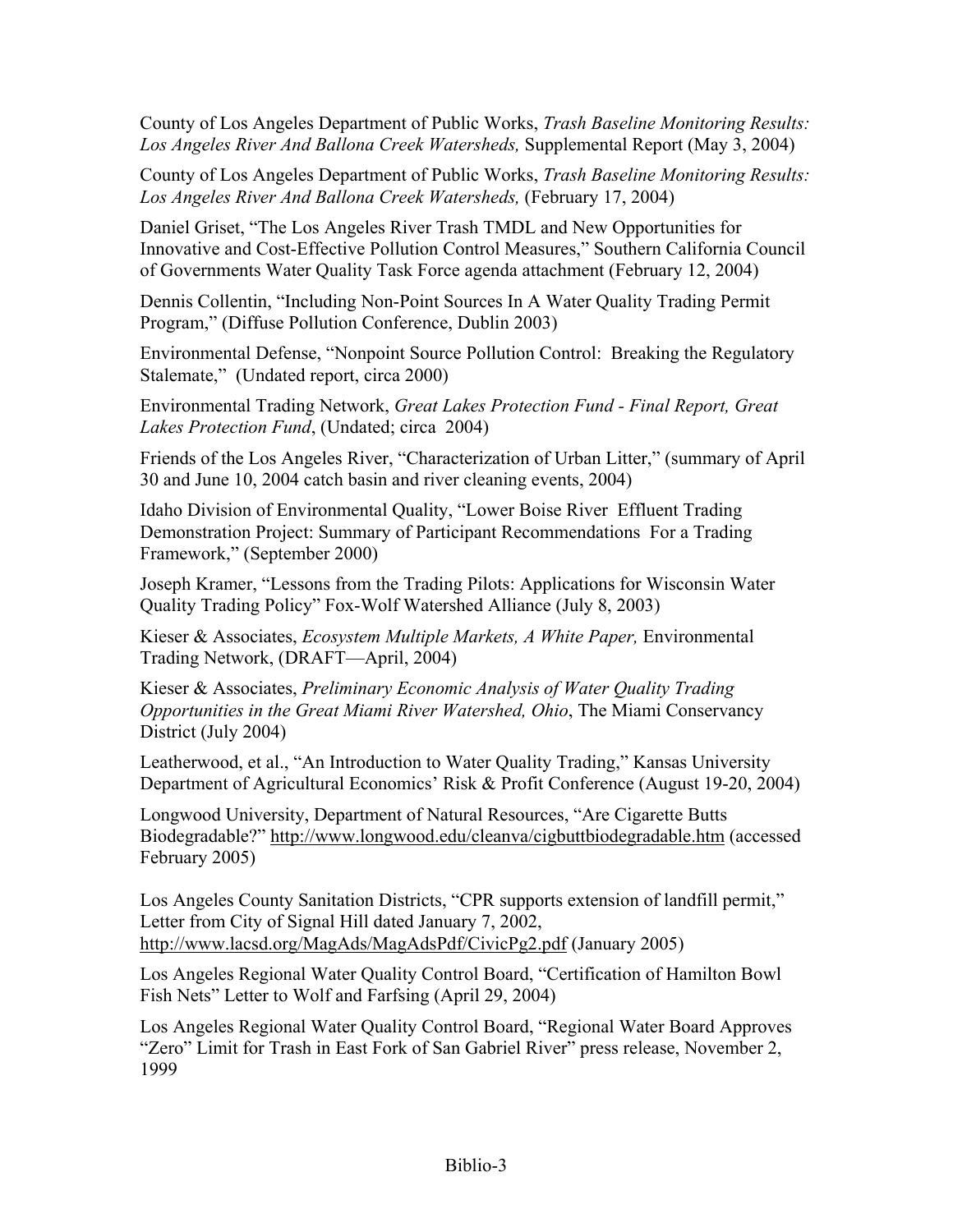County of Los Angeles Department of Public Works, *Trash Baseline Monitoring Results: Los Angeles River And Ballona Creek Watersheds,* Supplemental Report (May 3, 2004)

County of Los Angeles Department of Public Works, *Trash Baseline Monitoring Results: Los Angeles River And Ballona Creek Watersheds,* (February 17, 2004)

Daniel Griset, "The Los Angeles River Trash TMDL and New Opportunities for Innovative and Cost-Effective Pollution Control Measures," Southern California Council of Governments Water Quality Task Force agenda attachment (February 12, 2004)

Dennis Collentin, "Including Non-Point Sources In A Water Quality Trading Permit Program," (Diffuse Pollution Conference, Dublin 2003)

Environmental Defense, "Nonpoint Source Pollution Control: Breaking the Regulatory Stalemate," (Undated report, circa 2000)

Environmental Trading Network, *Great Lakes Protection Fund - Final Report, Great Lakes Protection Fund*, (Undated; circa 2004)

Friends of the Los Angeles River, "Characterization of Urban Litter," (summary of April 30 and June 10, 2004 catch basin and river cleaning events, 2004)

Idaho Division of Environmental Quality, "Lower Boise River Effluent Trading Demonstration Project: Summary of Participant Recommendations For a Trading Framework," (September 2000)

Joseph Kramer, "Lessons from the Trading Pilots: Applications for Wisconsin Water Quality Trading Policy" Fox-Wolf Watershed Alliance (July 8, 2003)

Kieser & Associates, *Ecosystem Multiple Markets, A White Paper,* Environmental Trading Network, (DRAFT—April, 2004)

Kieser & Associates, *Preliminary Economic Analysis of Water Quality Trading Opportunities in the Great Miami River Watershed, Ohio*, The Miami Conservancy District (July 2004)

Leatherwood, et al., "An Introduction to Water Quality Trading," Kansas University Department of Agricultural Economics' Risk & Profit Conference (August 19-20, 2004)

Longwood University, Department of Natural Resources, "Are Cigarette Butts Biodegradable?" http://www.longwood.edu/cleanva/cigbuttbiodegradable.htm (accessed February 2005)

Los Angeles County Sanitation Districts, "CPR supports extension of landfill permit," Letter from City of Signal Hill dated January 7, 2002, http://www.lacsd.org/MagAds/MagAdsPdf/CivicPg2.pdf (January 2005)

Los Angeles Regional Water Quality Control Board, "Certification of Hamilton Bowl Fish Nets" Letter to Wolf and Farfsing (April 29, 2004)

Los Angeles Regional Water Quality Control Board, "Regional Water Board Approves "Zero" Limit for Trash in East Fork of San Gabriel River" press release, November 2, 1999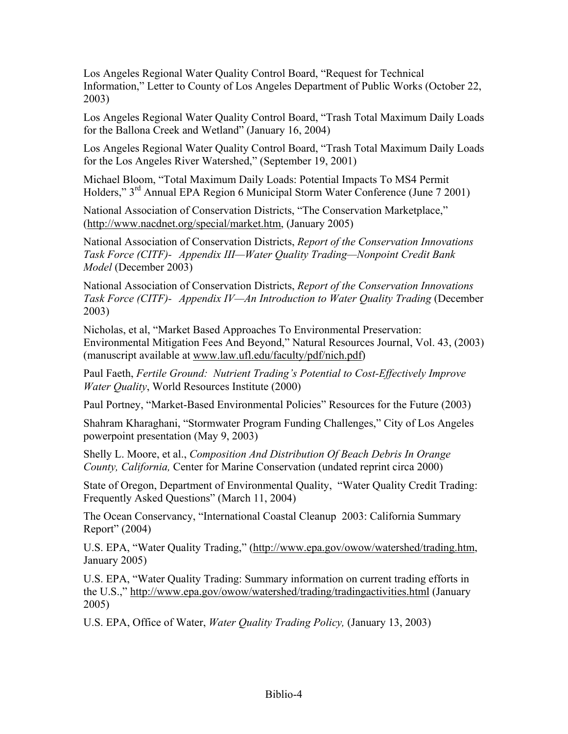Los Angeles Regional Water Quality Control Board, "Request for Technical Information," Letter to County of Los Angeles Department of Public Works (October 22, 2003)

Los Angeles Regional Water Quality Control Board, "Trash Total Maximum Daily Loads for the Ballona Creek and Wetland" (January 16, 2004)

Los Angeles Regional Water Quality Control Board, "Trash Total Maximum Daily Loads for the Los Angeles River Watershed," (September 19, 2001)

Michael Bloom, "Total Maximum Daily Loads: Potential Impacts To MS4 Permit Holders," 3rd Annual EPA Region 6 Municipal Storm Water Conference (June 7 2001)

National Association of Conservation Districts, "The Conservation Marketplace," (http://www.nacdnet.org/special/market.htm, (January 2005)

National Association of Conservation Districts, *Report of the Conservation Innovations Task Force (CITF)- Appendix III—Water Quality Trading—Nonpoint Credit Bank Model* (December 2003)

National Association of Conservation Districts, *Report of the Conservation Innovations Task Force (CITF)- Appendix IV—An Introduction to Water Quality Trading* (December 2003)

Nicholas, et al, "Market Based Approaches To Environmental Preservation: Environmental Mitigation Fees And Beyond," Natural Resources Journal, Vol. 43, (2003) (manuscript available at www.law.ufl.edu/faculty/pdf/nich.pdf)

Paul Faeth, *Fertile Ground: Nutrient Trading's Potential to Cost-Effectively Improve Water Quality*, World Resources Institute (2000)

Paul Portney, "Market-Based Environmental Policies" Resources for the Future (2003)

Shahram Kharaghani, "Stormwater Program Funding Challenges," City of Los Angeles powerpoint presentation (May 9, 2003)

Shelly L. Moore, et al., *Composition And Distribution Of Beach Debris In Orange County, California,* Center for Marine Conservation (undated reprint circa 2000)

State of Oregon, Department of Environmental Quality, "Water Quality Credit Trading: Frequently Asked Questions" (March 11, 2004)

The Ocean Conservancy, "International Coastal Cleanup 2003: California Summary Report" (2004)

U.S. EPA, "Water Quality Trading," (http://www.epa.gov/owow/watershed/trading.htm, January 2005)

U.S. EPA, "Water Quality Trading: Summary information on current trading efforts in the U.S.," http://www.epa.gov/owow/watershed/trading/tradingactivities.html (January 2005)

U.S. EPA, Office of Water, *Water Quality Trading Policy,* (January 13, 2003)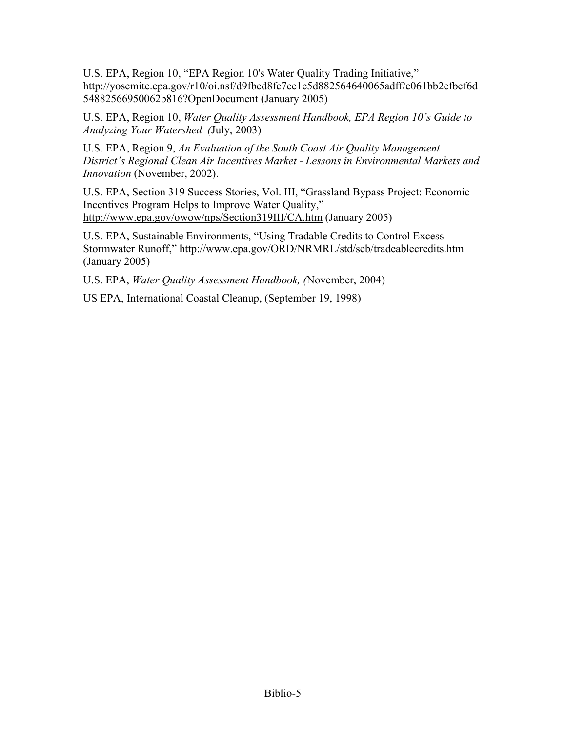U.S. EPA, Region 10, "EPA Region 10's Water Quality Trading Initiative," http://yosemite.epa.gov/r10/oi.nsf/d9fbcd8fc7ce1c5d882564640065adff/e061bb2efbef6d54882566950062b816?OpenDocument (January 2005)

U.S. EPA, Region 10, *Water Quality Assessment Handbook, EPA Region 10's Guide to Analyzing Your Watershed (*July, 2003)

U.S. EPA, Region 9, *An Evaluation of the South Coast Air Quality Management District's Regional Clean Air Incentives Market - Lessons in Environmental Markets and Innovation* (November, 2002).

U.S. EPA, Section 319 Success Stories, Vol. III, "Grassland Bypass Project: Economic Incentives Program Helps to Improve Water Quality," http://www.epa.gov/owow/nps/Section319III/CA.htm (January 2005)

U.S. EPA, Sustainable Environments, "Using Tradable Credits to Control Excess Stormwater Runoff," http://www.epa.gov/ORD/NRMRL/std/seb/tradeablecredits.htm (January 2005)

U.S. EPA, *Water Quality Assessment Handbook, (*November, 2004)

US EPA, International Coastal Cleanup, (September 19, 1998)